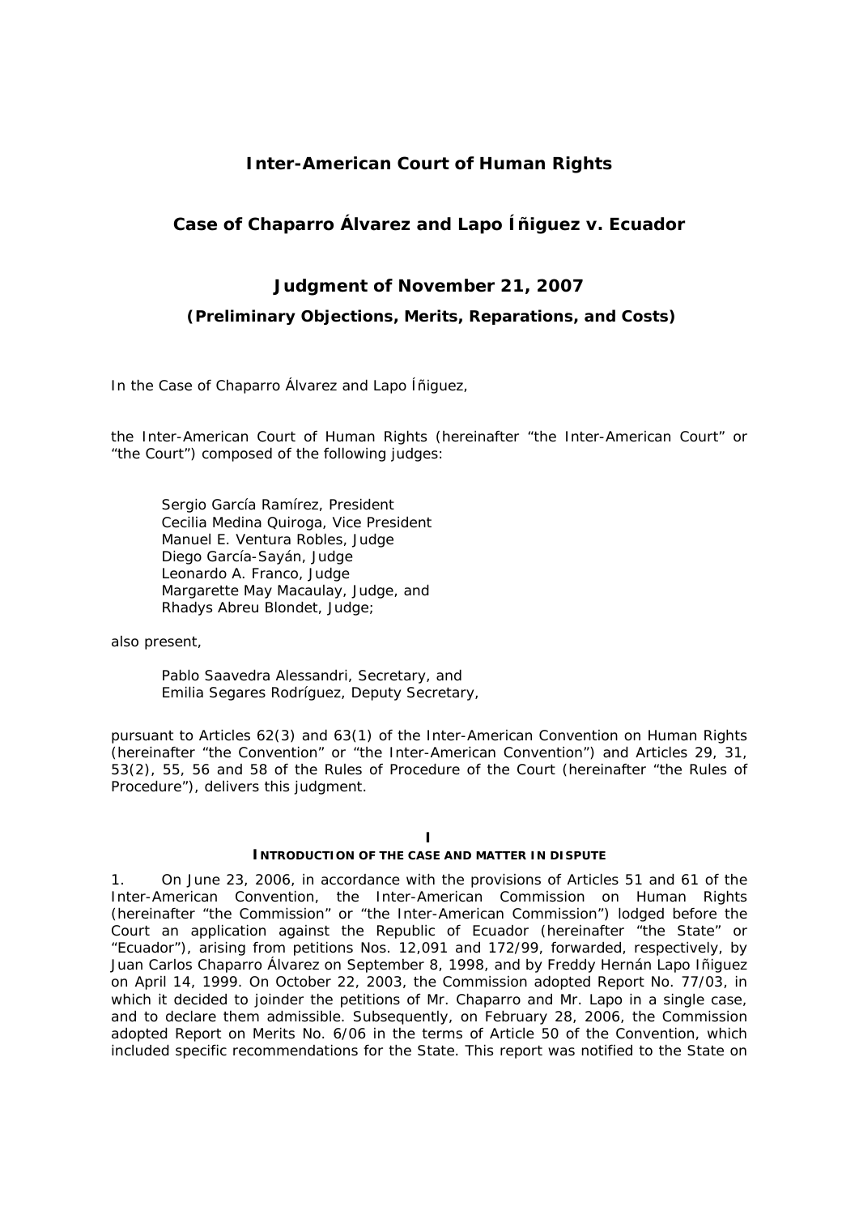# Inter-American Court of Human Rights

## Case of Chaparro Álvarez and Lapo Íñiguez v. Ecuador

## Judgment of November 21, 2007

### (Preliminary Objections, Merits, Reparations, and Costs)

In the Case of Chaparro Álvarez and Lapo Íñiguez,

the Inter-American Court of Human Rights (hereinafter "the Inter-American Court" or "the Court") composed of the following judges:

> Sergio García Ramírez, President
> Cecilia Medina Quiroga, Vice President
> Manuel E. Ventura Robles, Judge
> Diego García-Sayán, Judge
> Leonardo A. Franco, Judge
> Margarette May Macaulay, Judge, and
> Rhadys Abreu Blondet, Judge;

also present,

> Pablo Saavedra Alessandri, Secretary, and
> Emilia Segares Rodríguez, Deputy Secretary,

pursuant to Articles 62(3) and 63(1) of the Inter-American Convention on Human Rights (hereinafter "the Convention" or "the Inter-American Convention") and Articles 29, 31, 53(2), 55, 56 and 58 of the Rules of Procedure of the Court (hereinafter "the Rules of Procedure"), delivers this judgment.

## I
## INTRODUCTION OF THE CASE AND MATTER IN DISPUTE

1. On June 23, 2006, in accordance with the provisions of Articles 51 and 61 of the Inter-American Convention, the Inter-American Commission on Human Rights (hereinafter "the Commission" or "the Inter-American Commission") lodged before the Court an application against the Republic of Ecuador (hereinafter "the State" or "Ecuador"), arising from petitions Nos. 12,091 and 172/99, forwarded, respectively, by Juan Carlos Chaparro Álvarez on September 8, 1998, and by Freddy Hernán Lapo Iñiguez on April 14, 1999. On October 22, 2003, the Commission adopted Report No. 77/03, in which it decided to joinder the petitions of Mr. Chaparro and Mr. Lapo in a single case, and to declare them admissible. Subsequently, on February 28, 2006, the Commission adopted Report on Merits No. 6/06 in the terms of Article 50 of the Convention, which included specific recommendations for the State. This report was notified to the State on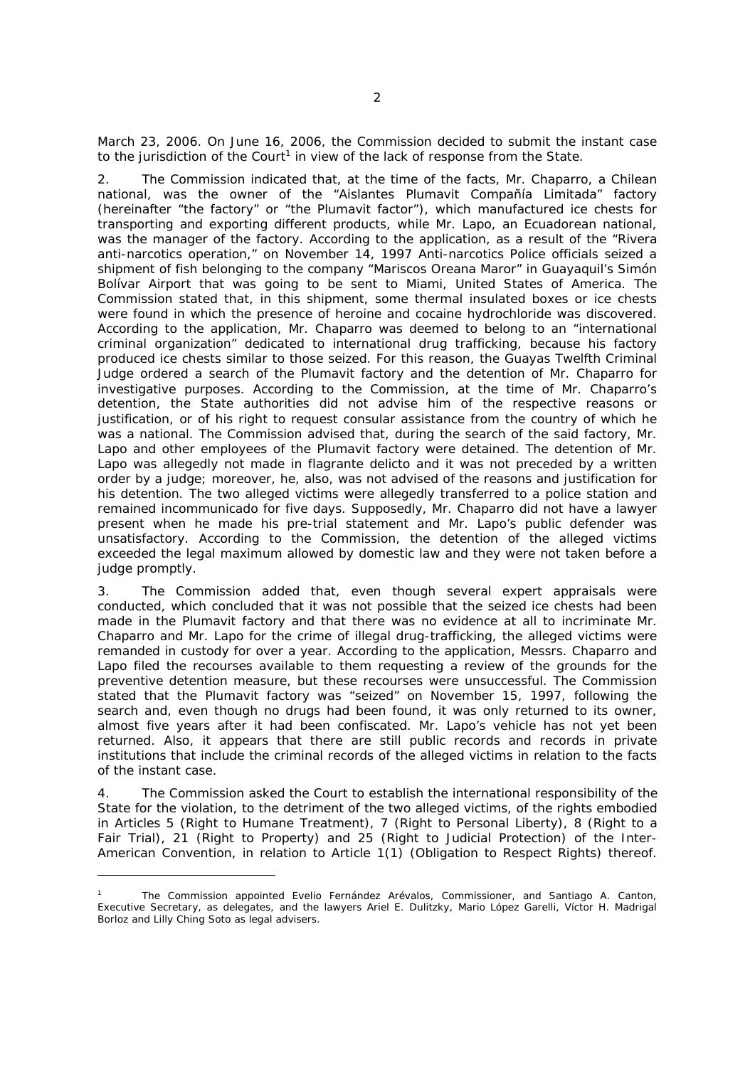March 23, 2006. On June 16, 2006, the Commission decided to submit the instant case to the jurisdiction of the Court[1] in view of the lack of response from the State.

2. The Commission indicated that, at the time of the facts, Mr. Chaparro, a Chilean national, was the owner of the "Aislantes Plumavit Compañía Limitada" factory (hereinafter "the factory" or "the Plumavit factor"), which manufactured ice chests for transporting and exporting different products, while Mr. Lapo, an Ecuadorean national, was the manager of the factory. According to the application, as a result of the "Rivera anti-narcotics operation," on November 14, 1997 Anti-narcotics Police officials seized a shipment of fish belonging to the company "Mariscos Oreana Maror" in Guayaquil's Simón Bolívar Airport that was going to be sent to Miami, United States of America. The Commission stated that, in this shipment, some thermal insulated boxes or ice chests were found in which the presence of heroine and cocaine hydrochloride was discovered. According to the application, Mr. Chaparro was deemed to belong to an "international criminal organization" dedicated to international drug trafficking, because his factory produced ice chests similar to those seized. For this reason, the Guayas Twelfth Criminal Judge ordered a search of the Plumavit factory and the detention of Mr. Chaparro for investigative purposes. According to the Commission, at the time of Mr. Chaparro's detention, the State authorities did not advise him of the respective reasons or justification, or of his right to request consular assistance from the country of which he was a national. The Commission advised that, during the search of the said factory, Mr. Lapo and other employees of the Plumavit factory were detained. The detention of Mr. Lapo was allegedly not made *in flagrante delicto* and it was not preceded by a written order by a judge; moreover, he, also, was not advised of the reasons and justification for his detention. The two alleged victims were allegedly transferred to a police station and remained incommunicado for five days. Supposedly, Mr. Chaparro did not have a lawyer present when he made his pre-trial statement and Mr. Lapo's public defender was unsatisfactory. According to the Commission, the detention of the alleged victims exceeded the legal maximum allowed by domestic law and they were not taken before a judge promptly.

3. The Commission added that, even though several expert appraisals were conducted, which concluded that it was not possible that the seized ice chests had been made in the Plumavit factory and that there was no evidence at all to incriminate Mr. Chaparro and Mr. Lapo for the crime of illegal drug-trafficking, the alleged victims were remanded in custody for over a year. According to the application, Messrs. Chaparro and Lapo filed the recourses available to them requesting a review of the grounds for the preventive detention measure, but these recourses were unsuccessful. The Commission stated that the Plumavit factory was "seized" on November 15, 1997, following the search and, even though no drugs had been found, it was only returned to its owner, almost five years after it had been confiscated. Mr. Lapo's vehicle has not yet been returned. Also, it appears that there are still public records and records in private institutions that include the criminal records of the alleged victims in relation to the facts of the instant case.

4. The Commission asked the Court to establish the international responsibility of the State for the violation, to the detriment of the two alleged victims, of the rights embodied in Articles 5 (Right to Humane Treatment), 7 (Right to Personal Liberty), 8 (Right to a Fair Trial), 21 (Right to Property) and 25 (Right to Judicial Protection) of the Inter-American Convention, in relation to Article 1(1) (Obligation to Respect Rights) thereof.

---

[1] The Commission appointed Evelio Fernández Arévalos, Commissioner, and Santiago A. Canton, Executive Secretary, as delegates, and the lawyers Ariel E. Dulitzky, Mario López Garelli, Víctor H. Madrigal Borloz and Lilly Ching Soto as legal advisers.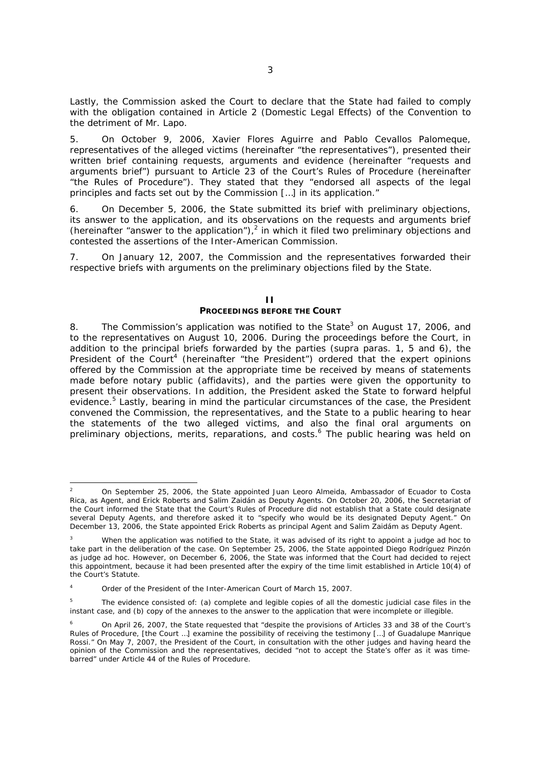Lastly, the Commission asked the Court to declare that the State had failed to comply with the obligation contained in Article 2 (Domestic Legal Effects) of the Convention to the detriment of Mr. Lapo.

5. On October 9, 2006, Xavier Flores Aguirre and Pablo Cevallos Palomeque, representatives of the alleged victims (hereinafter "the representatives"), presented their written brief containing requests, arguments and evidence (hereinafter "requests and arguments brief") pursuant to Article 23 of the Court's Rules of Procedure (hereinafter "the Rules of Procedure"). They stated that they "endorsed all aspects of the legal principles and facts set out by the Commission […] in its application."

6. On December 5, 2006, the State submitted its brief with preliminary objections, its answer to the application, and its observations on the requests and arguments brief (hereinafter "answer to the application"),[2] in which it filed two preliminary objections and contested the assertions of the Inter-American Commission.

7. On January 12, 2007, the Commission and the representatives forwarded their respective briefs with arguments on the preliminary objections filed by the State.

## II
## PROCEEDINGS BEFORE THE COURT

8. The Commission's application was notified to the State[3] on August 17, 2006, and to the representatives on August 10, 2006. During the proceedings before the Court, in addition to the principal briefs forwarded by the parties (*supra* paras. 1, 5 and 6), the President of the Court[4] (hereinafter "the President") ordered that the expert opinions offered by the Commission at the appropriate time be received by means of statements made before notary public (affidavits), and the parties were given the opportunity to present their observations. In addition, the President asked the State to forward helpful evidence.[5] Lastly, bearing in mind the particular circumstances of the case, the President convened the Commission, the representatives, and the State to a public hearing to hear the statements of the two alleged victims, and also the final oral arguments on preliminary objections, merits, reparations, and costs.[6] The public hearing was held on

---

[2] On September 25, 2006, the State appointed Juan Leoro Almeida, Ambassador of Ecuador to Costa Rica, as Agent, and Erick Roberts and Salim Zaidán as Deputy Agents. On October 20, 2006, the Secretariat of the Court informed the State that the Court's Rules of Procedure did not establish that a State could designate several Deputy Agents, and therefore asked it to "specify who would be its designated Deputy Agent." On December 13, 2006, the State appointed Erick Roberts as principal Agent and Salim Zaidám as Deputy Agent.

[3] When the application was notified to the State, it was advised of its right to appoint a judge *ad hoc* to take part in the deliberation of the case. On September 25, 2006, the State appointed Diego Rodríguez Pinzón as judge *ad hoc*. However, on December 6, 2006, the State was informed that the Court had decided to reject this appointment, because it had been presented after the expiry of the time limit established in Article 10(4) of the Court's Statute.

[4] Order of the President of the Inter-American Court of March 15, 2007.

[5] The evidence consisted of: (a) complete and legible copies of all the domestic judicial case files in the instant case, and (b) copy of the annexes to the answer to the application that were incomplete or illegible.

[6] On April 26, 2007, the State requested that "despite the provisions of Articles 33 and 38 of the Court's Rules of Procedure, [the Court …] examine the possibility of receiving the testimony […] of Guadalupe Manrique Rossi." On May 7, 2007, the President of the Court, in consultation with the other judges and having heard the opinion of the Commission and the representatives, decided "not to accept the State's offer as it was time-barred" under Article 44 of the Rules of Procedure.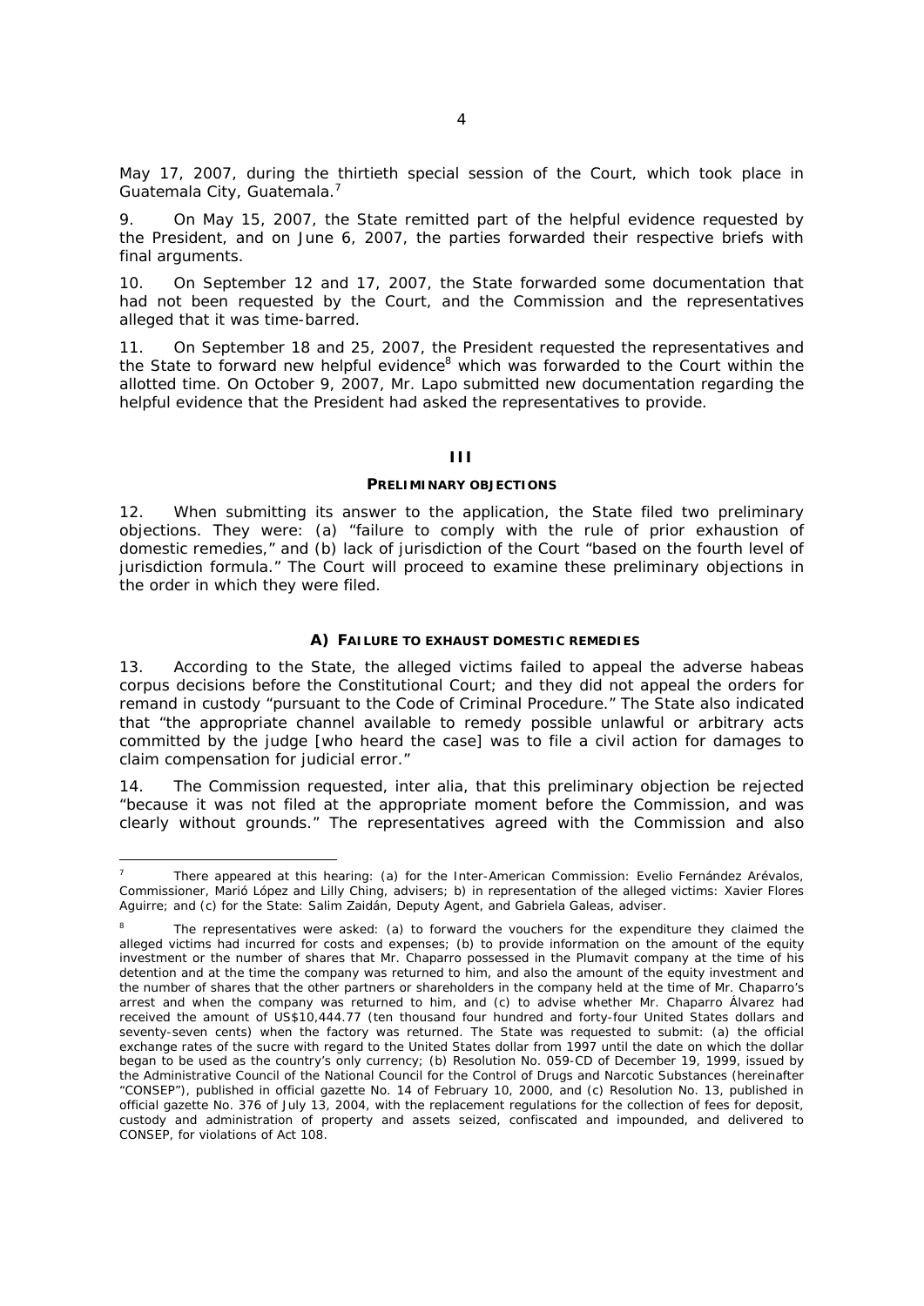May 17, 2007, during the thirtieth special session of the Court, which took place in Guatemala City, Guatemala.[7]

9. On May 15, 2007, the State remitted part of the helpful evidence requested by the President, and on June 6, 2007, the parties forwarded their respective briefs with final arguments.

10. On September 12 and 17, 2007, the State forwarded some documentation that had not been requested by the Court, and the Commission and the representatives alleged that it was time-barred.

11. On September 18 and 25, 2007, the President requested the representatives and the State to forward new helpful evidence[8] which was forwarded to the Court within the allotted time. On October 9, 2007, Mr. Lapo submitted new documentation regarding the helpful evidence that the President had asked the representatives to provide.

## III

## PRELIMINARY OBJECTIONS

12. When submitting its answer to the application, the State filed two preliminary objections. They were: (a) "failure to comply with the rule of prior exhaustion of domestic remedies," and (b) lack of jurisdiction of the Court "based on the fourth level of jurisdiction formula." The Court will proceed to examine these preliminary objections in the order in which they were filed.

### A) FAILURE TO EXHAUST DOMESTIC REMEDIES

13. According to the State, the alleged victims failed to appeal the adverse habeas corpus decisions before the Constitutional Court; and they did not appeal the orders for remand in custody "pursuant to the Code of Criminal Procedure." The State also indicated that "the appropriate channel available to remedy possible unlawful or arbitrary acts committed by the judge [who heard the case] was to file a civil action for damages to claim compensation for judicial error."

14. The Commission requested, inter alia, that this preliminary objection be rejected "because it was not filed at the appropriate moment before the Commission, and was clearly without grounds." The representatives agreed with the Commission and also

---

[7] There appeared at this hearing: (a) for the Inter-American Commission: Evelio Fernández Arévalos, Commissioner, Marió López and Lilly Ching, advisers; b) in representation of the alleged victims: Xavier Flores Aguirre; and (c) for the State: Salim Zaidán, Deputy Agent, and Gabriela Galeas, adviser.

[8] The representatives were asked: (a) to forward the vouchers for the expenditure they claimed the alleged victims had incurred for costs and expenses; (b) to provide information on the amount of the equity investment or the number of shares that Mr. Chaparro possessed in the Plumavit company at the time of his detention and at the time the company was returned to him, and also the amount of the equity investment and the number of shares that the other partners or shareholders in the company held at the time of Mr. Chaparro's arrest and when the company was returned to him, and (c) to advise whether Mr. Chaparro Álvarez had received the amount of US$10,444.77 (ten thousand four hundred and forty-four United States dollars and seventy-seven cents) when the factory was returned. The State was requested to submit: (a) the official exchange rates of the sucre with regard to the United States dollar from 1997 until the date on which the dollar began to be used as the country's only currency; (b) Resolution No. 059-CD of December 19, 1999, issued by the Administrative Council of the National Council for the Control of Drugs and Narcotic Substances (hereinafter "CONSEP"), published in official gazette No. 14 of February 10, 2000, and (c) Resolution No. 13, published in official gazette No. 376 of July 13, 2004, with the replacement regulations for the collection of fees for deposit, custody and administration of property and assets seized, confiscated and impounded, and delivered to CONSEP, for violations of Act 108.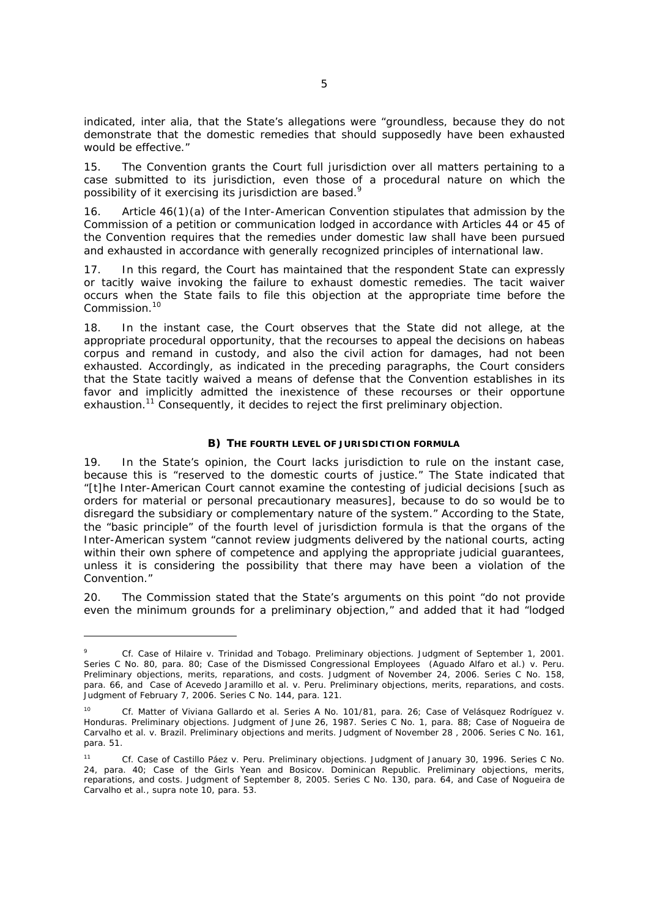indicated, inter alia, that the State's allegations were "groundless, because they do not demonstrate that the domestic remedies that should supposedly have been exhausted would be effective."

15. The Convention grants the Court full jurisdiction over all matters pertaining to a case submitted to its jurisdiction, even those of a procedural nature on which the possibility of it exercising its jurisdiction are based.[9]

16. Article 46(1)(a) of the Inter-American Convention stipulates that admission by the Commission of a petition or communication lodged in accordance with Articles 44 or 45 of the Convention requires that the remedies under domestic law shall have been pursued and exhausted in accordance with generally recognized principles of international law.

17. In this regard, the Court has maintained that the respondent State can expressly or tacitly waive invoking the failure to exhaust domestic remedies. The tacit waiver occurs when the State fails to file this objection at the appropriate time before the Commission.[10]

18. In the instant case, the Court observes that the State did not allege, at the appropriate procedural opportunity, that the recourses to appeal the decisions on habeas corpus and remand in custody, and also the civil action for damages, had not been exhausted. Accordingly, as indicated in the preceding paragraphs, the Court considers that the State tacitly waived a means of defense that the Convention establishes in its favor and implicitly admitted the inexistence of these recourses or their opportune exhaustion.[11] Consequently, it decides to reject the first preliminary objection.

### B) THE FOURTH LEVEL OF JURISDICTION FORMULA

19. In the State's opinion, the Court lacks jurisdiction to rule on the instant case, because this is "reserved to the domestic courts of justice." The State indicated that "[t]he Inter-American Court cannot examine the contesting of judicial decisions [such as orders for material or personal precautionary measures], because to do so would be to disregard the subsidiary or complementary nature of the system." According to the State, the "basic principle" of the fourth level of jurisdiction formula is that the organs of the Inter-American system "cannot review judgments delivered by the national courts, acting within their own sphere of competence and applying the appropriate judicial guarantees, unless it is considering the possibility that there may have been a violation of the Convention."

20. The Commission stated that the State's arguments on this point "do not provide even the minimum grounds for a preliminary objection," and added that it had "lodged

---

[9] *Cf. Case of Hilaire v. Trinidad and Tobago. Preliminary objections.* Judgment of September 1, 2001. Series C No. 80, para. 80; *Case of the Dismissed Congressional Employees (Aguado Alfaro et al.) v. Peru. Preliminary objections, merits, reparations, and costs.* Judgment of November 24, 2006. Series C No. 158, para. 66, and *Case of Acevedo Jaramillo et al. v. Peru. Preliminary objections, merits, reparations, and costs.* Judgment of February 7, 2006. Series C No. 144, para. 121.

[10] *Cf. Matter of Viviana Gallardo et al.* Series A No. 101/81, para. 26; *Case of Velásquez Rodríguez v. Honduras. Preliminary objections.* Judgment of June 26, 1987. Series C No. 1, para. 88; *Case of Nogueira de Carvalho et al. v. Brazil. Preliminary objections and merits.* Judgment of November 28 , 2006. Series C No. 161, para. 51.

[11] *Cf. Case of Castillo Páez v. Peru. Preliminary objections.* Judgment of January 30, 1996. Series C No. 24, para. 40; *Case of the Girls Yean and Bosicov. Dominican Republic. Preliminary objections, merits, reparations, and costs.* Judgment of September 8, 2005. Series C No. 130, para. 64, and *Case of Nogueira de Carvalho et al., supra* note 10, para. 53.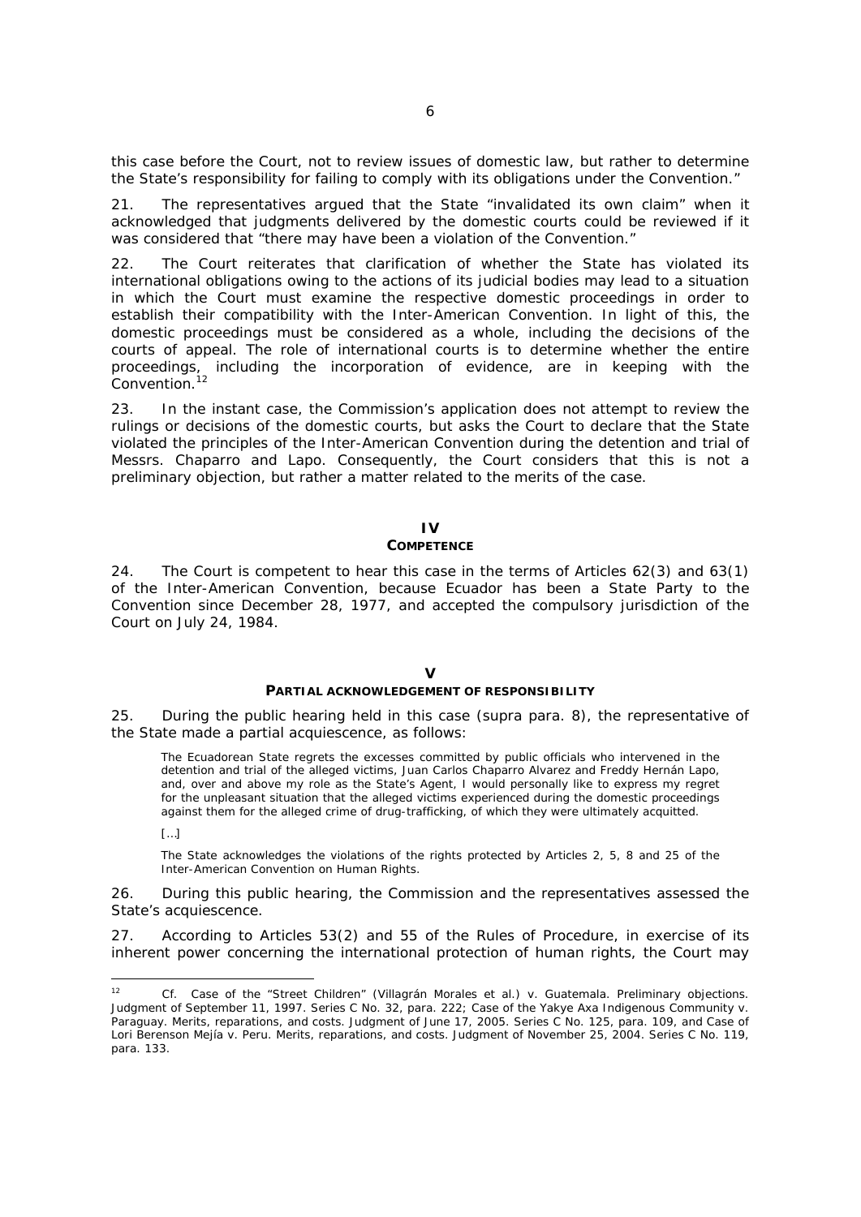this case before the Court, not to review issues of domestic law, but rather to determine the State's responsibility for failing to comply with its obligations under the Convention."

21. The representatives argued that the State "invalidated its own claim" when it acknowledged that judgments delivered by the domestic courts could be reviewed if it was considered that "there may have been a violation of the Convention."

22. The Court reiterates that clarification of whether the State has violated its international obligations owing to the actions of its judicial bodies may lead to a situation in which the Court must examine the respective domestic proceedings in order to establish their compatibility with the Inter-American Convention. In light of this, the domestic proceedings must be considered as a whole, including the decisions of the courts of appeal. The role of international courts is to determine whether the entire proceedings, including the incorporation of evidence, are in keeping with the Convention.[12]

23. In the instant case, the Commission's application does not attempt to review the rulings or decisions of the domestic courts, but asks the Court to declare that the State violated the principles of the Inter-American Convention during the detention and trial of Messrs. Chaparro and Lapo. Consequently, the Court considers that this is not a preliminary objection, but rather a matter related to the merits of the case.

## IV
## COMPETENCE

24. The Court is competent to hear this case in the terms of Articles 62(3) and 63(1) of the Inter-American Convention, because Ecuador has been a State Party to the Convention since December 28, 1977, and accepted the compulsory jurisdiction of the Court on July 24, 1984.

## V
## PARTIAL ACKNOWLEDGEMENT OF RESPONSIBILITY

25. During the public hearing held in this case (*supra* para. 8), the representative of the State made a partial acquiescence, as follows:

> The Ecuadorean State regrets the excesses committed by public officials who intervened in the detention and trial of the alleged victims, Juan Carlos Chaparro Alvarez and Freddy Hernán Lapo, and, over and above my role as the State's Agent, I would personally like to express my regret for the unpleasant situation that the alleged victims experienced during the domestic proceedings against them for the alleged crime of drug-trafficking, of which they were ultimately acquitted.
>
> [...]
>
> The State acknowledges the violations of the rights protected by Articles 2, 5, 8 and 25 of the Inter-American Convention on Human Rights.

26. During this public hearing, the Commission and the representatives assessed the State's acquiescence.

27. According to Articles 53(2) and 55 of the Rules of Procedure, in exercise of its inherent power concerning the international protection of human rights, the Court may

---

[12] *Cf. Case of the "Street Children" (Villagrán Morales et al.) v. Guatemala. Preliminary objections.* Judgment of September 11, 1997. Series C No. 32, para. 222; *Case of the Yakye Axa Indigenous Community v. Paraguay. Merits, reparations, and costs.* Judgment of June 17, 2005. Series C No. 125, para. 109, and *Case of Lori Berenson Mejía v. Peru. Merits, reparations, and costs.* Judgment of November 25, 2004. Series C No. 119, para. 133.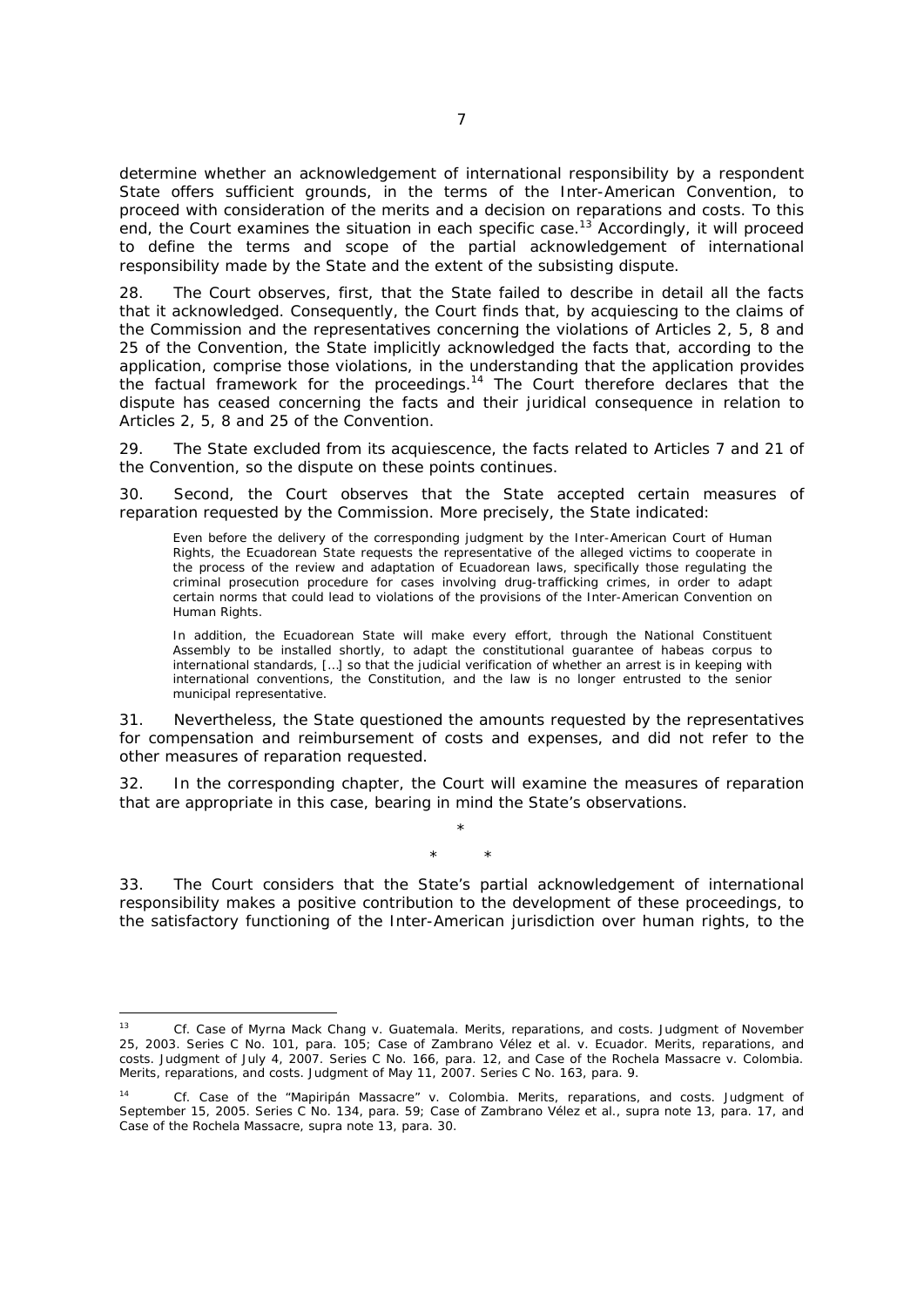determine whether an acknowledgement of international responsibility by a respondent State offers sufficient grounds, in the terms of the Inter-American Convention, to proceed with consideration of the merits and a decision on reparations and costs. To this end, the Court examines the situation in each specific case.[13] Accordingly, it will proceed to define the terms and scope of the partial acknowledgement of international responsibility made by the State and the extent of the subsisting dispute.

28. The Court observes, first, that the State failed to describe in detail all the facts that it acknowledged. Consequently, the Court finds that, by acquiescing to the claims of the Commission and the representatives concerning the violations of Articles 2, 5, 8 and 25 of the Convention, the State implicitly acknowledged the facts that, according to the application, comprise those violations, in the understanding that the application provides the factual framework for the proceedings.[14] The Court therefore declares that the dispute has ceased concerning the facts and their juridical consequence in relation to Articles 2, 5, 8 and 25 of the Convention.

29. The State excluded from its acquiescence, the facts related to Articles 7 and 21 of the Convention, so the dispute on these points continues.

30. Second, the Court observes that the State accepted certain measures of reparation requested by the Commission. More precisely, the State indicated:

> Even before the delivery of the corresponding judgment by the Inter-American Court of Human Rights, the Ecuadorean State requests the representative of the alleged victims to cooperate in the process of the review and adaptation of Ecuadorean laws, specifically those regulating the criminal prosecution procedure for cases involving drug-trafficking crimes, in order to adapt certain norms that could lead to violations of the provisions of the Inter-American Convention on Human Rights.
>
> In addition, the Ecuadorean State will make every effort, through the National Constituent Assembly to be installed shortly, to adapt the constitutional guarantee of habeas corpus to international standards, […] so that the judicial verification of whether an arrest is in keeping with international conventions, the Constitution, and the law is no longer entrusted to the senior municipal representative.

31. Nevertheless, the State questioned the amounts requested by the representatives for compensation and reimbursement of costs and expenses, and did not refer to the other measures of reparation requested.

32. In the corresponding chapter, the Court will examine the measures of reparation that are appropriate in this case, bearing in mind the State's observations.

\*

\* \*

33. The Court considers that the State's partial acknowledgement of international responsibility makes a positive contribution to the development of these proceedings, to the satisfactory functioning of the Inter-American jurisdiction over human rights, to the

---

[13] *Cf. Case of Myrna Mack Chang v. Guatemala. Merits, reparations, and costs.* Judgment of November 25, 2003. Series C No. 101, para. 105; *Case of Zambrano Vélez et al. v. Ecuador. Merits, reparations, and costs.* Judgment of July 4, 2007. Series C No. 166, para. 12, and *Case of the Rochela Massacre v. Colombia. Merits, reparations, and costs.* Judgment of May 11, 2007. Series C No. 163, para. 9.

[14] *Cf. Case of the "Mapiripán Massacre" v. Colombia. Merits, reparations, and costs.* Judgment of September 15, 2005. Series C No. 134, para. 59; *Case of Zambrano Vélez et al., supra* note 13, para. 17, and *Case of the Rochela Massacre, supra* note 13, para. 30.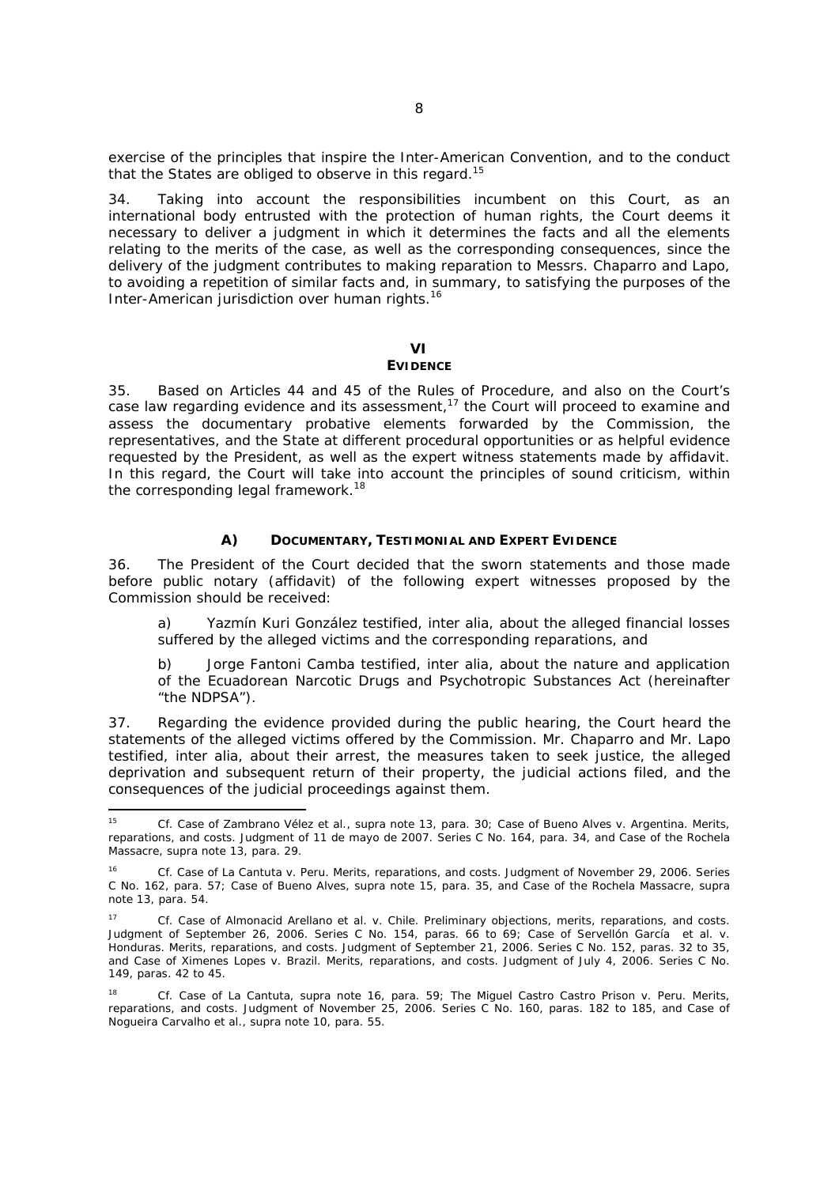exercise of the principles that inspire the Inter-American Convention, and to the conduct that the States are obliged to observe in this regard.[15]

34. Taking into account the responsibilities incumbent on this Court, as an international body entrusted with the protection of human rights, the Court deems it necessary to deliver a judgment in which it determines the facts and all the elements relating to the merits of the case, as well as the corresponding consequences, since the delivery of the judgment contributes to making reparation to Messrs. Chaparro and Lapo, to avoiding a repetition of similar facts and, in summary, to satisfying the purposes of the Inter-American jurisdiction over human rights.[16]

## VI
## EVIDENCE

35. Based on Articles 44 and 45 of the Rules of Procedure, and also on the Court's case law regarding evidence and its assessment,[17] the Court will proceed to examine and assess the documentary probative elements forwarded by the Commission, the representatives, and the State at different procedural opportunities or as helpful evidence requested by the President, as well as the expert witness statements made by affidavit. In this regard, the Court will take into account the principles of sound criticism, within the corresponding legal framework.[18]

### A) DOCUMENTARY, TESTIMONIAL AND EXPERT EVIDENCE

36. The President of the Court decided that the sworn statements and those made before public notary (affidavit) of the following expert witnesses proposed by the Commission should be received:

a) Yazmín Kuri González testified, inter alia, about the alleged financial losses suffered by the alleged victims and the corresponding reparations, and

b) Jorge Fantoni Camba testified, inter alia, about the nature and application of the Ecuadorean Narcotic Drugs and Psychotropic Substances Act (hereinafter "the NDPSA").

37. Regarding the evidence provided during the public hearing, the Court heard the statements of the alleged victims offered by the Commission. Mr. Chaparro and Mr. Lapo testified, inter alia, about their arrest, the measures taken to seek justice, the alleged deprivation and subsequent return of their property, the judicial actions filed, and the consequences of the judicial proceedings against them.

---

[15] *Cf. Case of Zambrano Vélez et al., supra* note 13, para. 30; *Case of Bueno Alves v. Argentina. Merits, reparations, and costs.* Judgment of 11 de mayo de 2007. Series C No. 164, para. 34, and *Case of the Rochela Massacre, supra* note 13, para. 29.

[16] *Cf. Case of La Cantuta v. Peru. Merits, reparations, and costs.* Judgment of November 29, 2006. Series C No. 162, para. 57; *Case of Bueno Alves, supra* note 15, para. 35, and *Case of the Rochela Massacre, supra* note 13, para. 54.

[17] *Cf. Case of Almonacid Arellano et al. v. Chile. Preliminary objections, merits, reparations, and costs.* Judgment of September 26, 2006. Series C No. 154, paras. 66 to 69; *Case of Servellón García et al. v. Honduras. Merits, reparations, and costs.* Judgment of September 21, 2006. Series C No. 152, paras. 32 to 35, and *Case of Ximenes Lopes v. Brazil. Merits, reparations, and costs.* Judgment of July 4, 2006. Series C No. 149, paras. 42 to 45.

[18] *Cf. Case of La Cantuta, supra* note 16, para. 59; *The Miguel Castro Castro Prison v. Peru. Merits, reparations, and costs.* Judgment of November 25, 2006. Series C No. 160, paras. 182 to 185, and *Case of Nogueira Carvalho et al., supra* note 10, para. 55.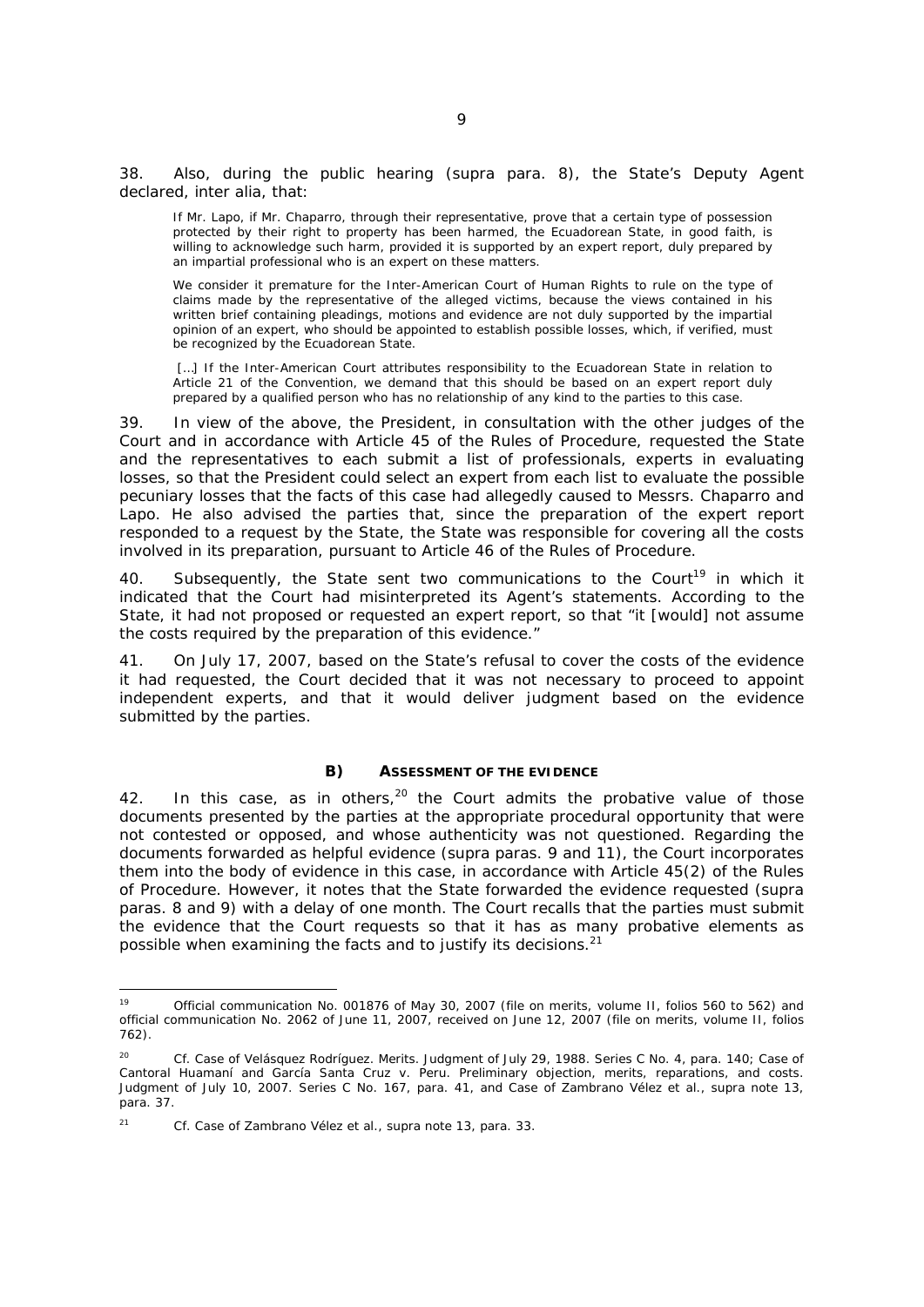38. Also, during the public hearing (supra para. 8), the State's Deputy Agent declared, inter alia, that:

> If Mr. Lapo, if Mr. Chaparro, through their representative, prove that a certain type of possession protected by their right to property has been harmed, the Ecuadorean State, in good faith, is willing to acknowledge such harm, provided it is supported by an expert report, duly prepared by an impartial professional who is an expert on these matters.
>
> We consider it premature for the Inter-American Court of Human Rights to rule on the type of claims made by the representative of the alleged victims, because the views contained in his written brief containing pleadings, motions and evidence are not duly supported by the impartial opinion of an expert, who should be appointed to establish possible losses, which, if verified, must be recognized by the Ecuadorean State.
>
> […] If the Inter-American Court attributes responsibility to the Ecuadorean State in relation to Article 21 of the Convention, we demand that this should be based on an expert report duly prepared by a qualified person who has no relationship of any kind to the parties to this case.

39. In view of the above, the President, in consultation with the other judges of the Court and in accordance with Article 45 of the Rules of Procedure, requested the State and the representatives to each submit a list of professionals, experts in evaluating losses, so that the President could select an expert from each list to evaluate the possible pecuniary losses that the facts of this case had allegedly caused to Messrs. Chaparro and Lapo. He also advised the parties that, since the preparation of the expert report responded to a request by the State, the State was responsible for covering all the costs involved in its preparation, pursuant to Article 46 of the Rules of Procedure.

40. Subsequently, the State sent two communications to the Court[19] in which it indicated that the Court had misinterpreted its Agent's statements. According to the State, it had not proposed or requested an expert report, so that "it [would] not assume the costs required by the preparation of this evidence."

41. On July 17, 2007, based on the State's refusal to cover the costs of the evidence it had requested, the Court decided that it was not necessary to proceed to appoint independent experts, and that it would deliver judgment based on the evidence submitted by the parties.

### B) ASSESSMENT OF THE EVIDENCE

42. In this case, as in others,[20] the Court admits the probative value of those documents presented by the parties at the appropriate procedural opportunity that were not contested or opposed, and whose authenticity was not questioned. Regarding the documents forwarded as helpful evidence (supra paras. 9 and 11), the Court incorporates them into the body of evidence in this case, in accordance with Article 45(2) of the Rules of Procedure. However, it notes that the State forwarded the evidence requested (supra paras. 8 and 9) with a delay of one month. The Court recalls that the parties must submit the evidence that the Court requests so that it has as many probative elements as possible when examining the facts and to justify its decisions.[21]

---

[19] Official communication No. 001876 of May 30, 2007 (file on merits, volume II, folios 560 to 562) and official communication No. 2062 of June 11, 2007, received on June 12, 2007 (file on merits, volume II, folios 762).

[20] *Cf. Case of Velásquez Rodríguez. Merits.* Judgment of July 29, 1988. Series C No. 4, para. 140; *Case of Cantoral Huamaní and García Santa Cruz v. Peru. Preliminary objection, merits, reparations, and costs.* Judgment of July 10, 2007. Series C No. 167, para. 41, and *Case of Zambrano Vélez et al., supra* note 13, para. 37.

[21] *Cf. Case of Zambrano Vélez et al., supra* note 13, para. 33.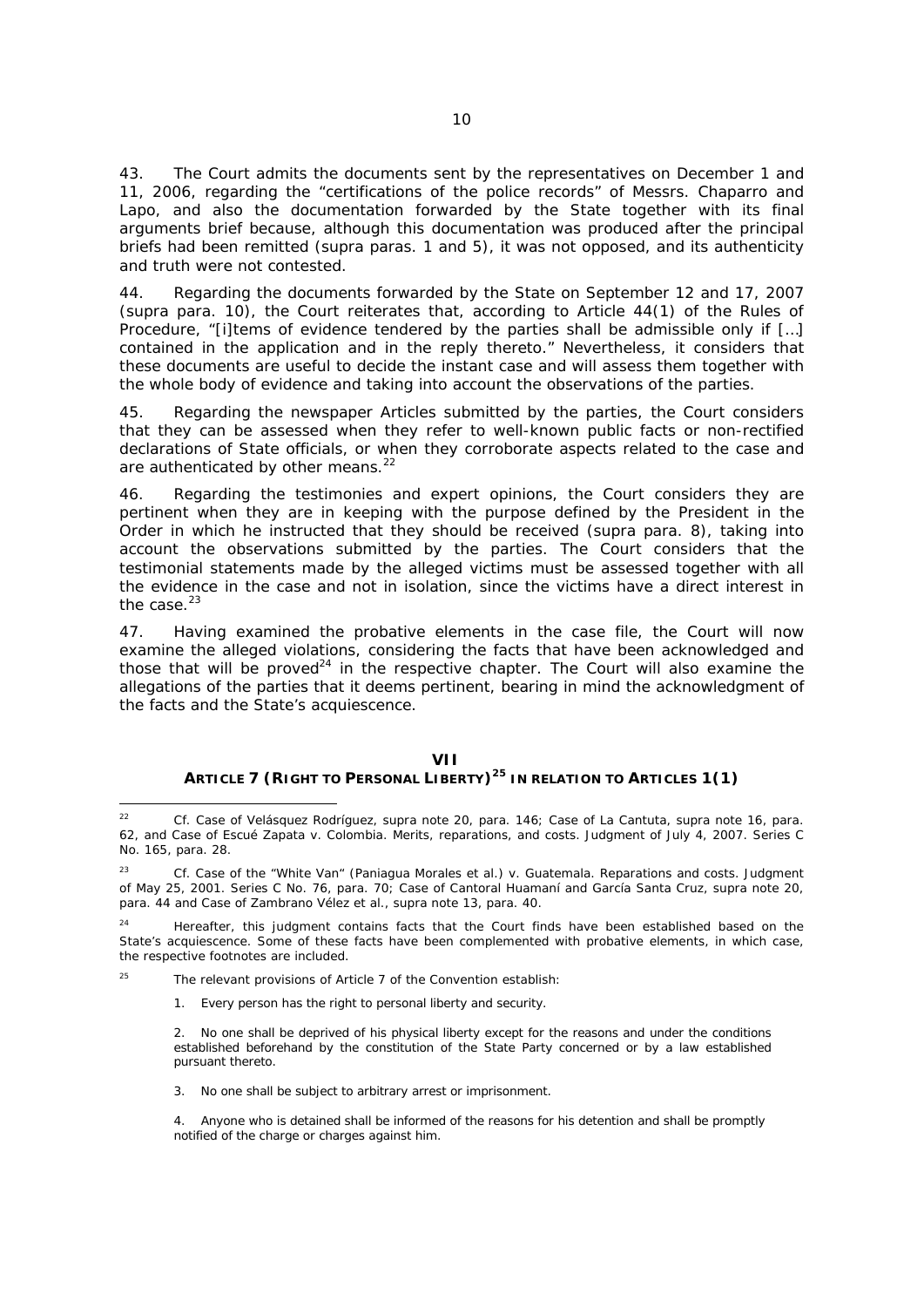43. The Court admits the documents sent by the representatives on December 1 and 11, 2006, regarding the "certifications of the police records" of Messrs. Chaparro and Lapo, and also the documentation forwarded by the State together with its final arguments brief because, although this documentation was produced after the principal briefs had been remitted (supra paras. 1 and 5), it was not opposed, and its authenticity and truth were not contested.

44. Regarding the documents forwarded by the State on September 12 and 17, 2007 (supra para. 10), the Court reiterates that, according to Article 44(1) of the Rules of Procedure, "[i]tems of evidence tendered by the parties shall be admissible only if […] contained in the application and in the reply thereto." Nevertheless, it considers that these documents are useful to decide the instant case and will assess them together with the whole body of evidence and taking into account the observations of the parties.

45. Regarding the newspaper Articles submitted by the parties, the Court considers that they can be assessed when they refer to well-known public facts or non-rectified declarations of State officials, or when they corroborate aspects related to the case and are authenticated by other means.[22]

46. Regarding the testimonies and expert opinions, the Court considers they are pertinent when they are in keeping with the purpose defined by the President in the Order in which he instructed that they should be received (supra para. 8), taking into account the observations submitted by the parties. The Court considers that the testimonial statements made by the alleged victims must be assessed together with all the evidence in the case and not in isolation, since the victims have a direct interest in the case.[23]

47. Having examined the probative elements in the case file, the Court will now examine the alleged violations, considering the facts that have been acknowledged and those that will be proved[24] in the respective chapter. The Court will also examine the allegations of the parties that it deems pertinent, bearing in mind the acknowledgment of the facts and the State's acquiescence.

## VII
## ARTICLE 7 (RIGHT TO PERSONAL LIBERTY)[25] IN RELATION TO ARTICLES 1(1)

---

[22] Cf. *Case of Velásquez Rodríguez*, supra note 20, para. 146; *Case of La Cantuta*, supra note 16, para. 62, and *Case of Escué Zapata v. Colombia*. Merits, reparations, and costs. Judgment of July 4, 2007. Series C No. 165, para. 28.

[23] Cf. *Case of the "White Van" (Paniagua Morales et al.) v. Guatemala*. Reparations and costs. Judgment of May 25, 2001. Series C No. 76, para. 70; *Case of Cantoral Huamaní and García Santa Cruz*, supra note 20, para. 44 and *Case of Zambrano Vélez et al.*, supra note 13, para. 40.

[24] Hereafter, this judgment contains facts that the Court finds have been established based on the State's acquiescence. Some of these facts have been complemented with probative elements, in which case, the respective footnotes are included.

[25] The relevant provisions of Article 7 of the Convention establish:

1. Every person has the right to personal liberty and security.

2. No one shall be deprived of his physical liberty except for the reasons and under the conditions established beforehand by the constitution of the State Party concerned or by a law established pursuant thereto.

3. No one shall be subject to arbitrary arrest or imprisonment.

4. Anyone who is detained shall be informed of the reasons for his detention and shall be promptly notified of the charge or charges against him.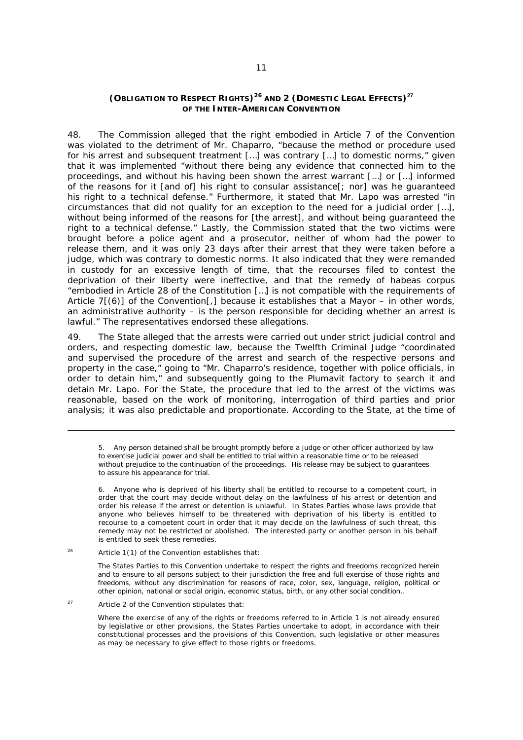**(OBLIGATION TO RESPECT RIGHTS)[26] AND 2 (DOMESTIC LEGAL EFFECTS)[27] OF THE INTER-AMERICAN CONVENTION**

48. The Commission alleged that the right embodied in Article 7 of the Convention was violated to the detriment of Mr. Chaparro, "because the method or procedure used for his arrest and subsequent treatment […] was contrary […] to domestic norms," given that it was implemented "without there being any evidence that connected him to the proceedings, and without his having been shown the arrest warrant […] or […] informed of the reasons for it [and of] his right to consular assistance[; nor] was he guaranteed his right to a technical defense." Furthermore, it stated that Mr. Lapo was arrested "in circumstances that did not qualify for an exception to the need for a judicial order […], without being informed of the reasons for [the arrest], and without being guaranteed the right to a technical defense." Lastly, the Commission stated that the two victims were brought before a police agent and a prosecutor, neither of whom had the power to release them, and it was only 23 days after their arrest that they were taken before a judge, which was contrary to domestic norms. It also indicated that they were remanded in custody for an excessive length of time, that the recourses filed to contest the deprivation of their liberty were ineffective, and that the remedy of habeas corpus "embodied in Article 28 of the Constitution […] is not compatible with the requirements of Article 7[(6)] of the Convention[,] because it establishes that a Mayor – in other words, an administrative authority – is the person responsible for deciding whether an arrest is lawful." The representatives endorsed these allegations.

49. The State alleged that the arrests were carried out under strict judicial control and orders, and respecting domestic law, because the Twelfth Criminal Judge "coordinated and supervised the procedure of the arrest and search of the respective persons and property in the case," going to "Mr. Chaparro's residence, together with police officials, in order to detain him," and subsequently going to the Plumavit factory to search it and detain Mr. Lapo. For the State, the procedure that led to the arrest of the victims was reasonable, based on the work of monitoring, interrogation of third parties and prior analysis; it was also predictable and proportionate. According to the State, at the time of

---

> 5. Any person detained shall be brought promptly before a judge or other officer authorized by law to exercise judicial power and shall be entitled to trial within a reasonable time or to be released without prejudice to the continuation of the proceedings. His release may be subject to guarantees to assure his appearance for trial.
>
> 6. Anyone who is deprived of his liberty shall be entitled to recourse to a competent court, in order that the court may decide without delay on the lawfulness of his arrest or detention and order his release if the arrest or detention is unlawful. In States Parties whose laws provide that anyone who believes himself to be threatened with deprivation of his liberty is entitled to recourse to a competent court in order that it may decide on the lawfulness of such threat, this remedy may not be restricted or abolished. The interested party or another person in his behalf is entitled to seek these remedies.

[26] Article 1(1) of the Convention establishes that:

> The States Parties to this Convention undertake to respect the rights and freedoms recognized herein and to ensure to all persons subject to their jurisdiction the free and full exercise of those rights and freedoms, without any discrimination for reasons of race, color, sex, language, religion, political or other opinion, national or social origin, economic status, birth, or any other social condition..

[27] Article 2 of the Convention stipulates that:

> Where the exercise of any of the rights or freedoms referred to in Article 1 is not already ensured by legislative or other provisions, the States Parties undertake to adopt, in accordance with their constitutional processes and the provisions of this Convention, such legislative or other measures as may be necessary to give effect to those rights or freedoms.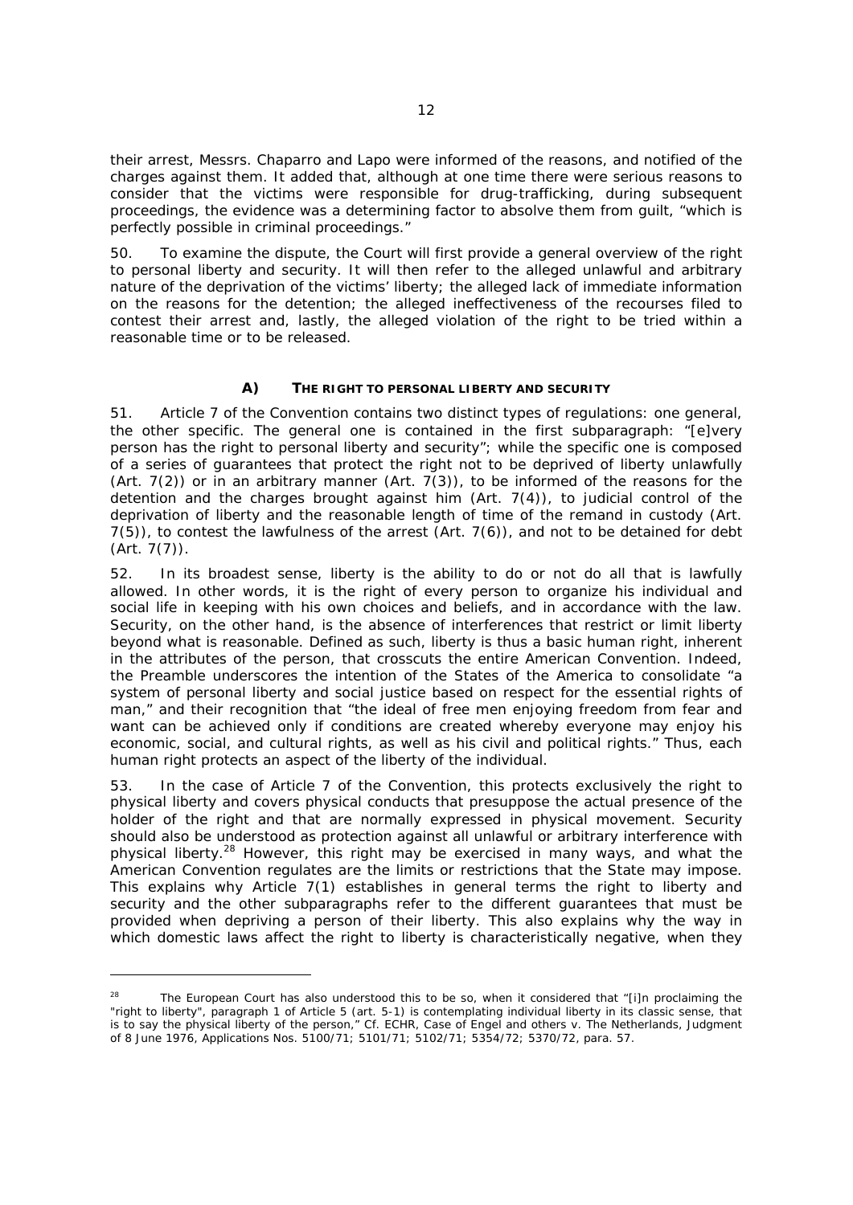their arrest, Messrs. Chaparro and Lapo were informed of the reasons, and notified of the charges against them. It added that, although at one time there were serious reasons to consider that the victims were responsible for drug-trafficking, during subsequent proceedings, the evidence was a determining factor to absolve them from guilt, "which is perfectly possible in criminal proceedings."

50. To examine the dispute, the Court will first provide a general overview of the right to personal liberty and security. It will then refer to the alleged unlawful and arbitrary nature of the deprivation of the victims' liberty; the alleged lack of immediate information on the reasons for the detention; the alleged ineffectiveness of the recourses filed to contest their arrest and, lastly, the alleged violation of the right to be tried within a reasonable time or to be released.

### A) THE RIGHT TO PERSONAL LIBERTY AND SECURITY

51. Article 7 of the Convention contains two distinct types of regulations: one general, the other specific. The general one is contained in the first subparagraph: "[e]very person has the right to personal liberty and security"; while the specific one is composed of a series of guarantees that protect the right not to be deprived of liberty unlawfully (Art. 7(2)) or in an arbitrary manner (Art. 7(3)), to be informed of the reasons for the detention and the charges brought against him (Art. 7(4)), to judicial control of the deprivation of liberty and the reasonable length of time of the remand in custody (Art. 7(5)), to contest the lawfulness of the arrest (Art. 7(6)), and not to be detained for debt (Art. 7(7)).

52. In its broadest sense, liberty is the ability to do or not do all that is lawfully allowed. In other words, it is the right of every person to organize his individual and social life in keeping with his own choices and beliefs, and in accordance with the law. Security, on the other hand, is the absence of interferences that restrict or limit liberty beyond what is reasonable. Defined as such, liberty is thus a basic human right, inherent in the attributes of the person, that crosscuts the entire American Convention. Indeed, the Preamble underscores the intention of the States of the America to consolidate "a system of personal liberty and social justice based on respect for the essential rights of man," and their recognition that "the ideal of free men enjoying freedom from fear and want can be achieved only if conditions are created whereby everyone may enjoy his economic, social, and cultural rights, as well as his civil and political rights." Thus, each human right protects an aspect of the liberty of the individual.

53. In the case of Article 7 of the Convention, this protects exclusively the right to physical liberty and covers physical conducts that presuppose the actual presence of the holder of the right and that are normally expressed in physical movement. Security should also be understood as protection against all unlawful or arbitrary interference with physical liberty.[28] However, this right may be exercised in many ways, and what the American Convention regulates are the limits or restrictions that the State may impose. This explains why Article 7(1) establishes in general terms the right to liberty and security and the other subparagraphs refer to the different guarantees that must be provided when depriving a person of their liberty. This also explains why the way in which domestic laws affect the right to liberty is characteristically negative, when they

---

[28] The European Court has also understood this to be so, when it considered that "[i]n proclaiming the "right to liberty", paragraph 1 of Article 5 (art. 5-1) is contemplating individual liberty in its classic sense, that is to say the physical liberty of the person," Cf. ECHR, Case of Engel and others v. The Netherlands, Judgment of 8 June 1976, Applications Nos. 5100/71; 5101/71; 5102/71; 5354/72; 5370/72, para. 57.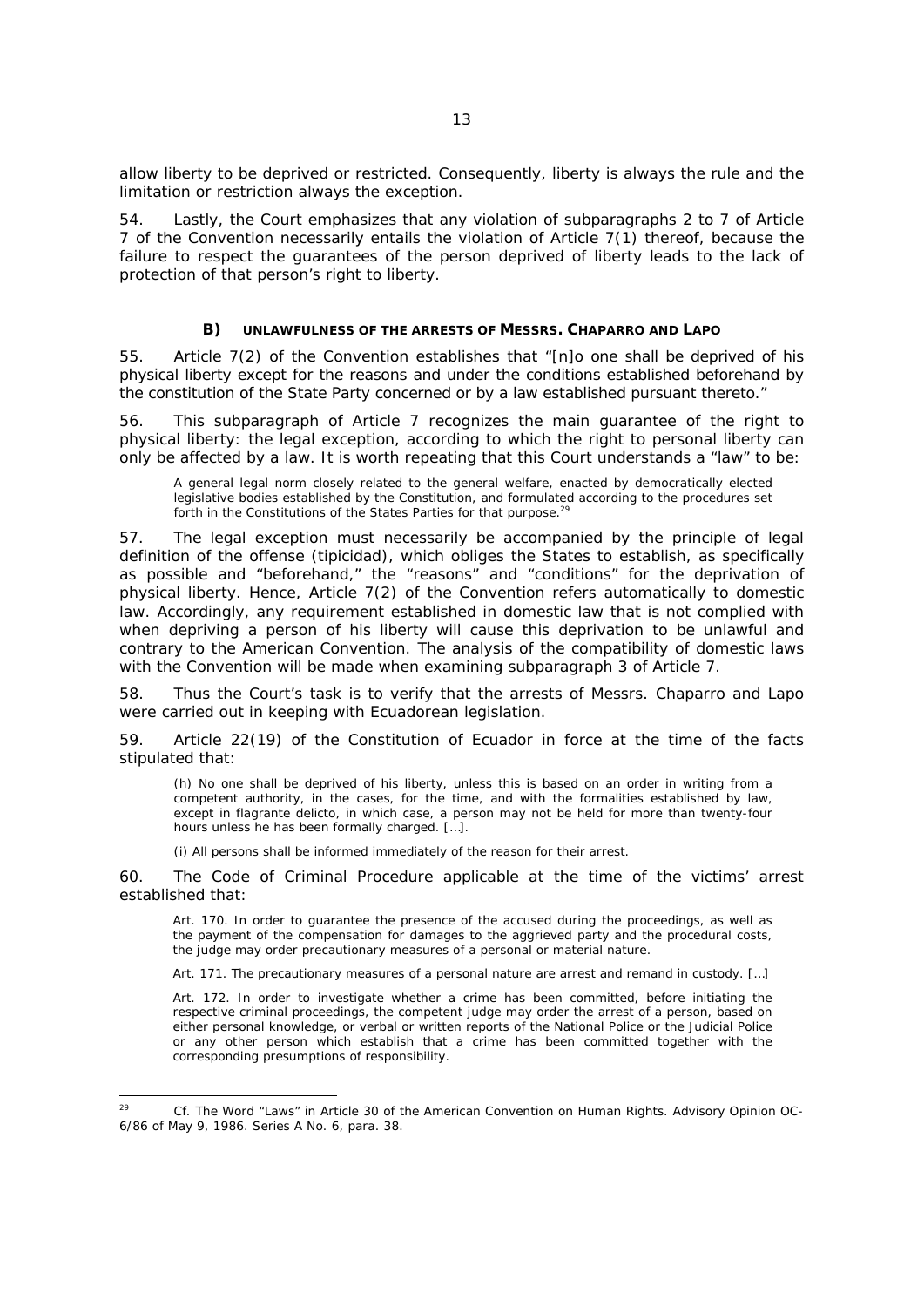allow liberty to be deprived or restricted. Consequently, liberty is always the rule and the limitation or restriction always the exception.

54. Lastly, the Court emphasizes that any violation of subparagraphs 2 to 7 of Article 7 of the Convention necessarily entails the violation of Article 7(1) thereof, because the failure to respect the guarantees of the person deprived of liberty leads to the lack of protection of that person's right to liberty.

### B) UNLAWFULNESS OF THE ARRESTS OF MESSRS. CHAPARRO AND LAPO

55. Article 7(2) of the Convention establishes that "[n]o one shall be deprived of his physical liberty except for the reasons and under the conditions established beforehand by the constitution of the State Party concerned or by a law established pursuant thereto."

56. This subparagraph of Article 7 recognizes the main guarantee of the right to physical liberty: the legal exception, according to which the right to personal liberty can only be affected by a law. It is worth repeating that this Court understands a "law" to be:

> A general legal norm closely related to the general welfare, enacted by democratically elected legislative bodies established by the Constitution, and formulated according to the procedures set forth in the Constitutions of the States Parties for that purpose.[29]

57. The legal exception must necessarily be accompanied by the principle of legal definition of the offense (*tipicidad*), which obliges the States to establish, as specifically as possible and "beforehand," the "reasons" and "conditions" for the deprivation of physical liberty. Hence, Article 7(2) of the Convention refers automatically to domestic law. Accordingly, any requirement established in domestic law that is not complied with when depriving a person of his liberty will cause this deprivation to be unlawful and contrary to the American Convention. The analysis of the compatibility of domestic laws with the Convention will be made when examining subparagraph 3 of Article 7.

58. Thus the Court's task is to verify that the arrests of Messrs. Chaparro and Lapo were carried out in keeping with Ecuadorean legislation.

59. Article 22(19) of the Constitution of Ecuador in force at the time of the facts stipulated that:

> (h) No one shall be deprived of his liberty, unless this is based on an order in writing from a competent authority, in the cases, for the time, and with the formalities established by law, except in *flagrante delicto*, in which case, a person may not be held for more than twenty-four hours unless he has been formally charged. […].
>
> (i) All persons shall be informed immediately of the reason for their arrest.

60. The Code of Criminal Procedure applicable at the time of the victims' arrest established that:

> Art. 170. In order to guarantee the presence of the accused during the proceedings, as well as the payment of the compensation for damages to the aggrieved party and the procedural costs, the judge may order precautionary measures of a personal or material nature.
>
> Art. 171. The precautionary measures of a personal nature are arrest and remand in custody. […]
>
> Art. 172. In order to investigate whether a crime has been committed, before initiating the respective criminal proceedings, the competent judge may order the arrest of a person, based on either personal knowledge, or verbal or written reports of the National Police or the Judicial Police or any other person which establish that a crime has been committed together with the corresponding presumptions of responsibility.

---

[29] *Cf. The Word "Laws" in Article 30 of the American Convention on Human Rights*. Advisory Opinion OC-6/86 of May 9, 1986. Series A No. 6, para. 38.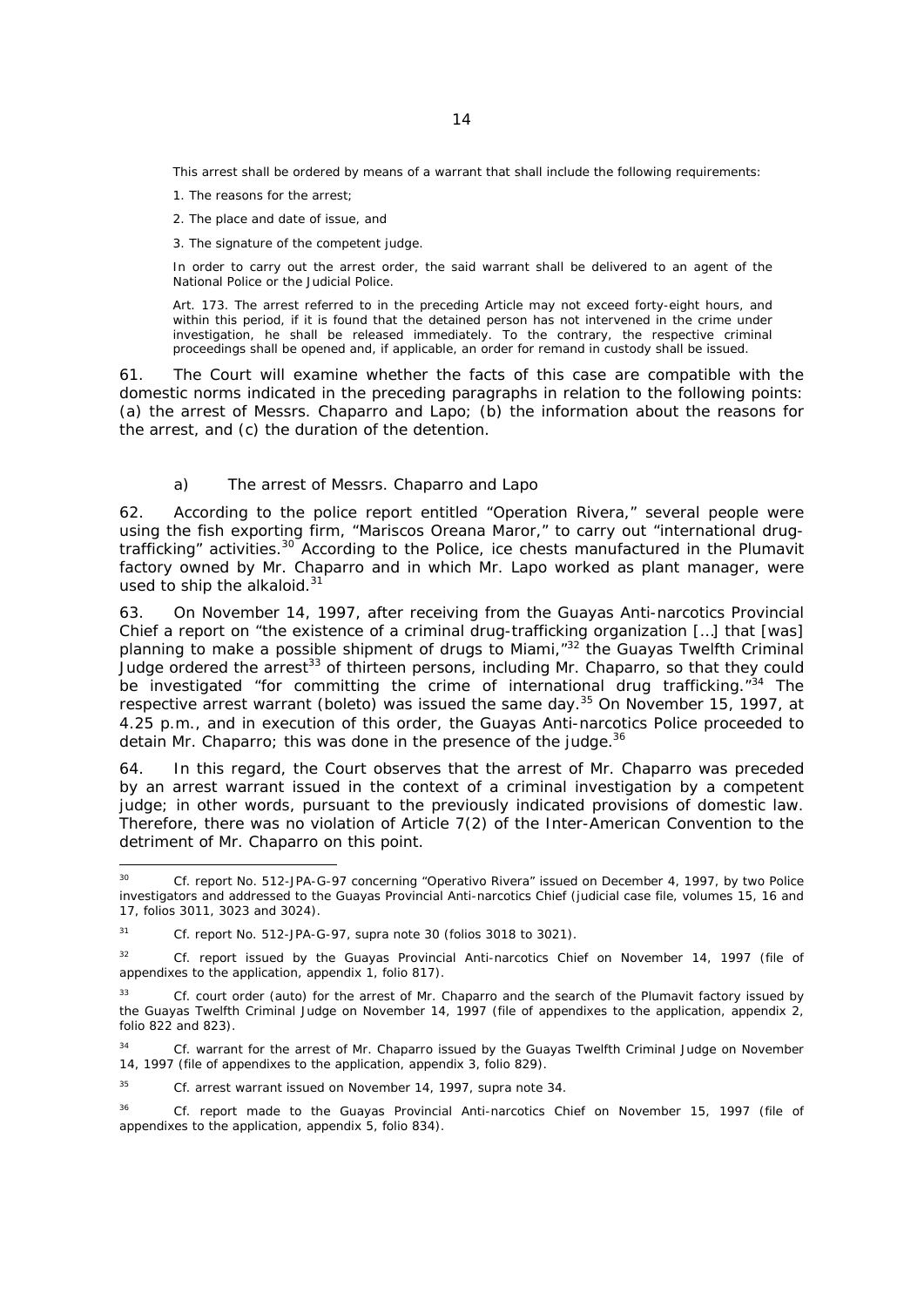This arrest shall be ordered by means of a warrant that shall include the following requirements:

1. The reasons for the arrest;

2. The place and date of issue, and

3. The signature of the competent judge.

In order to carry out the arrest order, the said warrant shall be delivered to an agent of the National Police or the Judicial Police.

Art. 173. The arrest referred to in the preceding Article may not exceed forty-eight hours, and within this period, if it is found that the detained person has not intervened in the crime under investigation, he shall be released immediately. To the contrary, the respective criminal proceedings shall be opened and, if applicable, an order for remand in custody shall be issued.

61. The Court will examine whether the facts of this case are compatible with the domestic norms indicated in the preceding paragraphs in relation to the following points: (a) the arrest of Messrs. Chaparro and Lapo; (b) the information about the reasons for the arrest, and (c) the duration of the detention.

### a) The arrest of Messrs. Chaparro and Lapo

62. According to the police report entitled "Operation Rivera," several people were using the fish exporting firm, "Mariscos Oreana Maror," to carry out "international drug-trafficking" activities.[30] According to the Police, ice chests manufactured in the Plumavit factory owned by Mr. Chaparro and in which Mr. Lapo worked as plant manager, were used to ship the alkaloid.[31]

63. On November 14, 1997, after receiving from the Guayas Anti-narcotics Provincial Chief a report on "the existence of a criminal drug-trafficking organization […] that [was] planning to make a possible shipment of drugs to Miami,"[32] the Guayas Twelfth Criminal Judge ordered the arrest[33] of thirteen persons, including Mr. Chaparro, so that they could be investigated "for committing the crime of international drug trafficking."[34] The respective arrest warrant (boleto) was issued the same day.[35] On November 15, 1997, at 4.25 p.m., and in execution of this order, the Guayas Anti-narcotics Police proceeded to detain Mr. Chaparro; this was done in the presence of the judge.[36]

64. In this regard, the Court observes that the arrest of Mr. Chaparro was preceded by an arrest warrant issued in the context of a criminal investigation by a competent judge; in other words, pursuant to the previously indicated provisions of domestic law. Therefore, there was no violation of Article 7(2) of the Inter-American Convention to the detriment of Mr. Chaparro on this point.

---

[30] Cf. report No. 512-JPA-G-97 concerning "Operativo Rivera" issued on December 4, 1997, by two Police investigators and addressed to the Guayas Provincial Anti-narcotics Chief (judicial case file, volumes 15, 16 and 17, folios 3011, 3023 and 3024).

[31] Cf. report No. 512-JPA-G-97, supra note 30 (folios 3018 to 3021).

[32] Cf. report issued by the Guayas Provincial Anti-narcotics Chief on November 14, 1997 (file of appendixes to the application, appendix 1, folio 817).

[33] Cf. court order (auto) for the arrest of Mr. Chaparro and the search of the Plumavit factory issued by the Guayas Twelfth Criminal Judge on November 14, 1997 (file of appendixes to the application, appendix 2, folio 822 and 823).

[34] Cf. warrant for the arrest of Mr. Chaparro issued by the Guayas Twelfth Criminal Judge on November 14, 1997 (file of appendixes to the application, appendix 3, folio 829).

[35] Cf. arrest warrant issued on November 14, 1997, supra note 34.

[36] Cf. report made to the Guayas Provincial Anti-narcotics Chief on November 15, 1997 (file of appendixes to the application, appendix 5, folio 834).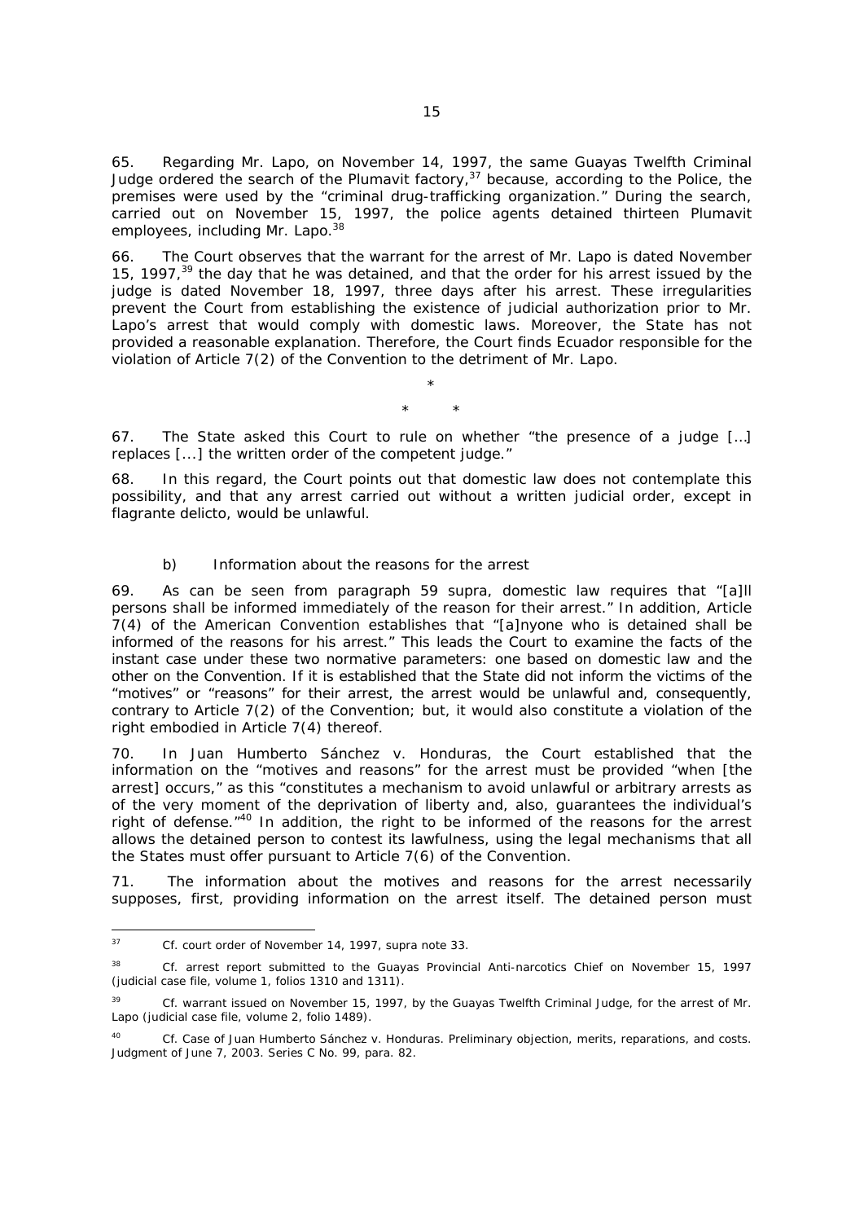65. Regarding Mr. Lapo, on November 14, 1997, the same Guayas Twelfth Criminal Judge ordered the search of the Plumavit factory,[37] because, according to the Police, the premises were used by the "criminal drug-trafficking organization." During the search, carried out on November 15, 1997, the police agents detained thirteen Plumavit employees, including Mr. Lapo.[38]

66. The Court observes that the warrant for the arrest of Mr. Lapo is dated November 15, 1997,[39] the day that he was detained, and that the order for his arrest issued by the judge is dated November 18, 1997, three days after his arrest. These irregularities prevent the Court from establishing the existence of judicial authorization prior to Mr. Lapo's arrest that would comply with domestic laws. Moreover, the State has not provided a reasonable explanation. Therefore, the Court finds Ecuador responsible for the violation of Article 7(2) of the Convention to the detriment of Mr. Lapo.

\*

\* \*

67. The State asked this Court to rule on whether "the presence of a judge […] replaces [...] the written order of the competent judge."

68. In this regard, the Court points out that domestic law does not contemplate this possibility, and that any arrest carried out without a written judicial order, except in flagrante delicto, would be unlawful.

b) Information about the reasons for the arrest

69. As can be seen from paragraph 59 supra, domestic law requires that "[a]ll persons shall be informed immediately of the reason for their arrest." In addition, Article 7(4) of the American Convention establishes that "[a]nyone who is detained shall be informed of the reasons for his arrest." This leads the Court to examine the facts of the instant case under these two normative parameters: one based on domestic law and the other on the Convention. If it is established that the State did not inform the victims of the "motives" or "reasons" for their arrest, the arrest would be unlawful and, consequently, contrary to Article 7(2) of the Convention; but, it would also constitute a violation of the right embodied in Article 7(4) thereof.

70. In Juan Humberto Sánchez v. Honduras, the Court established that the information on the "motives and reasons" for the arrest must be provided "when [the arrest] occurs," as this "constitutes a mechanism to avoid unlawful or arbitrary arrests as of the very moment of the deprivation of liberty and, also, guarantees the individual's right of defense."[40] In addition, the right to be informed of the reasons for the arrest allows the detained person to contest its lawfulness, using the legal mechanisms that all the States must offer pursuant to Article 7(6) of the Convention.

71. The information about the motives and reasons for the arrest necessarily supposes, first, providing information on the arrest itself. The detained person must

---

[37] Cf. court order of November 14, 1997, supra note 33.

[38] Cf. arrest report submitted to the Guayas Provincial Anti-narcotics Chief on November 15, 1997 (judicial case file, volume 1, folios 1310 and 1311).

[39] Cf. warrant issued on November 15, 1997, by the Guayas Twelfth Criminal Judge, for the arrest of Mr. Lapo (judicial case file, volume 2, folio 1489).

[40] Cf. Case of Juan Humberto Sánchez v. Honduras. Preliminary objection, merits, reparations, and costs. Judgment of June 7, 2003. Series C No. 99, para. 82.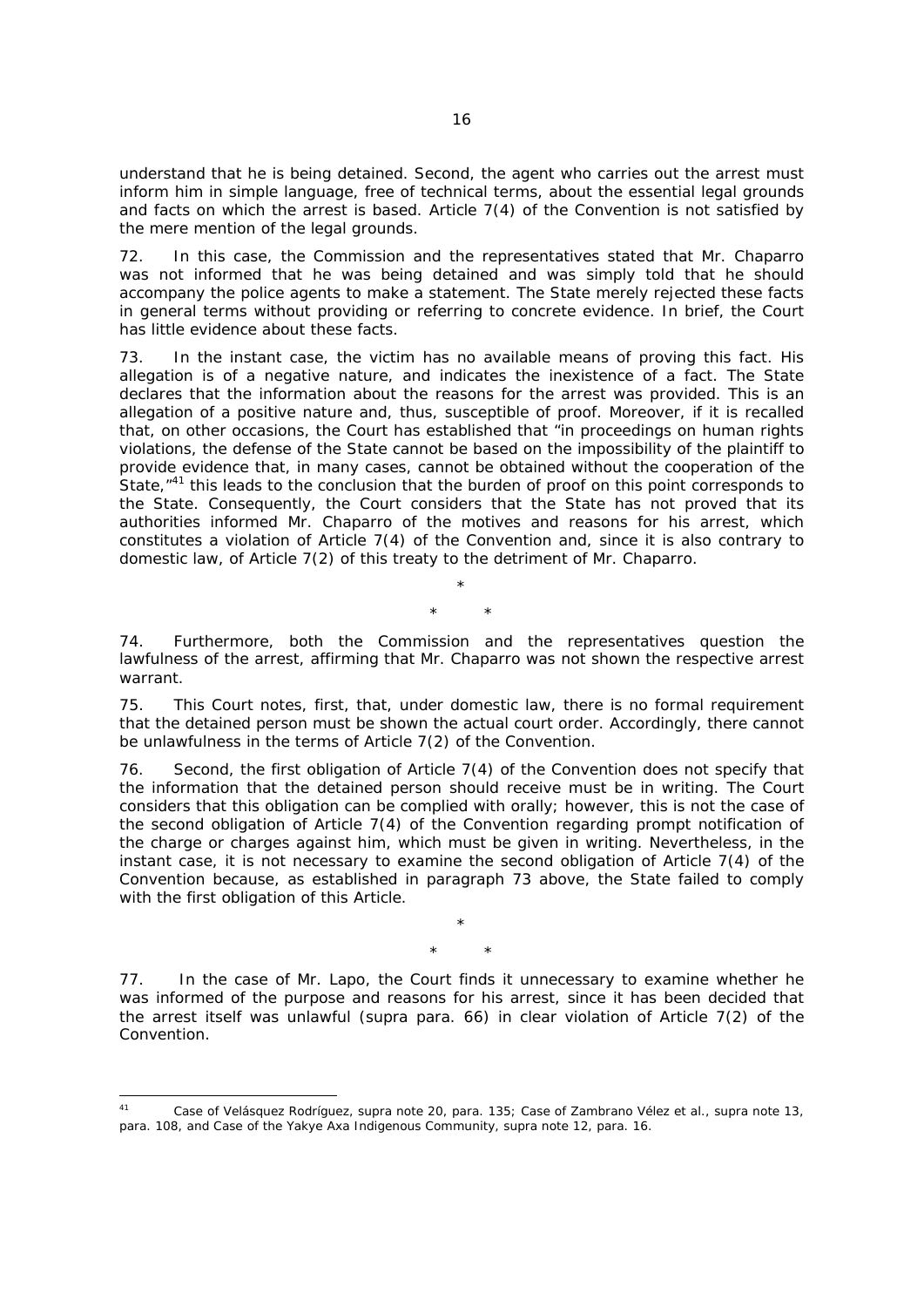understand that he is being detained. Second, the agent who carries out the arrest must inform him in simple language, free of technical terms, about the essential legal grounds and facts on which the arrest is based. Article 7(4) of the Convention is not satisfied by the mere mention of the legal grounds.

72. In this case, the Commission and the representatives stated that Mr. Chaparro was not informed that he was being detained and was simply told that he should accompany the police agents to make a statement. The State merely rejected these facts in general terms without providing or referring to concrete evidence. In brief, the Court has little evidence about these facts.

73. In the instant case, the victim has no available means of proving this fact. His allegation is of a negative nature, and indicates the inexistence of a fact. The State declares that the information about the reasons for the arrest was provided. This is an allegation of a positive nature and, thus, susceptible of proof. Moreover, if it is recalled that, on other occasions, the Court has established that "in proceedings on human rights violations, the defense of the State cannot be based on the impossibility of the plaintiff to provide evidence that, in many cases, cannot be obtained without the cooperation of the State,"[41] this leads to the conclusion that the burden of proof on this point corresponds to the State. Consequently, the Court considers that the State has not proved that its authorities informed Mr. Chaparro of the motives and reasons for his arrest, which constitutes a violation of Article 7(4) of the Convention and, since it is also contrary to domestic law, of Article 7(2) of this treaty to the detriment of Mr. Chaparro.

\*

\* \*

74. Furthermore, both the Commission and the representatives question the lawfulness of the arrest, affirming that Mr. Chaparro was not shown the respective arrest warrant.

75. This Court notes, first, that, under domestic law, there is no formal requirement that the detained person must be shown the actual court order. Accordingly, there cannot be unlawfulness in the terms of Article 7(2) of the Convention.

76. Second, the first obligation of Article 7(4) of the Convention does not specify that the information that the detained person should receive must be in writing. The Court considers that this obligation can be complied with orally; however, this is not the case of the second obligation of Article 7(4) of the Convention regarding prompt notification of the charge or charges against him, which must be given in writing. Nevertheless, in the instant case, it is not necessary to examine the second obligation of Article 7(4) of the Convention because, as established in paragraph 73 above, the State failed to comply with the first obligation of this Article.

\*

\* \*

77. In the case of Mr. Lapo, the Court finds it unnecessary to examine whether he was informed of the purpose and reasons for his arrest, since it has been decided that the arrest itself was unlawful (supra para. 66) in clear violation of Article 7(2) of the Convention.

---

[41] *Case of Velásquez Rodríguez, supra* note 20, para. 135; *Case of Zambrano Vélez et al., supra* note 13, para. 108, and *Case of the Yakye Axa Indigenous Community, supra* note 12, para. 16.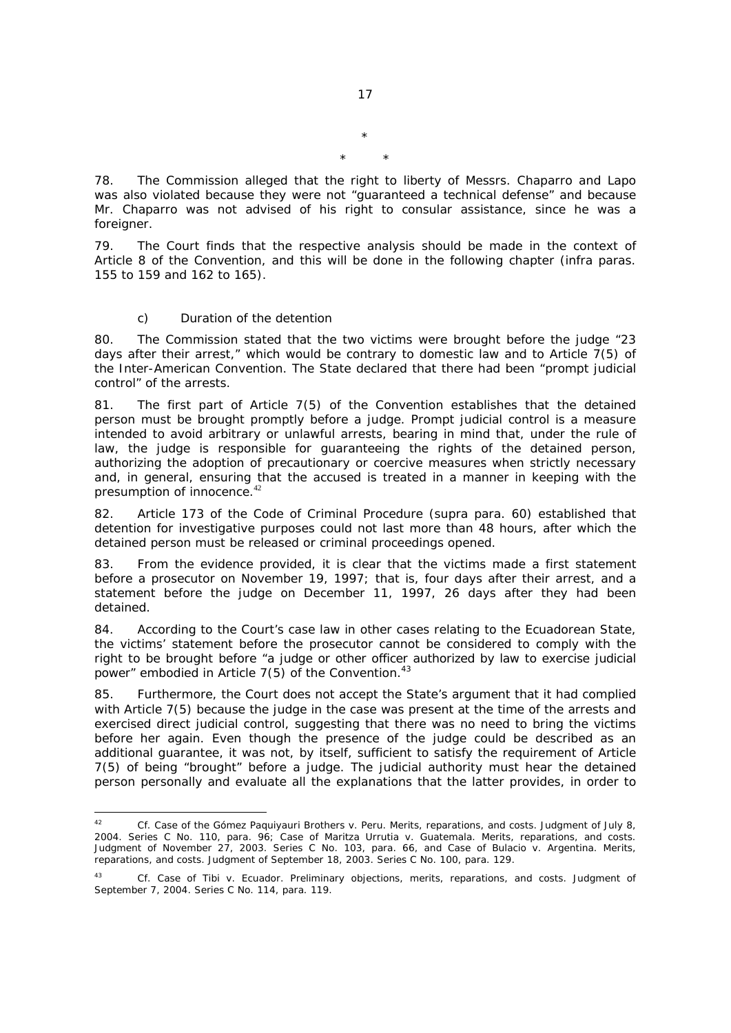\*

\*   \*

78. The Commission alleged that the right to liberty of Messrs. Chaparro and Lapo was also violated because they were not "guaranteed a technical defense" and because Mr. Chaparro was not advised of his right to consular assistance, since he was a foreigner.

79. The Court finds that the respective analysis should be made in the context of Article 8 of the Convention, and this will be done in the following chapter (infra paras. 155 to 159 and 162 to 165).

c) Duration of the detention

80. The Commission stated that the two victims were brought before the judge "23 days after their arrest," which would be contrary to domestic law and to Article 7(5) of the Inter-American Convention. The State declared that there had been "prompt judicial control" of the arrests.

81. The first part of Article 7(5) of the Convention establishes that the detained person must be brought promptly before a judge. Prompt judicial control is a measure intended to avoid arbitrary or unlawful arrests, bearing in mind that, under the rule of law, the judge is responsible for guaranteeing the rights of the detained person, authorizing the adoption of precautionary or coercive measures when strictly necessary and, in general, ensuring that the accused is treated in a manner in keeping with the presumption of innocence.[42]

82. Article 173 of the Code of Criminal Procedure (supra para. 60) established that detention for investigative purposes could not last more than 48 hours, after which the detained person must be released or criminal proceedings opened.

83. From the evidence provided, it is clear that the victims made a first statement before a prosecutor on November 19, 1997; that is, four days after their arrest, and a statement before the judge on December 11, 1997, 26 days after they had been detained.

84. According to the Court's case law in other cases relating to the Ecuadorean State, the victims' statement before the prosecutor cannot be considered to comply with the right to be brought before "a judge or other officer authorized by law to exercise judicial power" embodied in Article 7(5) of the Convention.[43]

85. Furthermore, the Court does not accept the State's argument that it had complied with Article 7(5) because the judge in the case was present at the time of the arrests and exercised direct judicial control, suggesting that there was no need to bring the victims before her again. Even though the presence of the judge could be described as an additional guarantee, it was not, by itself, sufficient to satisfy the requirement of Article 7(5) of being "brought" before a judge. The judicial authority must hear the detained person personally and evaluate all the explanations that the latter provides, in order to

---

[42] *Cf. Case of the Gómez Paquiyauri Brothers v. Peru. Merits, reparations, and costs.* Judgment of July 8, 2004. Series C No. 110, para. 96; *Case of Maritza Urrutia v. Guatemala. Merits, reparations, and costs.* Judgment of November 27, 2003. Series C No. 103, para. 66, and *Case of Bulacio v. Argentina. Merits, reparations, and costs.* Judgment of September 18, 2003. Series C No. 100, para. 129.

[43] *Cf. Case of Tibi v. Ecuador. Preliminary objections, merits, reparations, and costs.* Judgment of September 7, 2004. Series C No. 114, para. 119.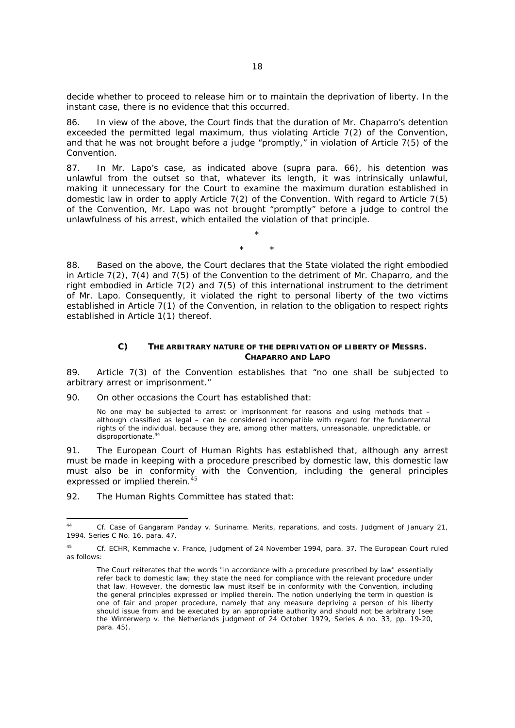decide whether to proceed to release him or to maintain the deprivation of liberty. In the instant case, there is no evidence that this occurred.

86. In view of the above, the Court finds that the duration of Mr. Chaparro's detention exceeded the permitted legal maximum, thus violating Article 7(2) of the Convention, and that he was not brought before a judge "promptly," in violation of Article 7(5) of the Convention.

87. In Mr. Lapo's case, as indicated above (*supra* para. 66), his detention was unlawful from the outset so that, whatever its length, it was intrinsically unlawful, making it unnecessary for the Court to examine the maximum duration established in domestic law in order to apply Article 7(2) of the Convention. With regard to Article 7(5) of the Convention, Mr. Lapo was not brought "promptly" before a judge to control the unlawfulness of his arrest, which entailed the violation of that principle.

\*

\* \*

88. Based on the above, the Court declares that the State violated the right embodied in Article 7(2), 7(4) and 7(5) of the Convention to the detriment of Mr. Chaparro, and the right embodied in Article 7(2) and 7(5) of this international instrument to the detriment of Mr. Lapo. Consequently, it violated the right to personal liberty of the two victims established in Article 7(1) of the Convention, in relation to the obligation to respect rights established in Article 1(1) thereof.

### C) THE ARBITRARY NATURE OF THE DEPRIVATION OF LIBERTY OF MESSRS. CHAPARRO AND LAPO

89. Article 7(3) of the Convention establishes that "no one shall be subjected to arbitrary arrest or imprisonment."

90. On other occasions the Court has established that:

> No one may be subjected to arrest or imprisonment for reasons and using methods that – although classified as legal – can be considered incompatible with regard for the fundamental rights of the individual, because they are, among other matters, unreasonable, unpredictable, or disproportionate.[44]

91. The European Court of Human Rights has established that, although any arrest must be made in keeping with a procedure prescribed by domestic law, this domestic law must also be in conformity with the Convention, including the general principles expressed or implied therein.[45]

92. The Human Rights Committee has stated that:

---

[44] *Cf. Case of Gangaram Panday v. Suriname. Merits, reparations, and costs.* Judgment of January 21, 1994. Series C No. 16, para. 47.

[45] *Cf.* ECHR, *Kemmache v. France*, Judgment of 24 November 1994, para. 37. The European Court ruled as follows:

> The Court reiterates that the words "in accordance with a procedure prescribed by law" essentially refer back to domestic law; they state the need for compliance with the relevant procedure under that law. However, the domestic law must itself be in conformity with the Convention, including the general principles expressed or implied therein. The notion underlying the term in question is one of fair and proper procedure, namely that any measure depriving a person of his liberty should issue from and be executed by an appropriate authority and should not be arbitrary (see the Winterwerp v. the Netherlands judgment of 24 October 1979, Series A no. 33, pp. 19-20, para. 45).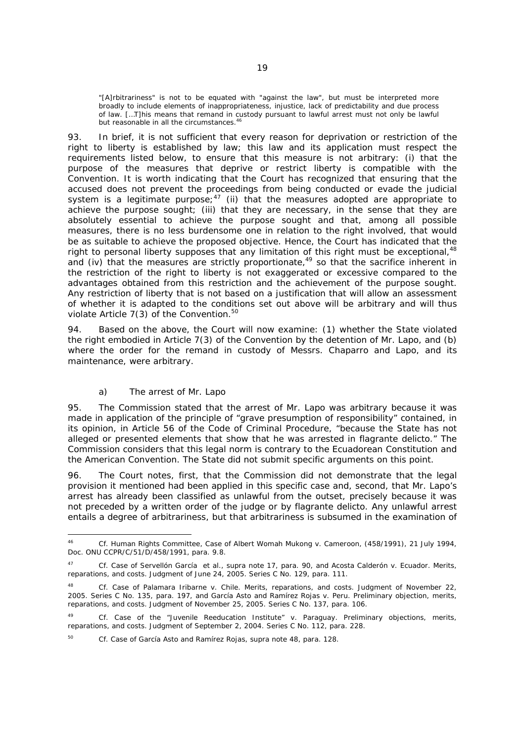> "[A]rbitrariness" is not to be equated with "against the law", but must be interpreted more broadly to include elements of inappropriateness, injustice, lack of predictability and due process of law. [...T]his means that remand in custody pursuant to lawful arrest must not only be lawful but reasonable in all the circumstances.[46]

93. In brief, it is not sufficient that every reason for deprivation or restriction of the right to liberty is established by law; this law and its application must respect the requirements listed below, to ensure that this measure is not arbitrary: (i) that the purpose of the measures that deprive or restrict liberty is compatible with the Convention. It is worth indicating that the Court has recognized that ensuring that the accused does not prevent the proceedings from being conducted or evade the judicial system is a legitimate purpose;[47] (ii) that the measures adopted are appropriate to achieve the purpose sought; (iii) that they are necessary, in the sense that they are absolutely essential to achieve the purpose sought and that, among all possible measures, there is no less burdensome one in relation to the right involved, that would be as suitable to achieve the proposed objective. Hence, the Court has indicated that the right to personal liberty supposes that any limitation of this right must be exceptional,[48] and (iv) that the measures are strictly proportionate,[49] so that the sacrifice inherent in the restriction of the right to liberty is not exaggerated or excessive compared to the advantages obtained from this restriction and the achievement of the purpose sought. Any restriction of liberty that is not based on a justification that will allow an assessment of whether it is adapted to the conditions set out above will be arbitrary and will thus violate Article 7(3) of the Convention.[50]

94. Based on the above, the Court will now examine: (1) whether the State violated the right embodied in Article 7(3) of the Convention by the detention of Mr. Lapo, and (b) where the order for the remand in custody of Messrs. Chaparro and Lapo, and its maintenance, were arbitrary.

*a) The arrest of Mr. Lapo*

95. The Commission stated that the arrest of Mr. Lapo was arbitrary because it was made in application of the principle of "grave presumption of responsibility" contained, in its opinion, in Article 56 of the Code of Criminal Procedure, "because the State has not alleged or presented elements that show that he was arrested *in flagrante delicto*." The Commission considers that this legal norm is contrary to the Ecuadorean Constitution and the American Convention. The State did not submit specific arguments on this point.

96. The Court notes, first, that the Commission did not demonstrate that the legal provision it mentioned had been applied in this specific case and, second, that Mr. Lapo's arrest has already been classified as unlawful from the outset, precisely because it was not preceded by a written order of the judge or by *flagrante delicto*. Any unlawful arrest entails a degree of arbitrariness, but that arbitrariness is subsumed in the examination of

---

[46] *Cf.* Human Rights Committee, Case of Albert Womah Mukong v. Cameroon, (458/1991), 21 July 1994, Doc. ONU CCPR/C/51/D/458/1991, para. 9.8.

[47] *Cf. Case of Servellón García et al., supra* note 17, para. 90, and *Acosta Calderón v. Ecuador. Merits, reparations, and costs.* Judgment of June 24, 2005. Series C No. 129, para. 111.

[48] *Cf. Case of Palamara Iribarne v. Chile. Merits, reparations, and costs.* Judgment of November 22, 2005. Series C No. 135, para. 197, and *García Asto and Ramírez Rojas v. Peru. Preliminary objection, merits, reparations, and costs.* Judgment of November 25, 2005. Series C No. 137, para. 106.

[49] *Cf. Case of the "Juvenile Reeducation Institute" v. Paraguay. Preliminary objections, merits, reparations, and costs.* Judgment of September 2, 2004. Series C No. 112, para. 228.

[50] *Cf. Case of García Asto and Ramírez Rojas, supra* note 48, para. 128.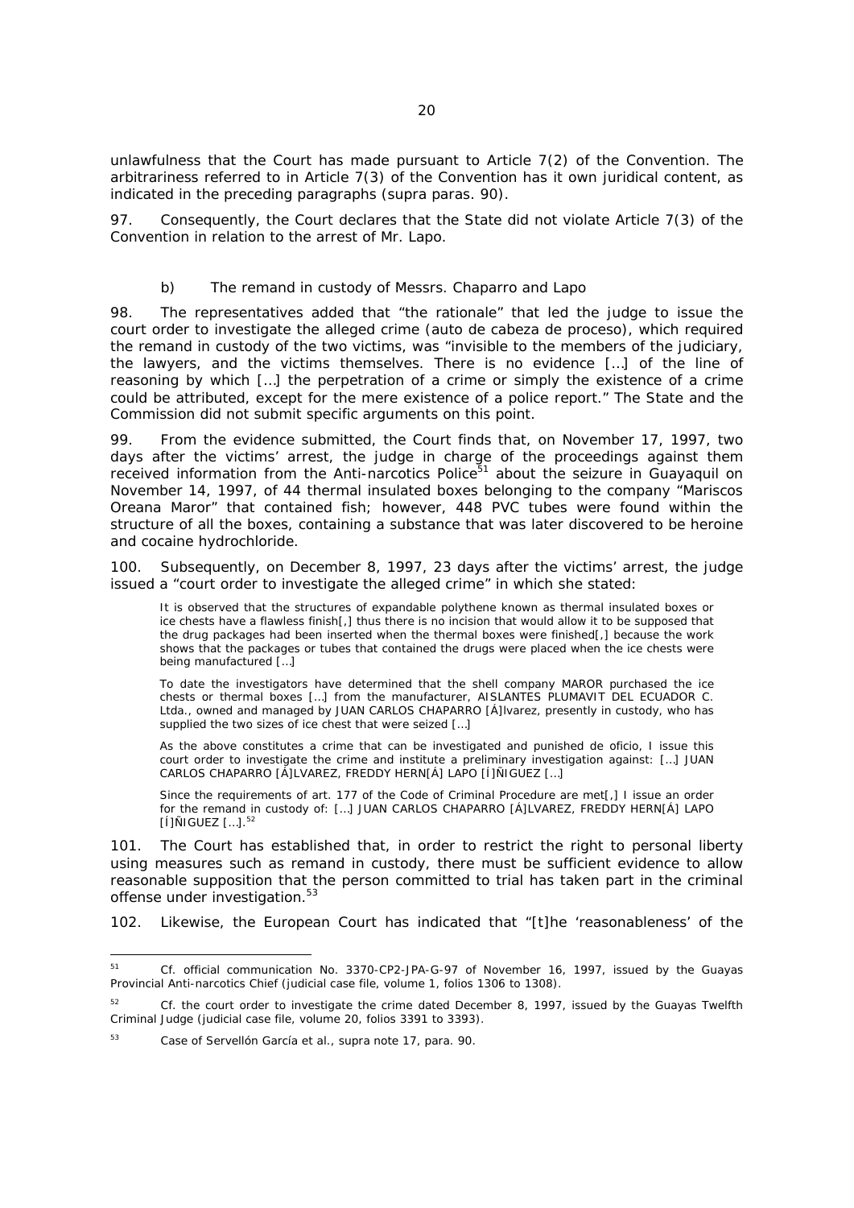unlawfulness that the Court has made pursuant to Article 7(2) of the Convention. The arbitrariness referred to in Article 7(3) of the Convention has it own juridical content, as indicated in the preceding paragraphs (*supra* paras. 90).

97. Consequently, the Court declares that the State did not violate Article 7(3) of the Convention in relation to the arrest of Mr. Lapo.

*b) The remand in custody of Messrs. Chaparro and Lapo*

98. The representatives added that "the rationale" that led the judge to issue the court order to investigate the alleged crime (*auto de cabeza de proceso*), which required the remand in custody of the two victims, was "invisible to the members of the judiciary, the lawyers, and the victims themselves. There is no evidence […] of the line of reasoning by which […] the perpetration of a crime or simply the existence of a crime could be attributed, except for the mere existence of a police report." The State and the Commission did not submit specific arguments on this point.

99. From the evidence submitted, the Court finds that, on November 17, 1997, two days after the victims' arrest, the judge in charge of the proceedings against them received information from the Anti-narcotics Police[51] about the seizure in Guayaquil on November 14, 1997, of 44 thermal insulated boxes belonging to the company "Mariscos Oreana Maror" that contained fish; however, 448 PVC tubes were found within the structure of all the boxes, containing a substance that was later discovered to be heroine and cocaine hydrochloride.

100. Subsequently, on December 8, 1997, 23 days after the victims' arrest, the judge issued a "court order to investigate the alleged crime" in which she stated:

> It is observed that the structures of expandable polythene known as thermal insulated boxes or ice chests have a flawless finish[,] thus there is no incision that would allow it to be supposed that the drug packages had been inserted when the thermal boxes were finished[,] because the work shows that the packages or tubes that contained the drugs were placed when the ice chests were being manufactured […]
>
> To date the investigators have determined that the shell company MAROR purchased the ice chests or thermal boxes […] from the manufacturer, AISLANTES PLUMAVIT DEL ECUADOR C. Ltda., owned and managed by JUAN CARLOS CHAPARRO [Á]lvarez, presently in custody, who has supplied the two sizes of ice chest that were seized […]
>
> As the above constitutes a crime that can be investigated and punished *de oficio*, I issue this court order to investigate the crime and institute a preliminary investigation against: […] JUAN CARLOS CHAPARRO [Á]LVAREZ, FREDDY HERN[Á] LAPO [Í]ÑIGUEZ […]
>
> Since the requirements of art. 177 of the Code of Criminal Procedure are met[,] I issue an order for the remand in custody of: […] JUAN CARLOS CHAPARRO [Á]LVAREZ, FREDDY HERN[Á] LAPO [Í]ÑIGUEZ […].[52]

101. The Court has established that, in order to restrict the right to personal liberty using measures such as remand in custody, there must be sufficient evidence to allow reasonable supposition that the person committed to trial has taken part in the criminal offense under investigation.[53]

102. Likewise, the European Court has indicated that "[t]he 'reasonableness' of the

---

[51] *Cf.* official communication No. 3370-CP2-JPA-G-97 of November 16, 1997, issued by the Guayas Provincial Anti-narcotics Chief (judicial case file, volume 1, folios 1306 to 1308).

[52] *Cf.* the court order to investigate the crime dated December 8, 1997, issued by the Guayas Twelfth Criminal Judge (judicial case file, volume 20, folios 3391 to 3393).

[53] *Case of Servellón García et al., supra* note 17, para. 90.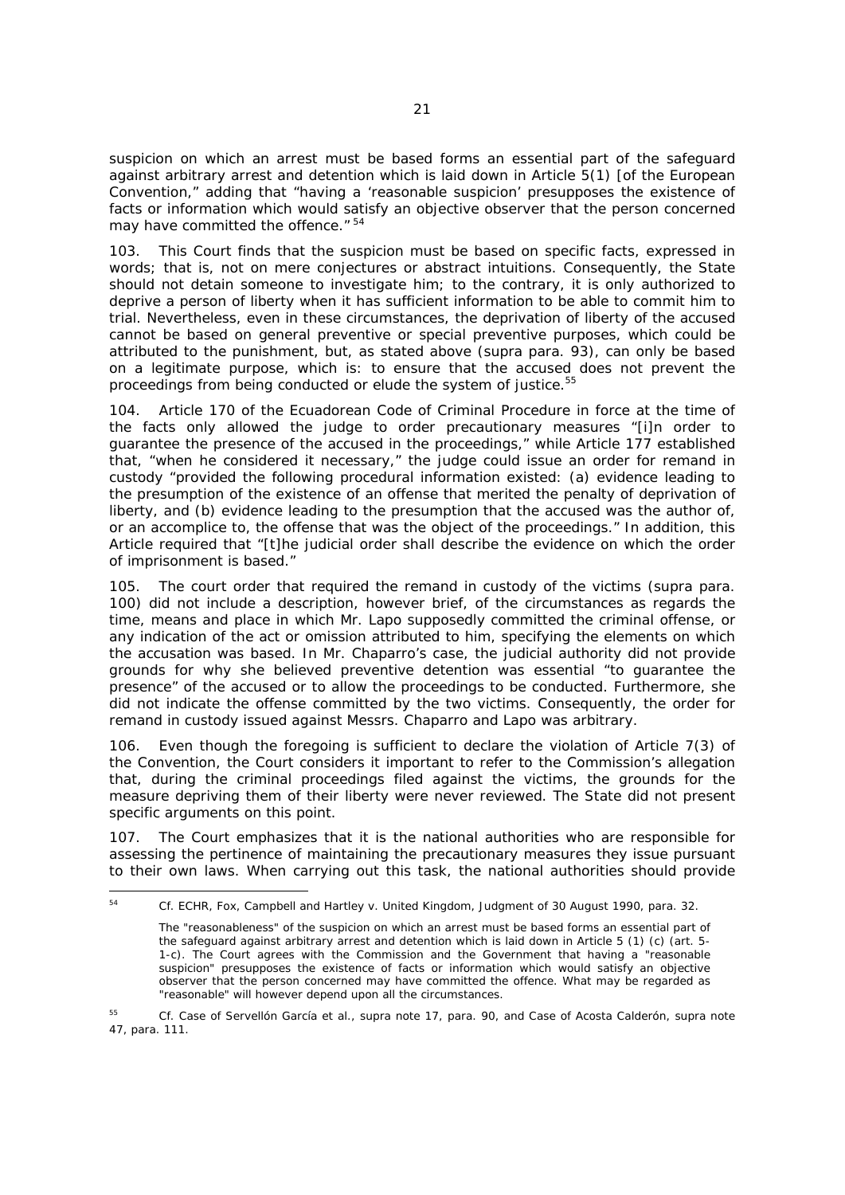suspicion on which an arrest must be based forms an essential part of the safeguard against arbitrary arrest and detention which is laid down in Article 5(1) [of the European Convention," adding that "having a 'reasonable suspicion' presupposes the existence of facts or information which would satisfy an objective observer that the person concerned may have committed the offence." [54]

103. This Court finds that the suspicion must be based on specific facts, expressed in words; that is, not on mere conjectures or abstract intuitions. Consequently, the State should not detain someone to investigate him; to the contrary, it is only authorized to deprive a person of liberty when it has sufficient information to be able to commit him to trial. Nevertheless, even in these circumstances, the deprivation of liberty of the accused cannot be based on general preventive or special preventive purposes, which could be attributed to the punishment, but, as stated above (*supra* para. 93), can only be based on a legitimate purpose, which is: to ensure that the accused does not prevent the proceedings from being conducted or elude the system of justice.[55]

104. Article 170 of the Ecuadorean Code of Criminal Procedure in force at the time of the facts only allowed the judge to order precautionary measures "[i]n order to guarantee the presence of the accused in the proceedings," while Article 177 established that, "when he considered it necessary," the judge could issue an order for remand in custody "provided the following procedural information existed: (a) evidence leading to the presumption of the existence of an offense that merited the penalty of deprivation of liberty, and (b) evidence leading to the presumption that the accused was the author of, or an accomplice to, the offense that was the object of the proceedings." In addition, this Article required that "[t]he judicial order shall describe the evidence on which the order of imprisonment is based."

105. The court order that required the remand in custody of the victims (*supra* para. 100) did not include a description, however brief, of the circumstances as regards the time, means and place in which Mr. Lapo supposedly committed the criminal offense, or any indication of the act or omission attributed to him, specifying the elements on which the accusation was based. In Mr. Chaparro's case, the judicial authority did not provide grounds for why she believed preventive detention was essential "to guarantee the presence" of the accused or to allow the proceedings to be conducted. Furthermore, she did not indicate the offense committed by the two victims. Consequently, the order for remand in custody issued against Messrs. Chaparro and Lapo was arbitrary.

106. Even though the foregoing is sufficient to declare the violation of Article 7(3) of the Convention, the Court considers it important to refer to the Commission's allegation that, during the criminal proceedings filed against the victims, the grounds for the measure depriving them of their liberty were never reviewed. The State did not present specific arguments on this point.

107. The Court emphasizes that it is the national authorities who are responsible for assessing the pertinence of maintaining the precautionary measures they issue pursuant to their own laws. When carrying out this task, the national authorities should provide

---

[54] Cf. ECHR, *Fox, Campbell and Hartley v. United Kingdom*, Judgment of 30 August 1990, para. 32.

The "reasonableness" of the suspicion on which an arrest must be based forms an essential part of the safeguard against arbitrary arrest and detention which is laid down in Article 5 (1) (c) (art. 5-1-c). The Court agrees with the Commission and the Government that having a "reasonable suspicion" presupposes the existence of facts or information which would satisfy an objective observer that the person concerned may have committed the offence. What may be regarded as "reasonable" will however depend upon all the circumstances.

[55] Cf. *Case of Servellón García et al., supra* note 17, para. 90, and *Case of Acosta Calderón, supra* note 47, para. 111.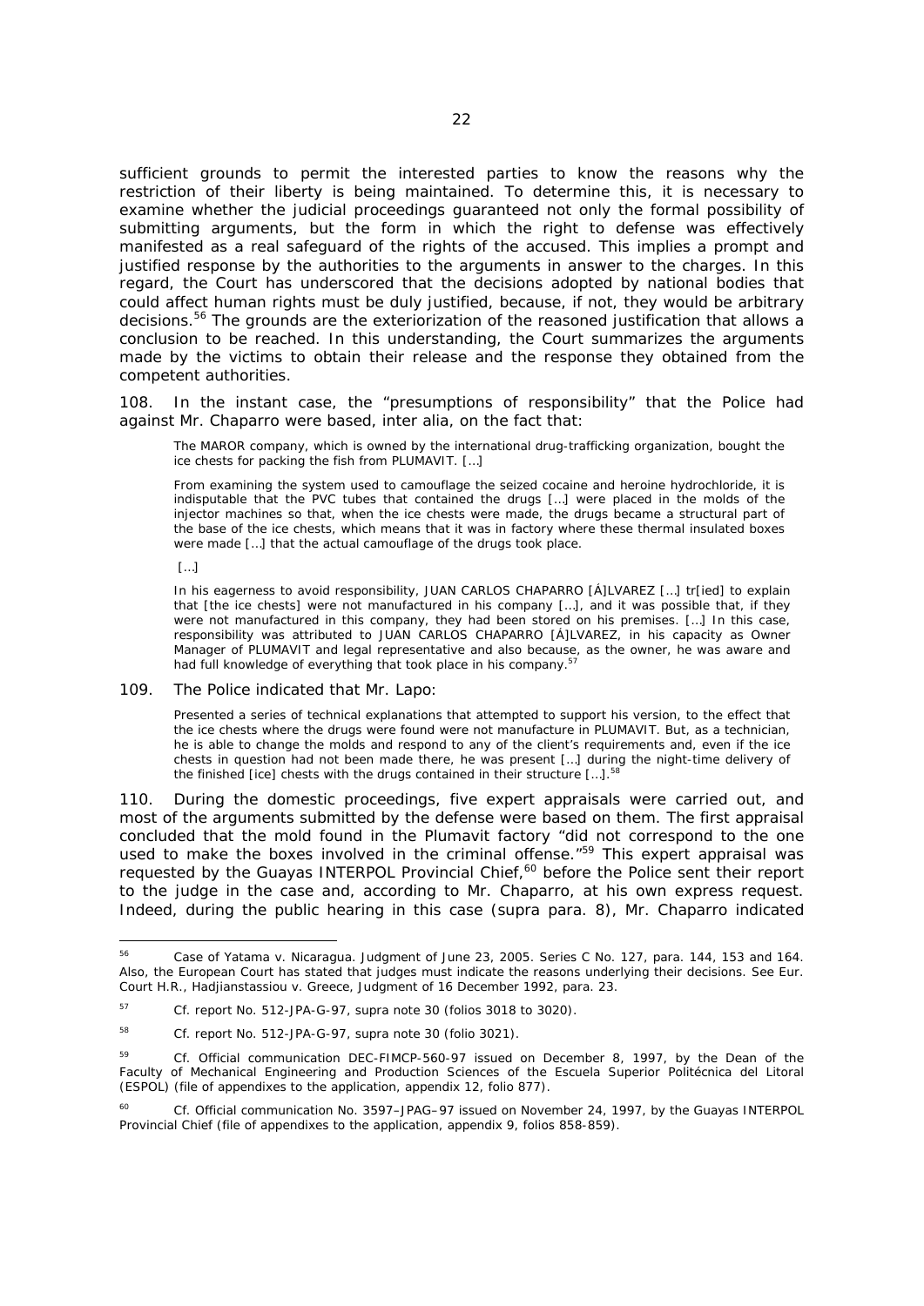sufficient grounds to permit the interested parties to know the reasons why the restriction of their liberty is being maintained. To determine this, it is necessary to examine whether the judicial proceedings guaranteed not only the formal possibility of submitting arguments, but the form in which the right to defense was effectively manifested as a real safeguard of the rights of the accused. This implies a prompt and justified response by the authorities to the arguments in answer to the charges. In this regard, the Court has underscored that the decisions adopted by national bodies that could affect human rights must be duly justified, because, if not, they would be arbitrary decisions.[56] The grounds are the exteriorization of the reasoned justification that allows a conclusion to be reached. In this understanding, the Court summarizes the arguments made by the victims to obtain their release and the response they obtained from the competent authorities.

108. In the instant case, the "presumptions of responsibility" that the Police had against Mr. Chaparro were based, *inter alia*, on the fact that:

> The MAROR company, which is owned by the international drug-trafficking organization, bought the ice chests for packing the fish from PLUMAVIT. […]
>
> From examining the system used to camouflage the seized cocaine and heroine hydrochloride, it is indisputable that the PVC tubes that contained the drugs […] were placed in the molds of the injector machines so that, when the ice chests were made, the drugs became a structural part of the base of the ice chests, which means that it was in factory where these thermal insulated boxes were made […] that the actual camouflage of the drugs took place.
>
> […]
>
> In his eagerness to avoid responsibility, JUAN CARLOS CHAPARRO [Á]LVAREZ […] tr[ied] to explain that [the ice chests] were not manufactured in his company […], and it was possible that, if they were not manufactured in this company, they had been stored on his premises. […] In this case, responsibility was attributed to JUAN CARLOS CHAPARRO [Á]LVAREZ, in his capacity as Owner Manager of PLUMAVIT and legal representative and also because, as the owner, he was aware and had full knowledge of everything that took place in his company.[57]

109. The Police indicated that Mr. Lapo:

> Presented a series of technical explanations that attempted to support his version, to the effect that the ice chests where the drugs were found were not manufacture in PLUMAVIT. But, as a technician, he is able to change the molds and respond to any of the client's requirements and, even if the ice chests in question had not been made there, he was present […] during the night-time delivery of the finished [ice] chests with the drugs contained in their structure […].[58]

110. During the domestic proceedings, five expert appraisals were carried out, and most of the arguments submitted by the defense were based on them. The first appraisal concluded that the mold found in the Plumavit factory "did not correspond to the one used to make the boxes involved in the criminal offense."[59] This expert appraisal was requested by the Guayas INTERPOL Provincial Chief,[60] before the Police sent their report to the judge in the case and, according to Mr. Chaparro, at his own express request. Indeed, during the public hearing in this case (*supra* para. 8), Mr. Chaparro indicated

---

[56] *Case of Yatama v. Nicaragua*. Judgment of June 23, 2005. Series C No. 127, para. 144, 153 and 164. Also, the European Court has stated that judges must indicate the reasons underlying their decisions. *See* Eur. Court H.R., *Hadjianstassiou v. Greece*, Judgment of 16 December 1992, para. 23.

[57] *Cf.* report No. 512-JPA-G-97, *supra* note 30 (folios 3018 to 3020).

[58] *Cf.* report No. 512-JPA-G-97, *supra* note 30 (folio 3021).

[59] *Cf.* Official communication DEC-FIMCP-560-97 issued on December 8, 1997, by the Dean of the Faculty of Mechanical Engineering and Production Sciences of the Escuela Superior Politécnica del Litoral (ESPOL) (file of appendixes to the application, appendix 12, folio 877).

[60] *Cf.* Official communication No. 3597–JPAG–97 issued on November 24, 1997, by the Guayas INTERPOL Provincial Chief (file of appendixes to the application, appendix 9, folios 858-859).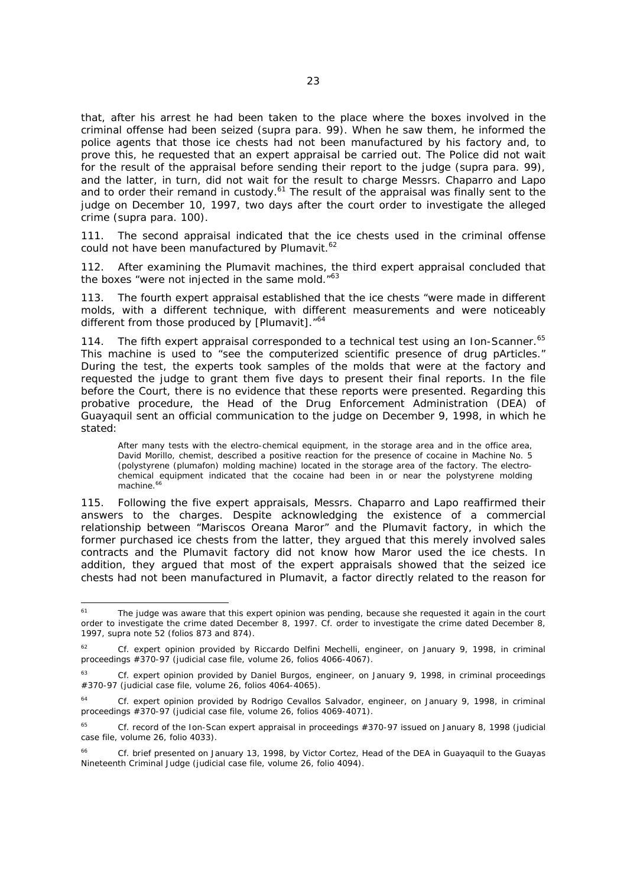that, after his arrest he had been taken to the place where the boxes involved in the criminal offense had been seized (supra para. 99). When he saw them, he informed the police agents that those ice chests had not been manufactured by his factory and, to prove this, he requested that an expert appraisal be carried out. The Police did not wait for the result of the appraisal before sending their report to the judge (supra para. 99), and the latter, in turn, did not wait for the result to charge Messrs. Chaparro and Lapo and to order their remand in custody.[61] The result of the appraisal was finally sent to the judge on December 10, 1997, two days after the court order to investigate the alleged crime (supra para. 100).

111. The second appraisal indicated that the ice chests used in the criminal offense could not have been manufactured by Plumavit.[62]

112. After examining the Plumavit machines, the third expert appraisal concluded that the boxes "were not injected in the same mold."[63]

113. The fourth expert appraisal established that the ice chests "were made in different molds, with a different technique, with different measurements and were noticeably different from those produced by [Plumavit]."[64]

114. The fifth expert appraisal corresponded to a technical test using an Ion-Scanner.[65] This machine is used to "see the computerized scientific presence of drug pArticles." During the test, the experts took samples of the molds that were at the factory and requested the judge to grant them five days to present their final reports. In the file before the Court, there is no evidence that these reports were presented. Regarding this probative procedure, the Head of the Drug Enforcement Administration (DEA) of Guayaquil sent an official communication to the judge on December 9, 1998, in which he stated:

> After many tests with the electro-chemical equipment, in the storage area and in the office area, David Morillo, chemist, described a positive reaction for the presence of cocaine in Machine No. 5 (polystyrene (plumafon) molding machine) located in the storage area of the factory. The electro-chemical equipment indicated that the cocaine had been in or near the polystyrene molding machine.[66]

115. Following the five expert appraisals, Messrs. Chaparro and Lapo reaffirmed their answers to the charges. Despite acknowledging the existence of a commercial relationship between "Mariscos Oreana Maror" and the Plumavit factory, in which the former purchased ice chests from the latter, they argued that this merely involved sales contracts and the Plumavit factory did not know how Maror used the ice chests. In addition, they argued that most of the expert appraisals showed that the seized ice chests had not been manufactured in Plumavit, a factor directly related to the reason for

---

[61] The judge was aware that this expert opinion was pending, because she requested it again in the court order to investigate the crime dated December 8, 1997. Cf. order to investigate the crime dated December 8, 1997, supra note 52 (folios 873 and 874).

[62] Cf. expert opinion provided by Riccardo Delfini Mechelli, engineer, on January 9, 1998, in criminal proceedings #370-97 (judicial case file, volume 26, folios 4066-4067).

[63] Cf. expert opinion provided by Daniel Burgos, engineer, on January 9, 1998, in criminal proceedings #370-97 (judicial case file, volume 26, folios 4064-4065).

[64] Cf. expert opinion provided by Rodrigo Cevallos Salvador, engineer, on January 9, 1998, in criminal proceedings #370-97 (judicial case file, volume 26, folios 4069-4071).

[65] Cf. record of the Ion-Scan expert appraisal in proceedings #370-97 issued on January 8, 1998 (judicial case file, volume 26, folio 4033).

[66] Cf. brief presented on January 13, 1998, by Victor Cortez, Head of the DEA in Guayaquil to the Guayas Nineteenth Criminal Judge (judicial case file, volume 26, folio 4094).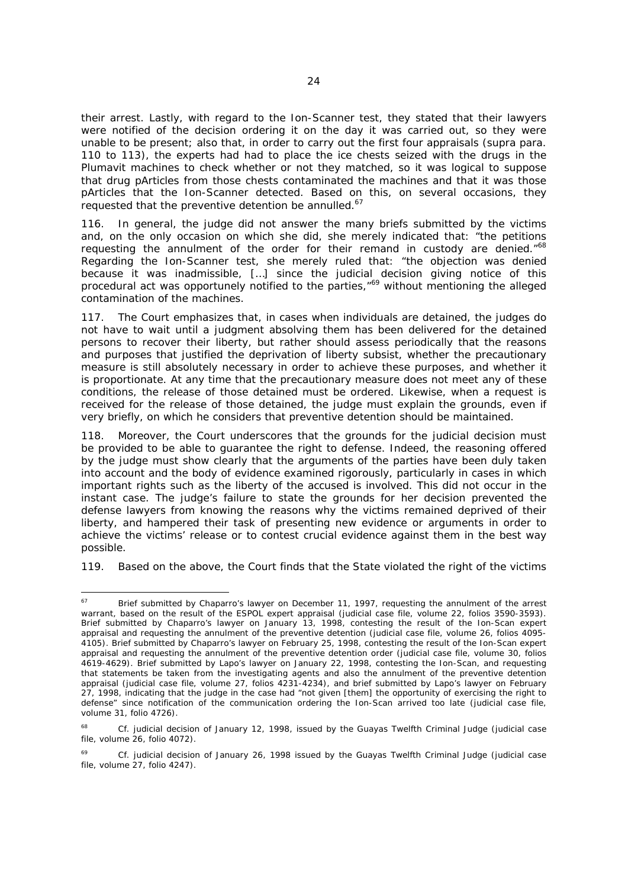their arrest. Lastly, with regard to the Ion-Scanner test, they stated that their lawyers were notified of the decision ordering it on the day it was carried out, so they were unable to be present; also that, in order to carry out the first four appraisals (*supra* para. 110 to 113), the experts had had to place the ice chests seized with the drugs in the Plumavit machines to check whether or not they matched, so it was logical to suppose that drug pArticles from those chests contaminated the machines and that it was those pArticles that the Ion-Scanner detected. Based on this, on several occasions, they requested that the preventive detention be annulled.[67]

116. In general, the judge did not answer the many briefs submitted by the victims and, on the only occasion on which she did, she merely indicated that: "the petitions requesting the annulment of the order for their remand in custody are denied."[68] Regarding the Ion-Scanner test, she merely ruled that: "the objection was denied because it was inadmissible, […] since the judicial decision giving notice of this procedural act was opportunely notified to the parties,"[69] without mentioning the alleged contamination of the machines.

117. The Court emphasizes that, in cases when individuals are detained, the judges do not have to wait until a judgment absolving them has been delivered for the detained persons to recover their liberty, but rather should assess periodically that the reasons and purposes that justified the deprivation of liberty subsist, whether the precautionary measure is still absolutely necessary in order to achieve these purposes, and whether it is proportionate. At any time that the precautionary measure does not meet any of these conditions, the release of those detained must be ordered. Likewise, when a request is received for the release of those detained, the judge must explain the grounds, even if very briefly, on which he considers that preventive detention should be maintained.

118. Moreover, the Court underscores that the grounds for the judicial decision must be provided to be able to guarantee the right to defense. Indeed, the reasoning offered by the judge must show clearly that the arguments of the parties have been duly taken into account and the body of evidence examined rigorously, particularly in cases in which important rights such as the liberty of the accused is involved. This did not occur in the instant case. The judge's failure to state the grounds for her decision prevented the defense lawyers from knowing the reasons why the victims remained deprived of their liberty, and hampered their task of presenting new evidence or arguments in order to achieve the victims' release or to contest crucial evidence against them in the best way possible.

119. Based on the above, the Court finds that the State violated the right of the victims

---

[67] Brief submitted by Chaparro's lawyer on December 11, 1997, requesting the annulment of the arrest warrant, based on the result of the ESPOL expert appraisal (judicial case file, volume 22, folios 3590-3593). Brief submitted by Chaparro's lawyer on January 13, 1998, contesting the result of the Ion-Scan expert appraisal and requesting the annulment of the preventive detention (judicial case file, volume 26, folios 4095-4105). Brief submitted by Chaparro's lawyer on February 25, 1998, contesting the result of the Ion-Scan expert appraisal and requesting the annulment of the preventive detention order (judicial case file, volume 30, folios 4619-4629). Brief submitted by Lapo's lawyer on January 22, 1998, contesting the Ion-Scan, and requesting that statements be taken from the investigating agents and also the annulment of the preventive detention appraisal (judicial case file, volume 27, folios 4231-4234), and brief submitted by Lapo's lawyer on February 27, 1998, indicating that the judge in the case had "not given [them] the opportunity of exercising the right to defense" since notification of the communication ordering the Ion-Scan arrived too late (judicial case file, volume 31, folio 4726).

[68] *Cf.* judicial decision of January 12, 1998, issued by the Guayas Twelfth Criminal Judge (judicial case file, volume 26, folio 4072).

[69] *Cf.* judicial decision of January 26, 1998 issued by the Guayas Twelfth Criminal Judge (judicial case file, volume 27, folio 4247).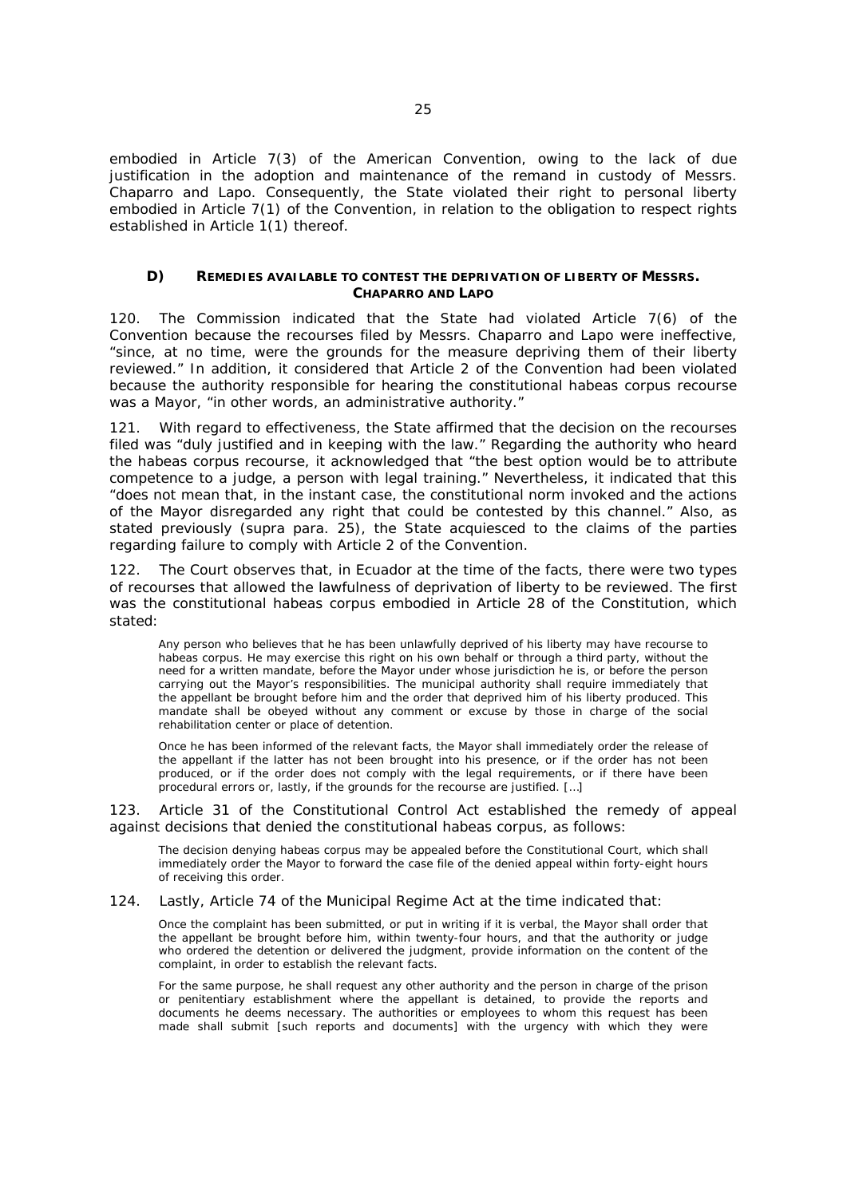embodied in Article 7(3) of the American Convention, owing to the lack of due justification in the adoption and maintenance of the remand in custody of Messrs. Chaparro and Lapo. Consequently, the State violated their right to personal liberty embodied in Article 7(1) of the Convention, in relation to the obligation to respect rights established in Article 1(1) thereof.

### D) REMEDIES AVAILABLE TO CONTEST THE DEPRIVATION OF LIBERTY OF MESSRS. CHAPARRO AND LAPO

120. The Commission indicated that the State had violated Article 7(6) of the Convention because the recourses filed by Messrs. Chaparro and Lapo were ineffective, "since, at no time, were the grounds for the measure depriving them of their liberty reviewed." In addition, it considered that Article 2 of the Convention had been violated because the authority responsible for hearing the constitutional habeas corpus recourse was a Mayor, "in other words, an administrative authority."

121. With regard to effectiveness, the State affirmed that the decision on the recourses filed was "duly justified and in keeping with the law." Regarding the authority who heard the habeas corpus recourse, it acknowledged that "the best option would be to attribute competence to a judge, a person with legal training." Nevertheless, it indicated that this "does not mean that, in the instant case, the constitutional norm invoked and the actions of the Mayor disregarded any right that could be contested by this channel." Also, as stated previously (*supra* para. 25), the State acquiesced to the claims of the parties regarding failure to comply with Article 2 of the Convention.

122. The Court observes that, in Ecuador at the time of the facts, there were two types of recourses that allowed the lawfulness of deprivation of liberty to be reviewed. The first was the constitutional habeas corpus embodied in Article 28 of the Constitution, which stated:

> Any person who believes that he has been unlawfully deprived of his liberty may have recourse to habeas corpus. He may exercise this right on his own behalf or through a third party, without the need for a written mandate, before the Mayor under whose jurisdiction he is, or before the person carrying out the Mayor's responsibilities. The municipal authority shall require immediately that the appellant be brought before him and the order that deprived him of his liberty produced. This mandate shall be obeyed without any comment or excuse by those in charge of the social rehabilitation center or place of detention.
>
> Once he has been informed of the relevant facts, the Mayor shall immediately order the release of the appellant if the latter has not been brought into his presence, or if the order has not been produced, or if the order does not comply with the legal requirements, or if there have been procedural errors or, lastly, if the grounds for the recourse are justified. [...]

123. Article 31 of the Constitutional Control Act established the remedy of appeal against decisions that denied the constitutional habeas corpus, as follows:

> The decision denying habeas corpus may be appealed before the Constitutional Court, which shall immediately order the Mayor to forward the case file of the denied appeal within forty-eight hours of receiving this order.

124. Lastly, Article 74 of the Municipal Regime Act at the time indicated that:

> Once the complaint has been submitted, or put in writing if it is verbal, the Mayor shall order that the appellant be brought before him, within twenty-four hours, and that the authority or judge who ordered the detention or delivered the judgment, provide information on the content of the complaint, in order to establish the relevant facts.
>
> For the same purpose, he shall request any other authority and the person in charge of the prison or penitentiary establishment where the appellant is detained, to provide the reports and documents he deems necessary. The authorities or employees to whom this request has been made shall submit [such reports and documents] with the urgency with which they were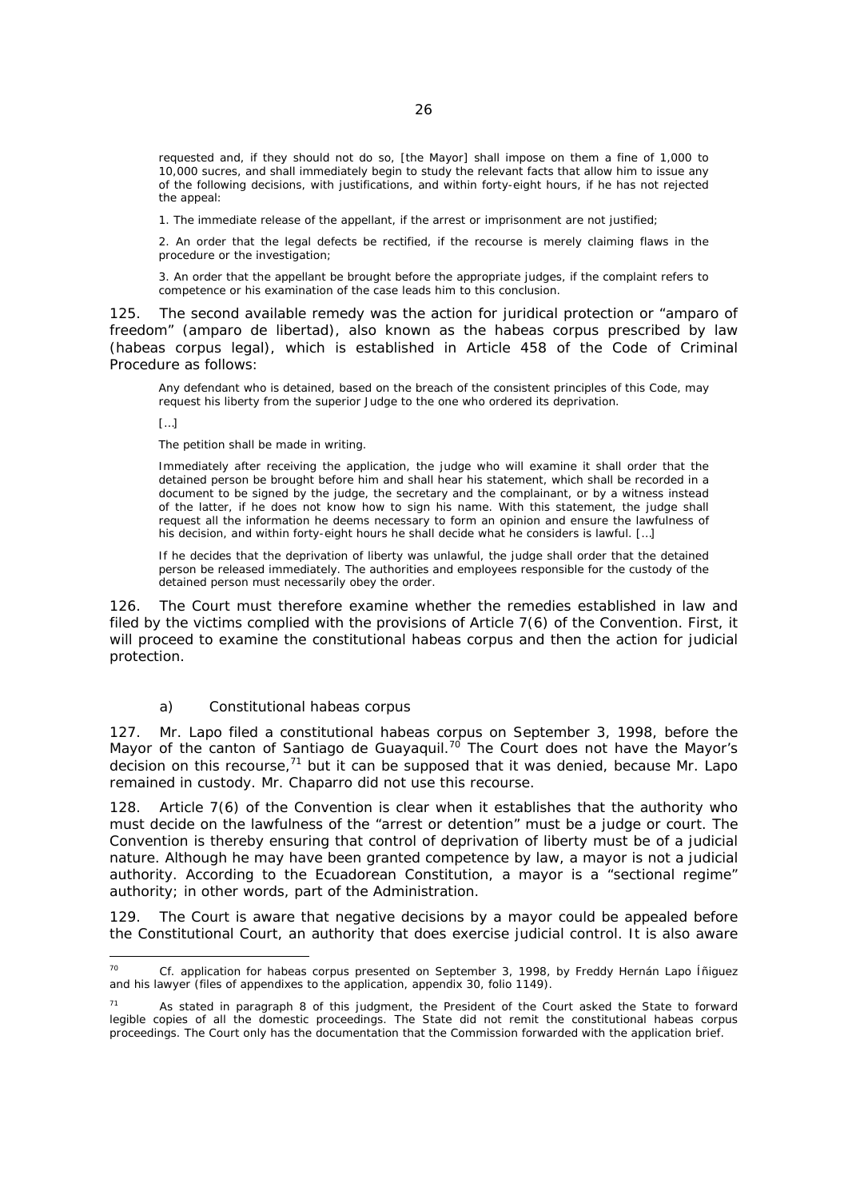requested and, if they should not do so, [the Mayor] shall impose on them a fine of 1,000 to 10,000 sucres, and shall immediately begin to study the relevant facts that allow him to issue any of the following decisions, with justifications, and within forty-eight hours, if he has not rejected the appeal:

> 1. The immediate release of the appellant, if the arrest or imprisonment are not justified;
>
> 2. An order that the legal defects be rectified, if the recourse is merely claiming flaws in the procedure or the investigation;
>
> 3. An order that the appellant be brought before the appropriate judges, if the complaint refers to competence or his examination of the case leads him to this conclusion.

125. The second available remedy was the action for juridical protection or "amparo of freedom" (amparo de libertad), also known as the habeas corpus prescribed by law (habeas corpus legal), which is established in Article 458 of the Code of Criminal Procedure as follows:

> Any defendant who is detained, based on the breach of the consistent principles of this Code, may request his liberty from the superior Judge to the one who ordered its deprivation.
>
> [...]
>
> The petition shall be made in writing.
>
> Immediately after receiving the application, the judge who will examine it shall order that the detained person be brought before him and shall hear his statement, which shall be recorded in a document to be signed by the judge, the secretary and the complainant, or by a witness instead of the latter, if he does not know how to sign his name. With this statement, the judge shall request all the information he deems necessary to form an opinion and ensure the lawfulness of his decision, and within forty-eight hours he shall decide what he considers is lawful. [...]
>
> If he decides that the deprivation of liberty was unlawful, the judge shall order that the detained person be released immediately. The authorities and employees responsible for the custody of the detained person must necessarily obey the order.

126. The Court must therefore examine whether the remedies established in law and filed by the victims complied with the provisions of Article 7(6) of the Convention. First, it will proceed to examine the constitutional habeas corpus and then the action for judicial protection.

### a) Constitutional habeas corpus

127. Mr. Lapo filed a constitutional habeas corpus on September 3, 1998, before the Mayor of the canton of Santiago de Guayaquil.[70] The Court does not have the Mayor's decision on this recourse,[71] but it can be supposed that it was denied, because Mr. Lapo remained in custody. Mr. Chaparro did not use this recourse.

128. Article 7(6) of the Convention is clear when it establishes that the authority who must decide on the lawfulness of the "arrest or detention" must be a judge or court. The Convention is thereby ensuring that control of deprivation of liberty must be of a judicial nature. Although he may have been granted competence by law, a mayor is not a judicial authority. According to the Ecuadorean Constitution, a mayor is a "sectional regime" authority; in other words, part of the Administration.

129. The Court is aware that negative decisions by a mayor could be appealed before the Constitutional Court, an authority that does exercise judicial control. It is also aware

---

[70] Cf. application for habeas corpus presented on September 3, 1998, by Freddy Hernán Lapo Íñiguez and his lawyer (files of appendixes to the application, appendix 30, folio 1149).

[71] As stated in paragraph 8 of this judgment, the President of the Court asked the State to forward legible copies of all the domestic proceedings. The State did not remit the constitutional habeas corpus proceedings. The Court only has the documentation that the Commission forwarded with the application brief.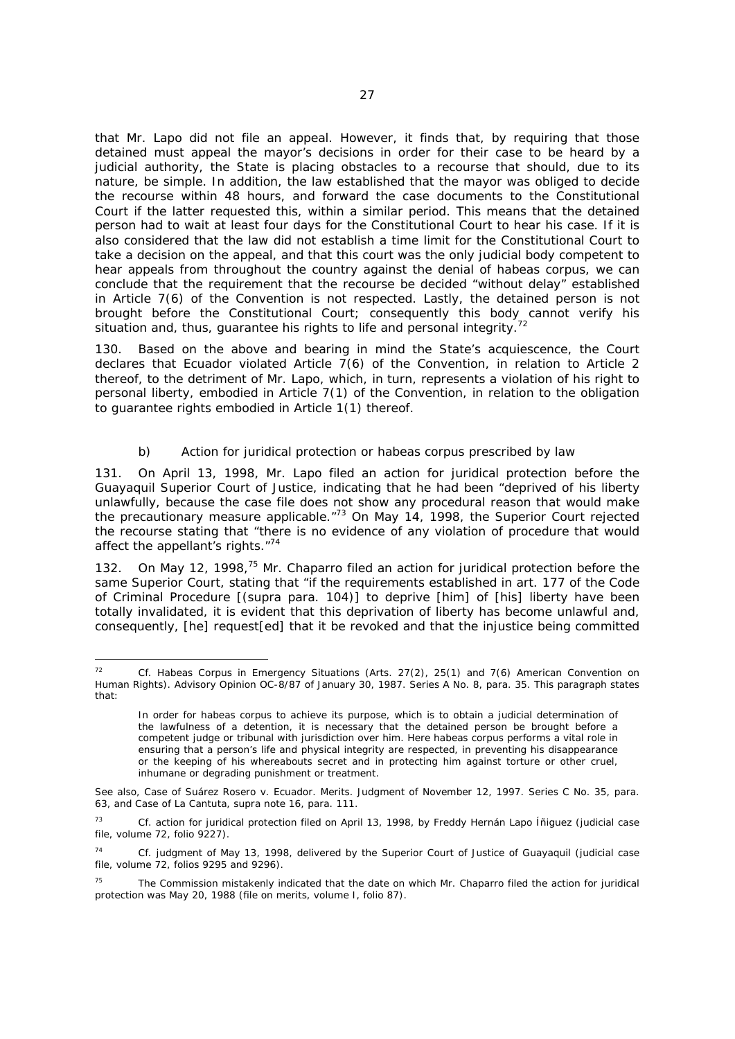that Mr. Lapo did not file an appeal. However, it finds that, by requiring that those detained must appeal the mayor's decisions in order for their case to be heard by a judicial authority, the State is placing obstacles to a recourse that should, due to its nature, be simple. In addition, the law established that the mayor was obliged to decide the recourse within 48 hours, and forward the case documents to the Constitutional Court if the latter requested this, within a similar period. This means that the detained person had to wait at least four days for the Constitutional Court to hear his case. If it is also considered that the law did not establish a time limit for the Constitutional Court to take a decision on the appeal, and that this court was the only judicial body competent to hear appeals from throughout the country against the denial of habeas corpus, we can conclude that the requirement that the recourse be decided "without delay" established in Article 7(6) of the Convention is not respected. Lastly, the detained person is not brought before the Constitutional Court; consequently this body cannot verify his situation and, thus, guarantee his rights to life and personal integrity.[72]

130. Based on the above and bearing in mind the State's acquiescence, the Court declares that Ecuador violated Article 7(6) of the Convention, in relation to Article 2 thereof, to the detriment of Mr. Lapo, which, in turn, represents a violation of his right to personal liberty, embodied in Article 7(1) of the Convention, in relation to the obligation to guarantee rights embodied in Article 1(1) thereof.

*b) Action for juridical protection or habeas corpus prescribed by law*

131. On April 13, 1998, Mr. Lapo filed an action for juridical protection before the Guayaquil Superior Court of Justice, indicating that he had been "deprived of his liberty unlawfully, because the case file does not show any procedural reason that would make the precautionary measure applicable."[73] On May 14, 1998, the Superior Court rejected the recourse stating that "there is no evidence of any violation of procedure that would affect the appellant's rights."[74]

132. On May 12, 1998,[75] Mr. Chaparro filed an action for juridical protection before the same Superior Court, stating that "if the requirements established in art. 177 of the Code of Criminal Procedure [(*supra* para. 104)] to deprive [him] of [his] liberty have been totally invalidated, it is evident that this deprivation of liberty has become unlawful and, consequently, [he] request[ed] that it be revoked and that the injustice being committed

---

[72] *Cf. Habeas Corpus in Emergency Situations (Arts. 27(2), 25(1) and 7(6) American Convention on Human Rights)*. Advisory Opinion OC-8/87 of January 30, 1987. Series A No. 8, para. 35. This paragraph states that:

> In order for habeas corpus to achieve its purpose, which is to obtain a judicial determination of the lawfulness of a detention, it is necessary that the detained person be brought before a competent judge or tribunal with jurisdiction over him. Here habeas corpus performs a vital role in ensuring that a person's life and physical integrity are respected, in preventing his disappearance or the keeping of his whereabouts secret and in protecting him against torture or other cruel, inhumane or degrading punishment or treatment.

See also, *Case of Suárez Rosero v. Ecuador. Merits*. Judgment of November 12, 1997. Series C No. 35, para. 63, and *Case of La Cantuta, supra* note 16, para. 111.

[73] *Cf.* action for juridical protection filed on April 13, 1998, by Freddy Hernán Lapo Íñiguez (judicial case file, volume 72, folio 9227).

[74] *Cf.* judgment of May 13, 1998, delivered by the Superior Court of Justice of Guayaquil (judicial case file, volume 72, folios 9295 and 9296).

[75] The Commission mistakenly indicated that the date on which Mr. Chaparro filed the action for juridical protection was May 20, 1988 (file on merits, volume I, folio 87).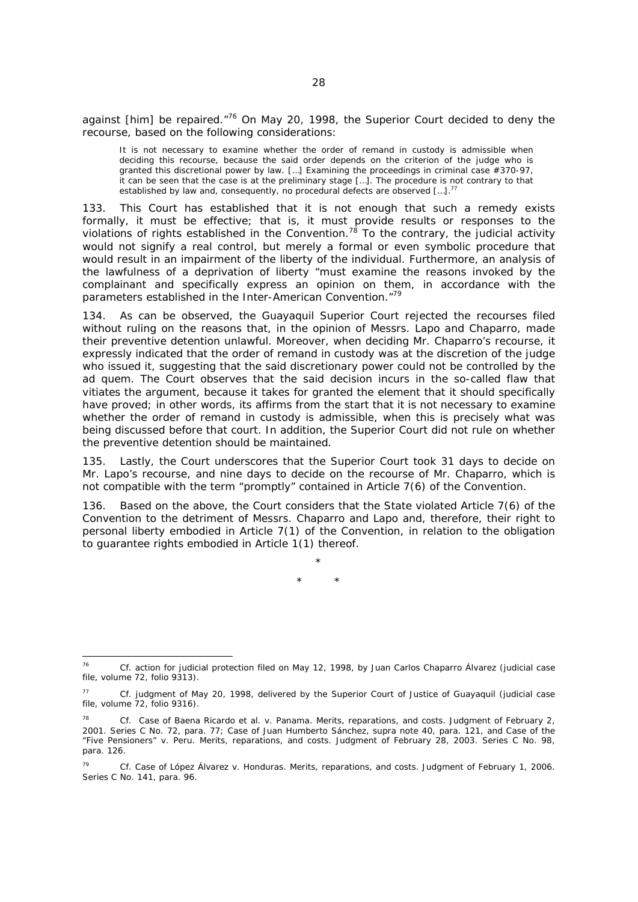against [him] be repaired."[76] On May 20, 1998, the Superior Court decided to deny the recourse, based on the following considerations:

> It is not necessary to examine whether the order of remand in custody is admissible when deciding this recourse, because the said order depends on the criterion of the judge who is granted this discretional power by law. […] Examining the proceedings in criminal case #370-97, it can be seen that the case is at the preliminary stage […]. The procedure is not contrary to that established by law and, consequently, no procedural defects are observed […].[77]

133. This Court has established that it is not enough that such a remedy exists formally, it must be effective; that is, it must provide results or responses to the violations of rights established in the Convention.[78] To the contrary, the judicial activity would not signify a real control, but merely a formal or even symbolic procedure that would result in an impairment of the liberty of the individual. Furthermore, an analysis of the lawfulness of a deprivation of liberty "must examine the reasons invoked by the complainant and specifically express an opinion on them, in accordance with the parameters established in the Inter-American Convention."[79]

134. As can be observed, the Guayaquil Superior Court rejected the recourses filed without ruling on the reasons that, in the opinion of Messrs. Lapo and Chaparro, made their preventive detention unlawful. Moreover, when deciding Mr. Chaparro's recourse, it expressly indicated that the order of remand in custody was at the discretion of the judge who issued it, suggesting that the said discretionary power could not be controlled by the ad quem. The Court observes that the said decision incurs in the so-called flaw that vitiates the argument, because it takes for granted the element that it should specifically have proved; in other words, its affirms from the start that it is not necessary to examine whether the order of remand in custody is admissible, when this is precisely what was being discussed before that court. In addition, the Superior Court did not rule on whether the preventive detention should be maintained.

135. Lastly, the Court underscores that the Superior Court took 31 days to decide on Mr. Lapo's recourse, and nine days to decide on the recourse of Mr. Chaparro, which is not compatible with the term "promptly" contained in Article 7(6) of the Convention.

136. Based on the above, the Court considers that the State violated Article 7(6) of the Convention to the detriment of Messrs. Chaparro and Lapo and, therefore, their right to personal liberty embodied in Article 7(1) of the Convention, in relation to the obligation to guarantee rights embodied in Article 1(1) thereof.

\*

\* \*

---

[76] Cf. action for judicial protection filed on May 12, 1998, by Juan Carlos Chaparro Álvarez (judicial case file, volume 72, folio 9313).

[77] Cf. judgment of May 20, 1998, delivered by the Superior Court of Justice of Guayaquil (judicial case file, volume 72, folio 9316).

[78] Cf. Case of Baena Ricardo et al. v. Panama. Merits, reparations, and costs. Judgment of February 2, 2001. Series C No. 72, para. 77; Case of Juan Humberto Sánchez, supra note 40, para. 121, and Case of the "Five Pensioners" v. Peru. Merits, reparations, and costs. Judgment of February 28, 2003. Series C No. 98, para. 126.

[79] Cf. Case of López Álvarez v. Honduras. Merits, reparations, and costs. Judgment of February 1, 2006. Series C No. 141, para. 96.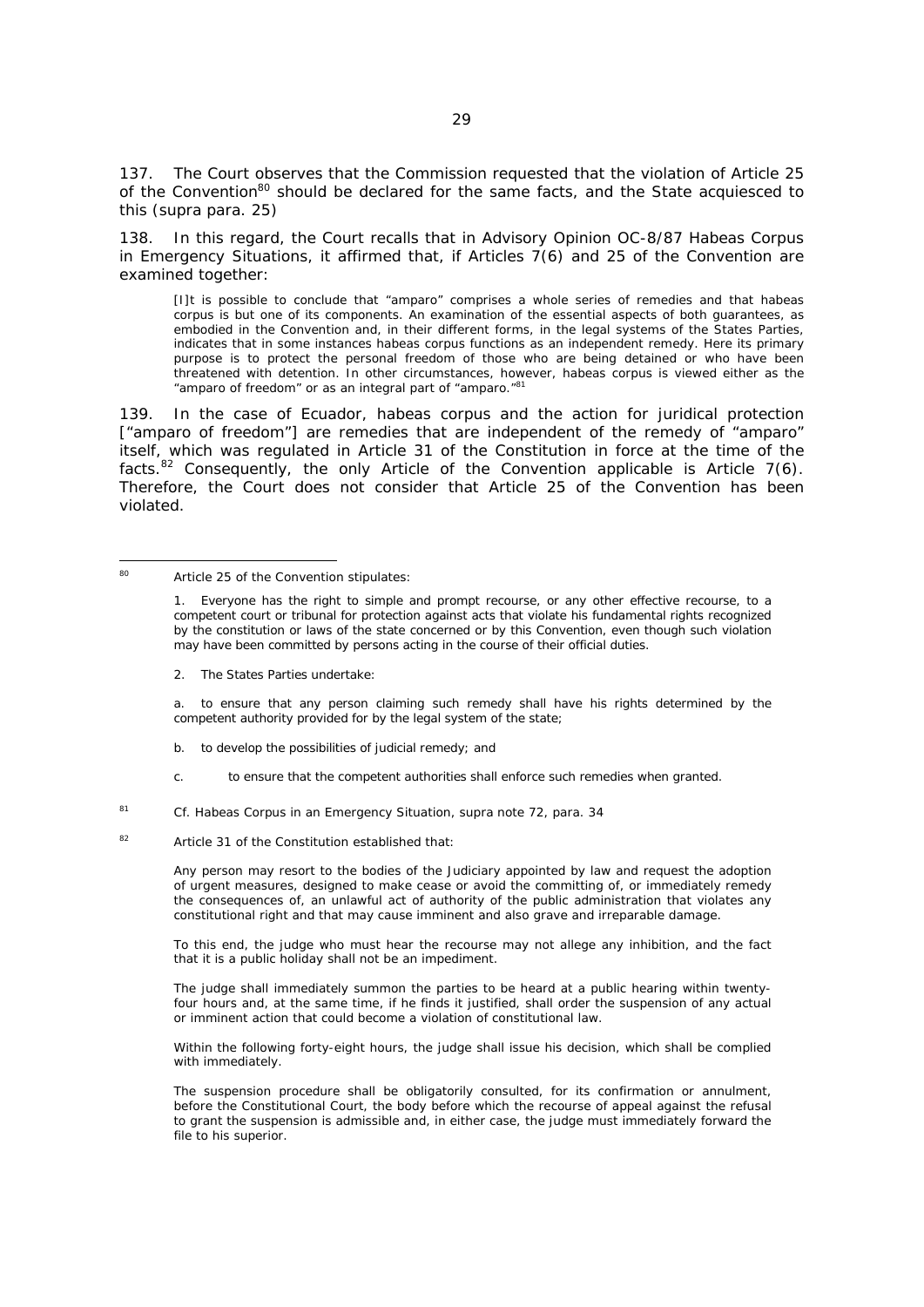137. The Court observes that the Commission requested that the violation of Article 25 of the Convention[80] should be declared for the same facts, and the State acquiesced to this (*supra* para. 25)

138. In this regard, the Court recalls that in Advisory Opinion OC-8/87 *Habeas Corpus in Emergency Situations*, it affirmed that, if Articles 7(6) and 25 of the Convention are examined together:

> [I]t is possible to conclude that "amparo" comprises a whole series of remedies and that habeas corpus is but one of its components. An examination of the essential aspects of both guarantees, as embodied in the Convention and, in their different forms, in the legal systems of the States Parties, indicates that in some instances habeas corpus functions as an independent remedy. Here its primary purpose is to protect the personal freedom of those who are being detained or who have been threatened with detention. In other circumstances, however, habeas corpus is viewed either as the "amparo of freedom" or as an integral part of "amparo."[81]

139. In the case of Ecuador, habeas corpus and the action for juridical protection ["amparo of freedom"] are remedies that are independent of the remedy of "amparo" itself, which was regulated in Article 31 of the Constitution in force at the time of the facts.[82] Consequently, the only Article of the Convention applicable is Article 7(6). Therefore, the Court does not consider that Article 25 of the Convention has been violated.

---

[80] Article 25 of the Convention stipulates:

> 1. Everyone has the right to simple and prompt recourse, or any other effective recourse, to a competent court or tribunal for protection against acts that violate his fundamental rights recognized by the constitution or laws of the state concerned or by this Convention, even though such violation may have been committed by persons acting in the course of their official duties.
>
> 2. The States Parties undertake:
>
> a. to ensure that any person claiming such remedy shall have his rights determined by the competent authority provided for by the legal system of the state;
>
> b. to develop the possibilities of judicial remedy; and
>
> c. to ensure that the competent authorities shall enforce such remedies when granted.

[81] *Cf. Habeas Corpus in an Emergency Situation, supra* note 72, para. 34

[82] Article 31 of the Constitution established that:

> Any person may resort to the bodies of the Judiciary appointed by law and request the adoption of urgent measures, designed to make cease or avoid the committing of, or immediately remedy the consequences of, an unlawful act of authority of the public administration that violates any constitutional right and that may cause imminent and also grave and irreparable damage.
>
> To this end, the judge who must hear the recourse may not allege any inhibition, and the fact that it is a public holiday shall not be an impediment.
>
> The judge shall immediately summon the parties to be heard at a public hearing within twenty-four hours and, at the same time, if he finds it justified, shall order the suspension of any actual or imminent action that could become a violation of constitutional law.
>
> Within the following forty-eight hours, the judge shall issue his decision, which shall be complied with immediately.
>
> The suspension procedure shall be obligatorily consulted, for its confirmation or annulment, before the Constitutional Court, the body before which the recourse of appeal against the refusal to grant the suspension is admissible and, in either case, the judge must immediately forward the file to his superior.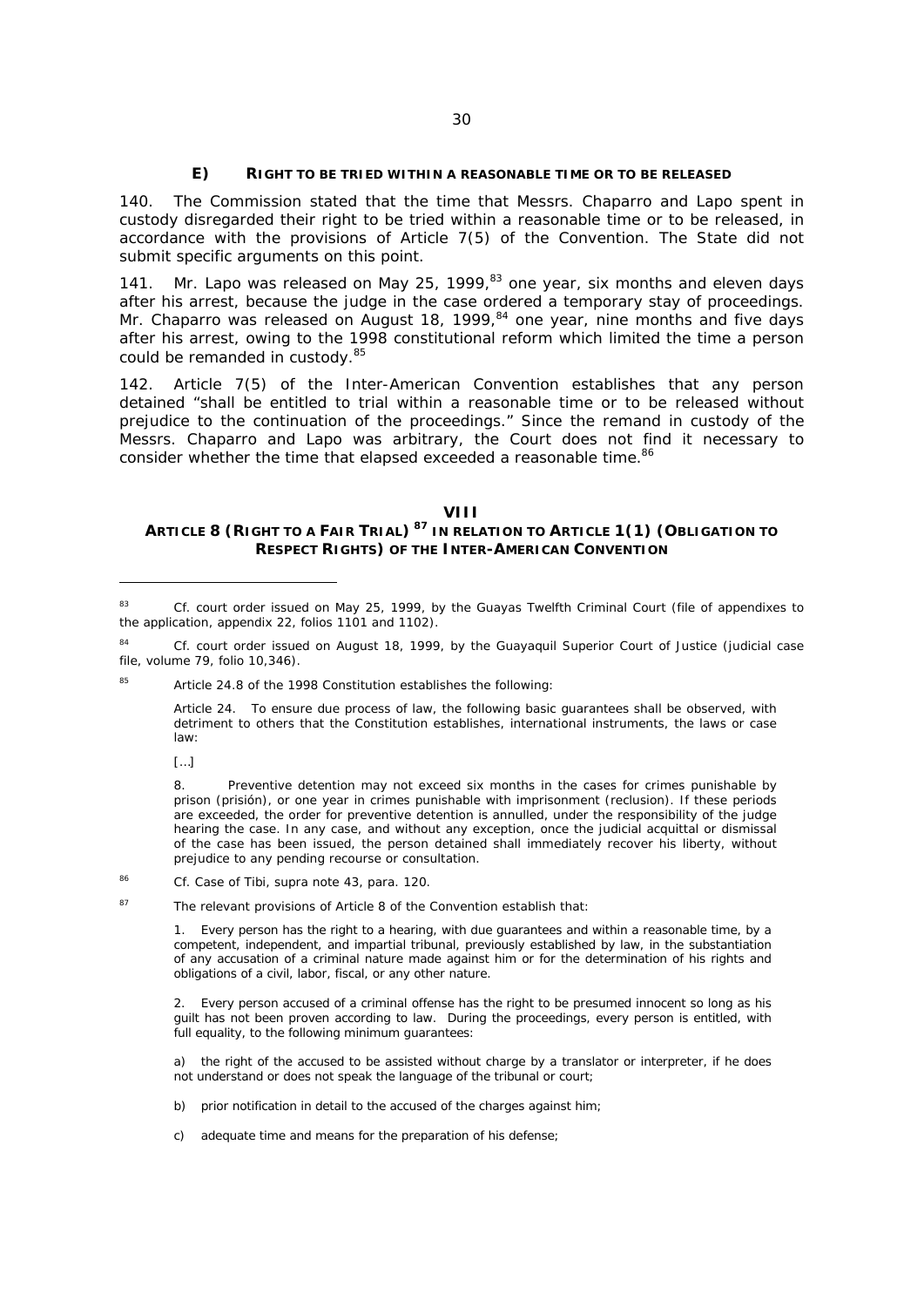### E) RIGHT TO BE TRIED WITHIN A REASONABLE TIME OR TO BE RELEASED

140. The Commission stated that the time that Messrs. Chaparro and Lapo spent in custody disregarded their right to be tried within a reasonable time or to be released, in accordance with the provisions of Article 7(5) of the Convention. The State did not submit specific arguments on this point.

141. Mr. Lapo was released on May 25, 1999,[83] one year, six months and eleven days after his arrest, because the judge in the case ordered a temporary stay of proceedings. Mr. Chaparro was released on August 18, 1999,[84] one year, nine months and five days after his arrest, owing to the 1998 constitutional reform which limited the time a person could be remanded in custody.[85]

142. Article 7(5) of the Inter-American Convention establishes that any person detained "shall be entitled to trial within a reasonable time or to be released without prejudice to the continuation of the proceedings." Since the remand in custody of the Messrs. Chaparro and Lapo was arbitrary, the Court does not find it necessary to consider whether the time that elapsed exceeded a reasonable time.[86]

## VIII
## ARTICLE 8 (RIGHT TO A FAIR TRIAL) [87] IN RELATION TO ARTICLE 1(1) (OBLIGATION TO RESPECT RIGHTS) OF THE INTER-AMERICAN CONVENTION

---

[83] Cf. court order issued on May 25, 1999, by the Guayas Twelfth Criminal Court (file of appendixes to the application, appendix 22, folios 1101 and 1102).

[84] Cf. court order issued on August 18, 1999, by the Guayaquil Superior Court of Justice (judicial case file, volume 79, folio 10,346).

[85] Article 24.8 of the 1998 Constitution establishes the following:

> Article 24. To ensure due process of law, the following basic guarantees shall be observed, with detriment to others that the Constitution establishes, international instruments, the laws or case law:
>
> [...]
>
> 8. Preventive detention may not exceed six months in the cases for crimes punishable by prison (*prisión*), or one year in crimes punishable with imprisonment (*reclusion*). If these periods are exceeded, the order for preventive detention is annulled, under the responsibility of the judge hearing the case. In any case, and without any exception, once the judicial acquittal or dismissal of the case has been issued, the person detained shall immediately recover his liberty, without prejudice to any pending recourse or consultation.

[86] Cf. *Case of Tibi*, *supra* note 43, para. 120.

[87] The relevant provisions of Article 8 of the Convention establish that:

> 1. Every person has the right to a hearing, with due guarantees and within a reasonable time, by a competent, independent, and impartial tribunal, previously established by law, in the substantiation of any accusation of a criminal nature made against him or for the determination of his rights and obligations of a civil, labor, fiscal, or any other nature.
>
> 2. Every person accused of a criminal offense has the right to be presumed innocent so long as his guilt has not been proven according to law. During the proceedings, every person is entitled, with full equality, to the following minimum guarantees:
>
> a) the right of the accused to be assisted without charge by a translator or interpreter, if he does not understand or does not speak the language of the tribunal or court;
>
> b) prior notification in detail to the accused of the charges against him;
>
> c) adequate time and means for the preparation of his defense;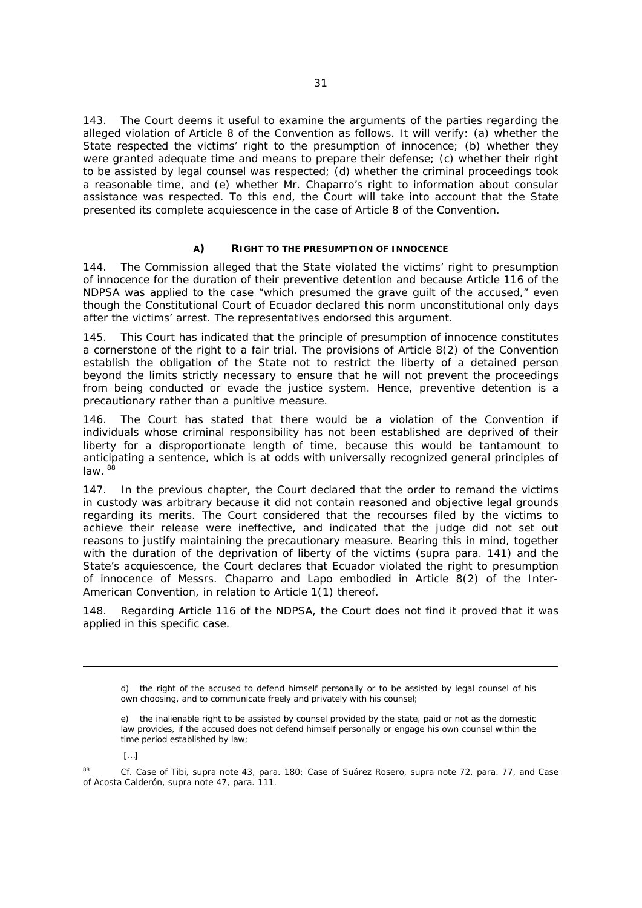143. The Court deems it useful to examine the arguments of the parties regarding the alleged violation of Article 8 of the Convention as follows. It will verify: (a) whether the State respected the victims' right to the presumption of innocence; (b) whether they were granted adequate time and means to prepare their defense; (c) whether their right to be assisted by legal counsel was respected; (d) whether the criminal proceedings took a reasonable time, and (e) whether Mr. Chaparro's right to information about consular assistance was respected. To this end, the Court will take into account that the State presented its complete acquiescence in the case of Article 8 of the Convention.

### A) RIGHT TO THE PRESUMPTION OF INNOCENCE

144. The Commission alleged that the State violated the victims' right to presumption of innocence for the duration of their preventive detention and because Article 116 of the NDPSA was applied to the case "which presumed the grave guilt of the accused," even though the Constitutional Court of Ecuador declared this norm unconstitutional only days after the victims' arrest. The representatives endorsed this argument.

145. This Court has indicated that the principle of presumption of innocence constitutes a cornerstone of the right to a fair trial. The provisions of Article 8(2) of the Convention establish the obligation of the State not to restrict the liberty of a detained person beyond the limits strictly necessary to ensure that he will not prevent the proceedings from being conducted or evade the justice system. Hence, preventive detention is a precautionary rather than a punitive measure.

146. The Court has stated that there would be a violation of the Convention if individuals whose criminal responsibility has not been established are deprived of their liberty for a disproportionate length of time, because this would be tantamount to anticipating a sentence, which is at odds with universally recognized general principles of law. [88]

147. In the previous chapter, the Court declared that the order to remand the victims in custody was arbitrary because it did not contain reasoned and objective legal grounds regarding its merits. The Court considered that the recourses filed by the victims to achieve their release were ineffective, and indicated that the judge did not set out reasons to justify maintaining the precautionary measure. Bearing this in mind, together with the duration of the deprivation of liberty of the victims (*supra* para. 141) and the State's acquiescence, the Court declares that Ecuador violated the right to presumption of innocence of Messrs. Chaparro and Lapo embodied in Article 8(2) of the Inter-American Convention, in relation to Article 1(1) thereof.

148. Regarding Article 116 of the NDPSA, the Court does not find it proved that it was applied in this specific case.

---

> d) the right of the accused to defend himself personally or to be assisted by legal counsel of his own choosing, and to communicate freely and privately with his counsel;
>
> e) the inalienable right to be assisted by counsel provided by the state, paid or not as the domestic law provides, if the accused does not defend himself personally or engage his own counsel within the time period established by law;
>
> […]

[88] *Cf. Case of Tibi, supra* note 43, para. 180; *Case of Suárez Rosero, supra* note 72, para. 77, and *Case of Acosta Calderón, supra* note 47, para. 111.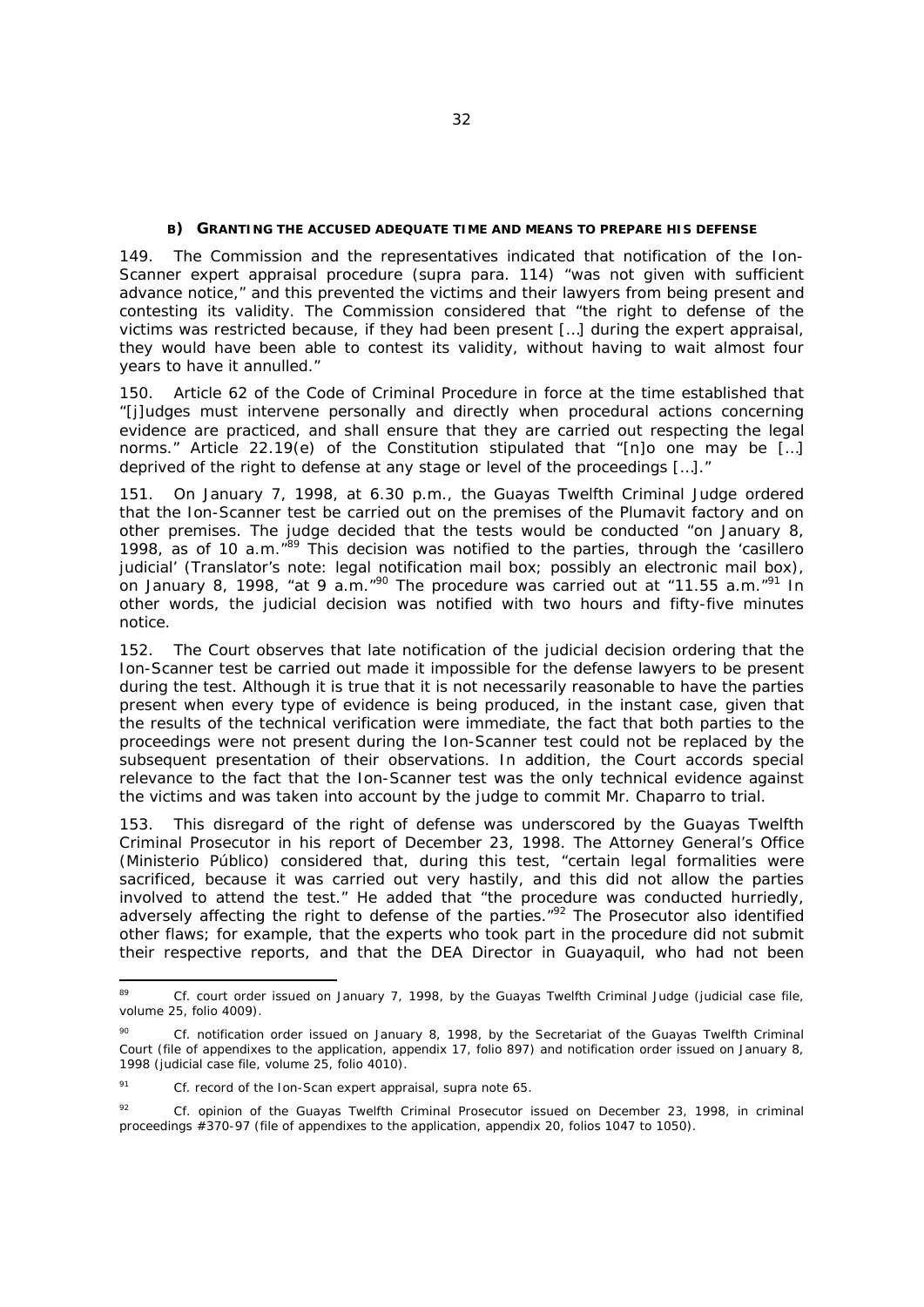### B) GRANTING THE ACCUSED ADEQUATE TIME AND MEANS TO PREPARE HIS DEFENSE

149. The Commission and the representatives indicated that notification of the Ion-Scanner expert appraisal procedure (*supra* para. 114) "was not given with sufficient advance notice," and this prevented the victims and their lawyers from being present and contesting its validity. The Commission considered that "the right to defense of the victims was restricted because, if they had been present […] during the expert appraisal, they would have been able to contest its validity, without having to wait almost four years to have it annulled."

150. Article 62 of the Code of Criminal Procedure in force at the time established that "[j]udges must intervene personally and directly when procedural actions concerning evidence are practiced, and shall ensure that they are carried out respecting the legal norms." Article 22.19(e) of the Constitution stipulated that "[n]o one may be […] deprived of the right to defense at any stage or level of the proceedings […]."

151. On January 7, 1998, at 6.30 p.m., the Guayas Twelfth Criminal Judge ordered that the Ion-Scanner test be carried out on the premises of the Plumavit factory and on other premises. The judge decided that the tests would be conducted "on January 8, 1998, as of 10 a.m."[89] This decision was notified to the parties, through the 'casillero judicial' (Translator's note: legal notification mail box; possibly an electronic mail box), on January 8, 1998, "at 9 a.m."[90] The procedure was carried out at "11.55 a.m."[91] In other words, the judicial decision was notified with two hours and fifty-five minutes notice.

152. The Court observes that late notification of the judicial decision ordering that the Ion-Scanner test be carried out made it impossible for the defense lawyers to be present during the test. Although it is true that it is not necessarily reasonable to have the parties present when every type of evidence is being produced, in the instant case, given that the results of the technical verification were immediate, the fact that both parties to the proceedings were not present during the Ion-Scanner test could not be replaced by the subsequent presentation of their observations. In addition, the Court accords special relevance to the fact that the Ion-Scanner test was the only technical evidence against the victims and was taken into account by the judge to commit Mr. Chaparro to trial.

153. This disregard of the right of defense was underscored by the Guayas Twelfth Criminal Prosecutor in his report of December 23, 1998. The Attorney General's Office (*Ministerio Público*) considered that, during this test, "certain legal formalities were sacrificed, because it was carried out very hastily, and this did not allow the parties involved to attend the test." He added that "the procedure was conducted hurriedly, adversely affecting the right to defense of the parties."[92] The Prosecutor also identified other flaws; for example, that the experts who took part in the procedure did not submit their respective reports, and that the DEA Director in Guayaquil, who had not been

---

[89] *Cf.* court order issued on January 7, 1998, by the Guayas Twelfth Criminal Judge (judicial case file, volume 25, folio 4009).

[90] *Cf.* notification order issued on January 8, 1998, by the Secretariat of the Guayas Twelfth Criminal Court (file of appendixes to the application, appendix 17, folio 897) and notification order issued on January 8, 1998 (judicial case file, volume 25, folio 4010).

[91] *Cf.* record of the Ion-Scan expert appraisal, *supra* note 65.

[92] *Cf.* opinion of the Guayas Twelfth Criminal Prosecutor issued on December 23, 1998, in criminal proceedings #370-97 (file of appendixes to the application, appendix 20, folios 1047 to 1050).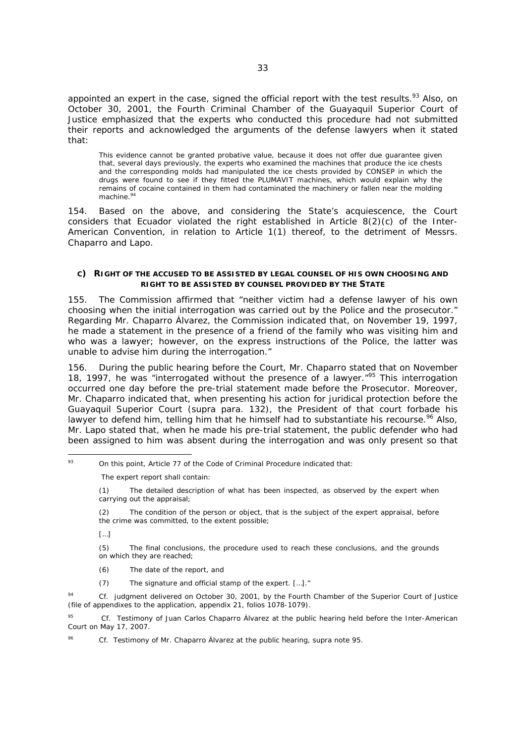appointed an expert in the case, signed the official report with the test results.[93] Also, on October 30, 2001, the Fourth Criminal Chamber of the Guayaquil Superior Court of Justice emphasized that the experts who conducted this procedure had not submitted their reports and acknowledged the arguments of the defense lawyers when it stated that:

> This evidence cannot be granted probative value, because it does not offer due guarantee given that, several days previously, the experts who examined the machines that produce the ice chests and the corresponding molds had manipulated the ice chests provided by CONSEP in which the drugs were found to see if they fitted the PLUMAVIT machines, which would explain why the remains of cocaine contained in them had contaminated the machinery or fallen near the molding machine.[94]

154. Based on the above, and considering the State's acquiescence, the Court considers that Ecuador violated the right established in Article 8(2)(c) of the Inter-American Convention, in relation to Article 1(1) thereof, to the detriment of Messrs. Chaparro and Lapo.

#### c) RIGHT OF THE ACCUSED TO BE ASSISTED BY LEGAL COUNSEL OF HIS OWN CHOOSING AND RIGHT TO BE ASSISTED BY COUNSEL PROVIDED BY THE STATE

155. The Commission affirmed that "neither victim had a defense lawyer of his own choosing when the initial interrogation was carried out by the Police and the prosecutor." Regarding Mr. Chaparro Álvarez, the Commission indicated that, on November 19, 1997, he made a statement in the presence of a friend of the family who was visiting him and who was a lawyer; however, on the express instructions of the Police, the latter was unable to advise him during the interrogation."

156. During the public hearing before the Court, Mr. Chaparro stated that on November 18, 1997, he was "interrogated without the presence of a lawyer."[95] This interrogation occurred one day before the pre-trial statement made before the Prosecutor. Moreover, Mr. Chaparro indicated that, when presenting his action for juridical protection before the Guayaquil Superior Court (supra para. 132), the President of that court forbade his lawyer to defend him, telling him that he himself had to substantiate his recourse.[96] Also, Mr. Lapo stated that, when he made his pre-trial statement, the public defender who had been assigned to him was absent during the interrogation and was only present so that

---

[93] On this point, Article 77 of the Code of Criminal Procedure indicated that:

> The expert report shall contain:
>
> (1) The detailed description of what has been inspected, as observed by the expert when carrying out the appraisal;
>
> (2) The condition of the person or object, that is the subject of the expert appraisal, before the crime was committed, to the extent possible;
>
> […]
>
> (5) The final conclusions, the procedure used to reach these conclusions, and the grounds on which they are reached;
>
> (6) The date of the report, and
>
> (7) The signature and official stamp of the expert. […]."

[94] *Cf.* judgment delivered on October 30, 2001, by the Fourth Chamber of the Superior Court of Justice (file of appendixes to the application, appendix 21, folios 1078-1079).

[95] *Cf.* Testimony of Juan Carlos Chaparro Álvarez at the public hearing held before the Inter-American Court on May 17, 2007.

[96] *Cf.* Testimony of Mr. Chaparro Álvarez at the public hearing, supra note 95.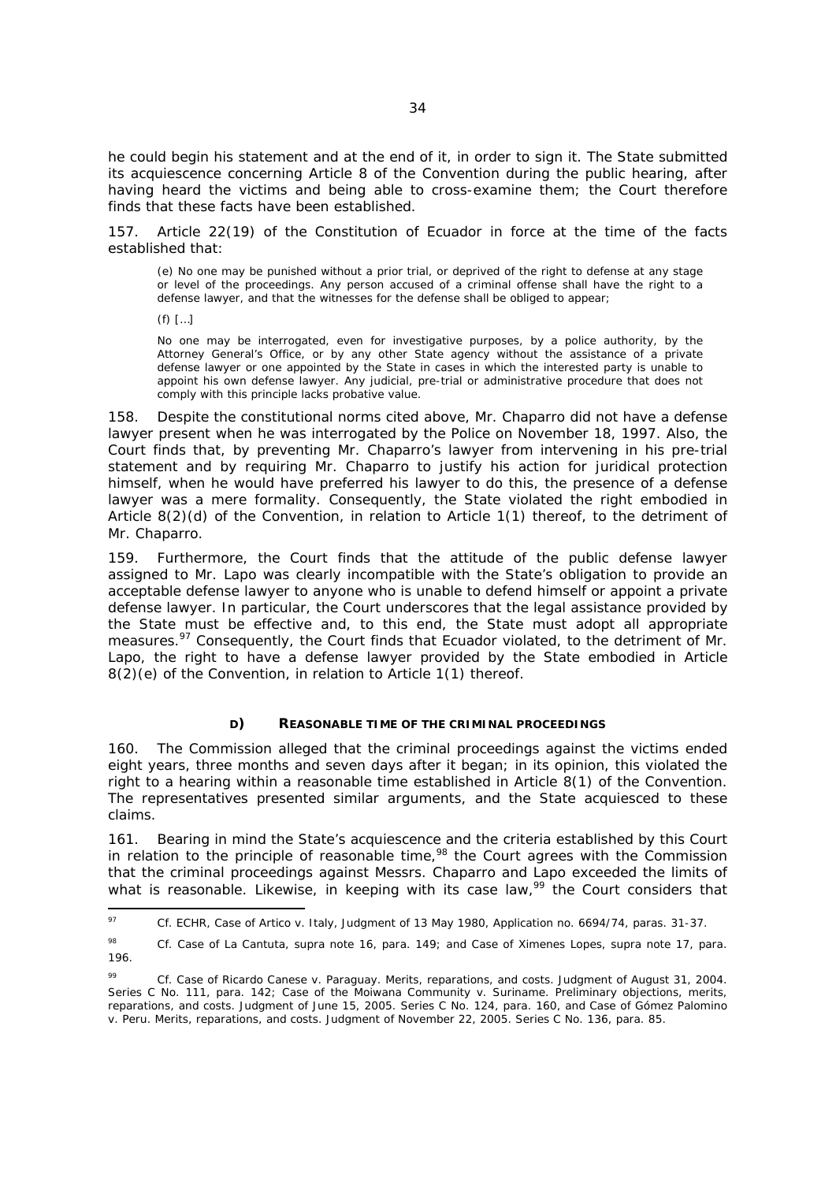he could begin his statement and at the end of it, in order to sign it. The State submitted its acquiescence concerning Article 8 of the Convention during the public hearing, after having heard the victims and being able to cross-examine them; the Court therefore finds that these facts have been established.

157. Article 22(19) of the Constitution of Ecuador in force at the time of the facts established that:

> (e) No one may be punished without a prior trial, or deprived of the right to defense at any stage or level of the proceedings. Any person accused of a criminal offense shall have the right to a defense lawyer, and that the witnesses for the defense shall be obliged to appear;
>
> (f) […]
>
> No one may be interrogated, even for investigative purposes, by a police authority, by the Attorney General's Office, or by any other State agency without the assistance of a private defense lawyer or one appointed by the State in cases in which the interested party is unable to appoint his own defense lawyer. Any judicial, pre-trial or administrative procedure that does not comply with this principle lacks probative value.

158. Despite the constitutional norms cited above, Mr. Chaparro did not have a defense lawyer present when he was interrogated by the Police on November 18, 1997. Also, the Court finds that, by preventing Mr. Chaparro's lawyer from intervening in his pre-trial statement and by requiring Mr. Chaparro to justify his action for juridical protection himself, when he would have preferred his lawyer to do this, the presence of a defense lawyer was a mere formality. Consequently, the State violated the right embodied in Article 8(2)(d) of the Convention, in relation to Article 1(1) thereof, to the detriment of Mr. Chaparro.

159. Furthermore, the Court finds that the attitude of the public defense lawyer assigned to Mr. Lapo was clearly incompatible with the State's obligation to provide an acceptable defense lawyer to anyone who is unable to defend himself or appoint a private defense lawyer. In particular, the Court underscores that the legal assistance provided by the State must be effective and, to this end, the State must adopt all appropriate measures.[97] Consequently, the Court finds that Ecuador violated, to the detriment of Mr. Lapo, the right to have a defense lawyer provided by the State embodied in Article 8(2)(e) of the Convention, in relation to Article 1(1) thereof.

### D) REASONABLE TIME OF THE CRIMINAL PROCEEDINGS

160. The Commission alleged that the criminal proceedings against the victims ended eight years, three months and seven days after it began; in its opinion, this violated the right to a hearing within a reasonable time established in Article 8(1) of the Convention. The representatives presented similar arguments, and the State acquiesced to these claims.

161. Bearing in mind the State's acquiescence and the criteria established by this Court in relation to the principle of reasonable time,[98] the Court agrees with the Commission that the criminal proceedings against Messrs. Chaparro and Lapo exceeded the limits of what is reasonable. Likewise, in keeping with its case law,[99] the Court considers that

---

[97] *Cf.* ECHR, Case of Artico v. Italy, Judgment of 13 May 1980, Application no. 6694/74, paras. 31-37.

[98] *Cf. Case of La Cantuta, supra* note 16, para. 149; and *Case of Ximenes Lopes, supra* note 17, para. 196.

[99] *Cf. Case of Ricardo Canese v. Paraguay. Merits, reparations, and costs.* Judgment of August 31, 2004. Series C No. 111, para. 142; *Case of the Moiwana Community v. Suriname. Preliminary objections, merits, reparations, and costs.* Judgment of June 15, 2005. Series C No. 124, para. 160, and *Case of Gómez Palomino v. Peru. Merits, reparations, and costs.* Judgment of November 22, 2005. Series C No. 136, para. 85.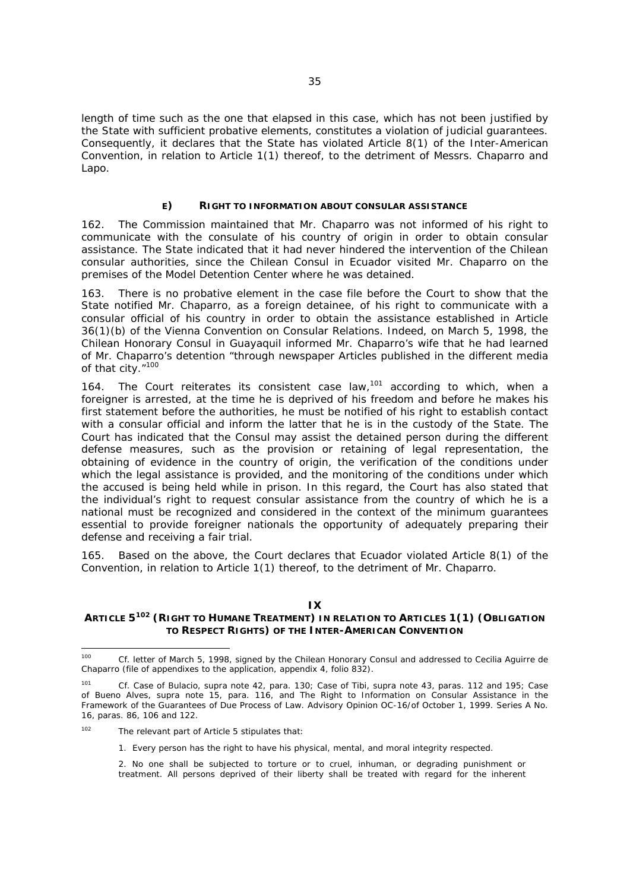length of time such as the one that elapsed in this case, which has not been justified by the State with sufficient probative elements, constitutes a violation of judicial guarantees. Consequently, it declares that the State has violated Article 8(1) of the Inter-American Convention, in relation to Article 1(1) thereof, to the detriment of Messrs. Chaparro and Lapo.

### E) RIGHT TO INFORMATION ABOUT CONSULAR ASSISTANCE

162. The Commission maintained that Mr. Chaparro was not informed of his right to communicate with the consulate of his country of origin in order to obtain consular assistance. The State indicated that it had never hindered the intervention of the Chilean consular authorities, since the Chilean Consul in Ecuador visited Mr. Chaparro on the premises of the Model Detention Center where he was detained.

163. There is no probative element in the case file before the Court to show that the State notified Mr. Chaparro, as a foreign detainee, of his right to communicate with a consular official of his country in order to obtain the assistance established in Article 36(1)(b) of the Vienna Convention on Consular Relations. Indeed, on March 5, 1998, the Chilean Honorary Consul in Guayaquil informed Mr. Chaparro's wife that he had learned of Mr. Chaparro's detention "through newspaper Articles published in the different media of that city."[100]

164. The Court reiterates its consistent case law,[101] according to which, when a foreigner is arrested, at the time he is deprived of his freedom and before he makes his first statement before the authorities, he must be notified of his right to establish contact with a consular official and inform the latter that he is in the custody of the State. The Court has indicated that the Consul may assist the detained person during the different defense measures, such as the provision or retaining of legal representation, the obtaining of evidence in the country of origin, the verification of the conditions under which the legal assistance is provided, and the monitoring of the conditions under which the accused is being held while in prison. In this regard, the Court has also stated that the individual's right to request consular assistance from the country of which he is a national must be recognized and considered in the context of the minimum guarantees essential to provide foreigner nationals the opportunity of adequately preparing their defense and receiving a fair trial.

165. Based on the above, the Court declares that Ecuador violated Article 8(1) of the Convention, in relation to Article 1(1) thereof, to the detriment of Mr. Chaparro.

## IX
## ARTICLE 5[102] (RIGHT TO HUMANE TREATMENT) IN RELATION TO ARTICLES 1(1) (OBLIGATION TO RESPECT RIGHTS) OF THE INTER-AMERICAN CONVENTION

---

[100] Cf. letter of March 5, 1998, signed by the Chilean Honorary Consul and addressed to Cecilia Aguirre de Chaparro (file of appendixes to the application, appendix 4, folio 832).

[101] Cf. Case of Bulacio, supra note 42, para. 130; Case of Tibi, supra note 43, paras. 112 and 195; Case of Bueno Alves, supra note 15, para. 116, and The Right to Information on Consular Assistance in the Framework of the Guarantees of Due Process of Law. Advisory Opinion OC-16/of October 1, 1999. Series A No. 16, paras. 86, 106 and 122.

[102] The relevant part of Article 5 stipulates that:

1. Every person has the right to have his physical, mental, and moral integrity respected.

2. No one shall be subjected to torture or to cruel, inhuman, or degrading punishment or treatment. All persons deprived of their liberty shall be treated with regard for the inherent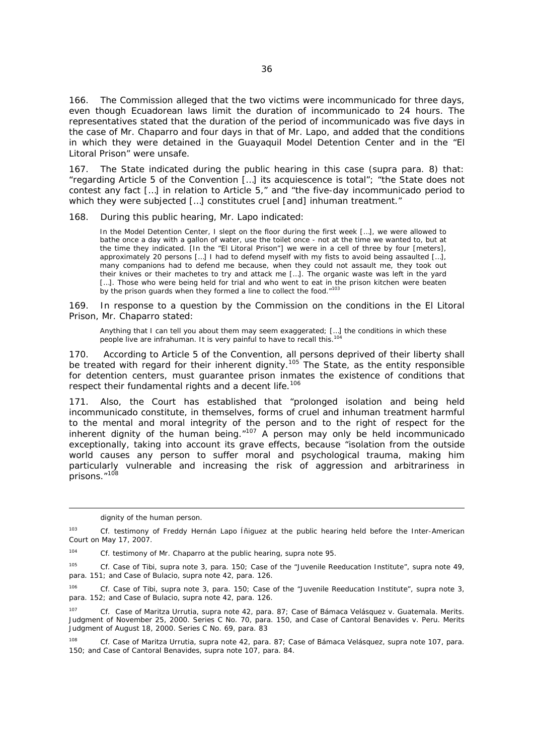166. The Commission alleged that the two victims were incommunicado for three days, even though Ecuadorean laws limit the duration of incommunicado to 24 hours. The representatives stated that the duration of the period of incommunicado was five days in the case of Mr. Chaparro and four days in that of Mr. Lapo, and added that the conditions in which they were detained in the Guayaquil Model Detention Center and in the "El Litoral Prison" were unsafe.

167. The State indicated during the public hearing in this case (supra para. 8) that: "regarding Article 5 of the Convention […] its acquiescence is total"; "the State does not contest any fact […] in relation to Article 5," and "the five-day incommunicado period to which they were subjected […] constitutes cruel [and] inhuman treatment."

168. During this public hearing, Mr. Lapo indicated:

> In the Model Detention Center, I slept on the floor during the first week […], we were allowed to bathe once a day with a gallon of water, use the toilet once - not at the time we wanted to, but at the time they indicated. [In the "El Litoral Prison"] we were in a cell of three by four [meters], approximately 20 persons […] I had to defend myself with my fists to avoid being assaulted […], many companions had to defend me because, when they could not assault me, they took out their knives or their machetes to try and attack me […]. The organic waste was left in the yard […]. Those who were being held for trial and who went to eat in the prison kitchen were beaten by the prison guards when they formed a line to collect the food."[103]

169. In response to a question by the Commission on the conditions in the El Litoral Prison, Mr. Chaparro stated:

> Anything that I can tell you about them may seem exaggerated; […] the conditions in which these people live are infrahuman. It is very painful to have to recall this.[104]

170. According to Article 5 of the Convention, all persons deprived of their liberty shall be treated with regard for their inherent dignity.[105] The State, as the entity responsible for detention centers, must guarantee prison inmates the existence of conditions that respect their fundamental rights and a decent life.[106]

171. Also, the Court has established that "prolonged isolation and being held incommunicado constitute, in themselves, forms of cruel and inhuman treatment harmful to the mental and moral integrity of the person and to the right of respect for the inherent dignity of the human being."[107] A person may only be held incommunicado exceptionally, taking into account its grave effects, because "isolation from the outside world causes any person to suffer moral and psychological trauma, making him particularly vulnerable and increasing the risk of aggression and arbitrariness in prisons."[108]

---

dignity of the human person.

[103] Cf. testimony of Freddy Hernán Lapo Íñiguez at the public hearing held before the Inter-American Court on May 17, 2007.

[104] Cf. testimony of Mr. Chaparro at the public hearing, supra note 95.

[105] Cf. Case of Tibi, supra note 3, para. 150; Case of the "Juvenile Reeducation Institute", supra note 49, para. 151; and Case of Bulacio, supra note 42, para. 126.

[106] Cf. Case of Tibi, supra note 3, para. 150; Case of the "Juvenile Reeducation Institute", supra note 3, para. 152; and Case of Bulacio, supra note 42, para. 126.

[107] Cf. Case of Maritza Urrutia, supra note 42, para. 87; Case of Bámaca Velásquez v. Guatemala. Merits. Judgment of November 25, 2000. Series C No. 70, para. 150, and Case of Cantoral Benavides v. Peru. Merits Judgment of August 18, 2000. Series C No. 69, para. 83

[108] Cf. Case of Maritza Urrutia, supra note 42, para. 87; Case of Bámaca Velásquez, supra note 107, para. 150; and Case of Cantoral Benavides, supra note 107, para. 84.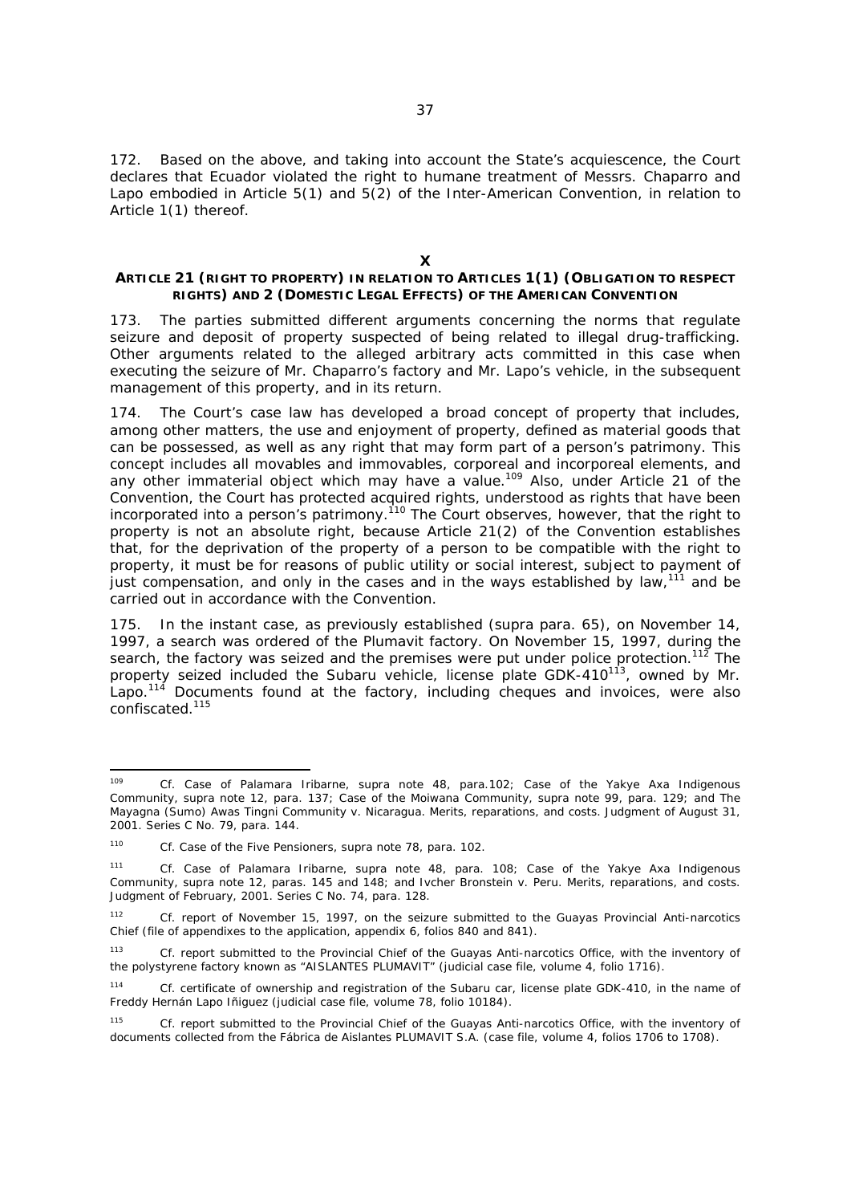172. Based on the above, and taking into account the State's acquiescence, the Court declares that Ecuador violated the right to humane treatment of Messrs. Chaparro and Lapo embodied in Article 5(1) and 5(2) of the Inter-American Convention, in relation to Article 1(1) thereof.

## X

### ARTICLE 21 (RIGHT TO PROPERTY) IN RELATION TO ARTICLES 1(1) (OBLIGATION TO RESPECT RIGHTS) AND 2 (DOMESTIC LEGAL EFFECTS) OF THE AMERICAN CONVENTION

173. The parties submitted different arguments concerning the norms that regulate seizure and deposit of property suspected of being related to illegal drug-trafficking. Other arguments related to the alleged arbitrary acts committed in this case when executing the seizure of Mr. Chaparro's factory and Mr. Lapo's vehicle, in the subsequent management of this property, and in its return.

174. The Court's case law has developed a broad concept of property that includes, among other matters, the use and enjoyment of property, defined as material goods that can be possessed, as well as any right that may form part of a person's patrimony. This concept includes all movables and immovables, corporeal and incorporeal elements, and any other immaterial object which may have a value.[109] Also, under Article 21 of the Convention, the Court has protected acquired rights, understood as rights that have been incorporated into a person's patrimony.[110] The Court observes, however, that the right to property is not an absolute right, because Article 21(2) of the Convention establishes that, for the deprivation of the property of a person to be compatible with the right to property, it must be for reasons of public utility or social interest, subject to payment of just compensation, and only in the cases and in the ways established by law,[111] and be carried out in accordance with the Convention.

175. In the instant case, as previously established (*supra* para. 65), on November 14, 1997, a search was ordered of the Plumavit factory. On November 15, 1997, during the search, the factory was seized and the premises were put under police protection.[112] The property seized included the Subaru vehicle, license plate GDK-410[113], owned by Mr. Lapo.[114] Documents found at the factory, including cheques and invoices, were also confiscated.[115]

---

[109] *Cf. Case of Palamara Iribarne*, *supra* note 48, para.102; *Case of the Yakye Axa Indigenous Community*, *supra* note 12, para. 137; *Case of the Moiwana Community*, *supra* note 99, para. 129; and *The Mayagna (Sumo) Awas Tingni Community v. Nicaragua. Merits, reparations, and costs*. Judgment of August 31, 2001. Series C No. 79, para. 144.

[110] *Cf. Case of the Five Pensioners*, *supra* note 78, para. 102.

[111] *Cf. Case of Palamara Iribarne*, *supra* note 48, para. 108; *Case of the Yakye Axa Indigenous Community*, *supra* note 12, paras. 145 and 148; and *Ivcher Bronstein v. Peru. Merits, reparations, and costs*. Judgment of February, 2001. Series C No. 74, para. 128.

[112] *Cf.* report of November 15, 1997, on the seizure submitted to the Guayas Provincial Anti-narcotics Chief (file of appendixes to the application, appendix 6, folios 840 and 841).

[113] *Cf.* report submitted to the Provincial Chief of the Guayas Anti-narcotics Office, with the inventory of the polystyrene factory known as "AISLANTES PLUMAVIT" (judicial case file, volume 4, folio 1716).

[114] *Cf.* certificate of ownership and registration of the Subaru car, license plate GDK-410, in the name of Freddy Hernán Lapo Iñiguez (judicial case file, volume 78, folio 10184).

[115] *Cf.* report submitted to the Provincial Chief of the Guayas Anti-narcotics Office, with the inventory of documents collected from the Fábrica de Aislantes PLUMAVIT S.A. (case file, volume 4, folios 1706 to 1708).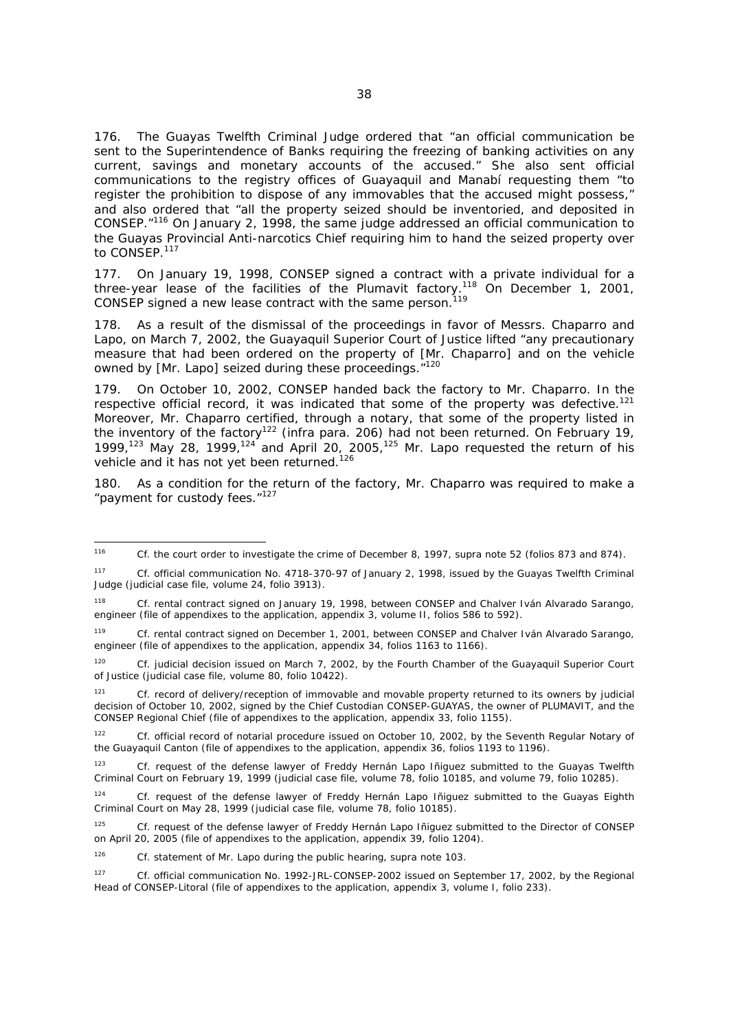176. The Guayas Twelfth Criminal Judge ordered that "an official communication be sent to the Superintendence of Banks requiring the freezing of banking activities on any current, savings and monetary accounts of the accused." She also sent official communications to the registry offices of Guayaquil and Manabí requesting them "to register the prohibition to dispose of any immovables that the accused might possess," and also ordered that "all the property seized should be inventoried, and deposited in CONSEP."[116] On January 2, 1998, the same judge addressed an official communication to the Guayas Provincial Anti-narcotics Chief requiring him to hand the seized property over to CONSEP.[117]

177. On January 19, 1998, CONSEP signed a contract with a private individual for a three-year lease of the facilities of the Plumavit factory.[118] On December 1, 2001, CONSEP signed a new lease contract with the same person.[119]

178. As a result of the dismissal of the proceedings in favor of Messrs. Chaparro and Lapo, on March 7, 2002, the Guayaquil Superior Court of Justice lifted "any precautionary measure that had been ordered on the property of [Mr. Chaparro] and on the vehicle owned by [Mr. Lapo] seized during these proceedings."[120]

179. On October 10, 2002, CONSEP handed back the factory to Mr. Chaparro. In the respective official record, it was indicated that some of the property was defective.[121] Moreover, Mr. Chaparro certified, through a notary, that some of the property listed in the inventory of the factory[122] (*infra* para. 206) had not been returned. On February 19, 1999,[123] May 28, 1999,[124] and April 20, 2005,[125] Mr. Lapo requested the return of his vehicle and it has not yet been returned.[126]

180. As a condition for the return of the factory, Mr. Chaparro was required to make a "payment for custody fees."[127]

---

[116] *Cf.* the court order to investigate the crime of December 8, 1997, *supra* note 52 (folios 873 and 874).

[117] *Cf.* official communication No. 4718-370-97 of January 2, 1998, issued by the Guayas Twelfth Criminal Judge (judicial case file, volume 24, folio 3913).

[118] *Cf.* rental contract signed on January 19, 1998, between CONSEP and Chalver Iván Alvarado Sarango, engineer (file of appendixes to the application, appendix 3, volume II, folios 586 to 592).

[119] *Cf.* rental contract signed on December 1, 2001, between CONSEP and Chalver Iván Alvarado Sarango, engineer (file of appendixes to the application, appendix 34, folios 1163 to 1166).

[120] *Cf.* judicial decision issued on March 7, 2002, by the Fourth Chamber of the Guayaquil Superior Court of Justice (judicial case file, volume 80, folio 10422).

[121] *Cf.* record of delivery/reception of immovable and movable property returned to its owners by judicial decision of October 10, 2002, signed by the Chief Custodian CONSEP-GUAYAS, the owner of PLUMAVIT, and the CONSEP Regional Chief (file of appendixes to the application, appendix 33, folio 1155).

[122] *Cf.* official record of notarial procedure issued on October 10, 2002, by the Seventh Regular Notary of the Guayaquil Canton (file of appendixes to the application, appendix 36, folios 1193 to 1196).

[123] *Cf.* request of the defense lawyer of Freddy Hernán Lapo Iñiguez submitted to the Guayas Twelfth Criminal Court on February 19, 1999 (judicial case file, volume 78, folio 10185, and volume 79, folio 10285).

[124] *Cf.* request of the defense lawyer of Freddy Hernán Lapo Iñiguez submitted to the Guayas Eighth Criminal Court on May 28, 1999 (judicial case file, volume 78, folio 10185).

[125] *Cf.* request of the defense lawyer of Freddy Hernán Lapo Iñiguez submitted to the Director of CONSEP on April 20, 2005 (file of appendixes to the application, appendix 39, folio 1204).

[126] *Cf.* statement of Mr. Lapo during the public hearing, *supra* note 103.

[127] *Cf.* official communication No. 1992-JRL-CONSEP-2002 issued on September 17, 2002, by the Regional Head of CONSEP-Litoral (file of appendixes to the application, appendix 3, volume I, folio 233).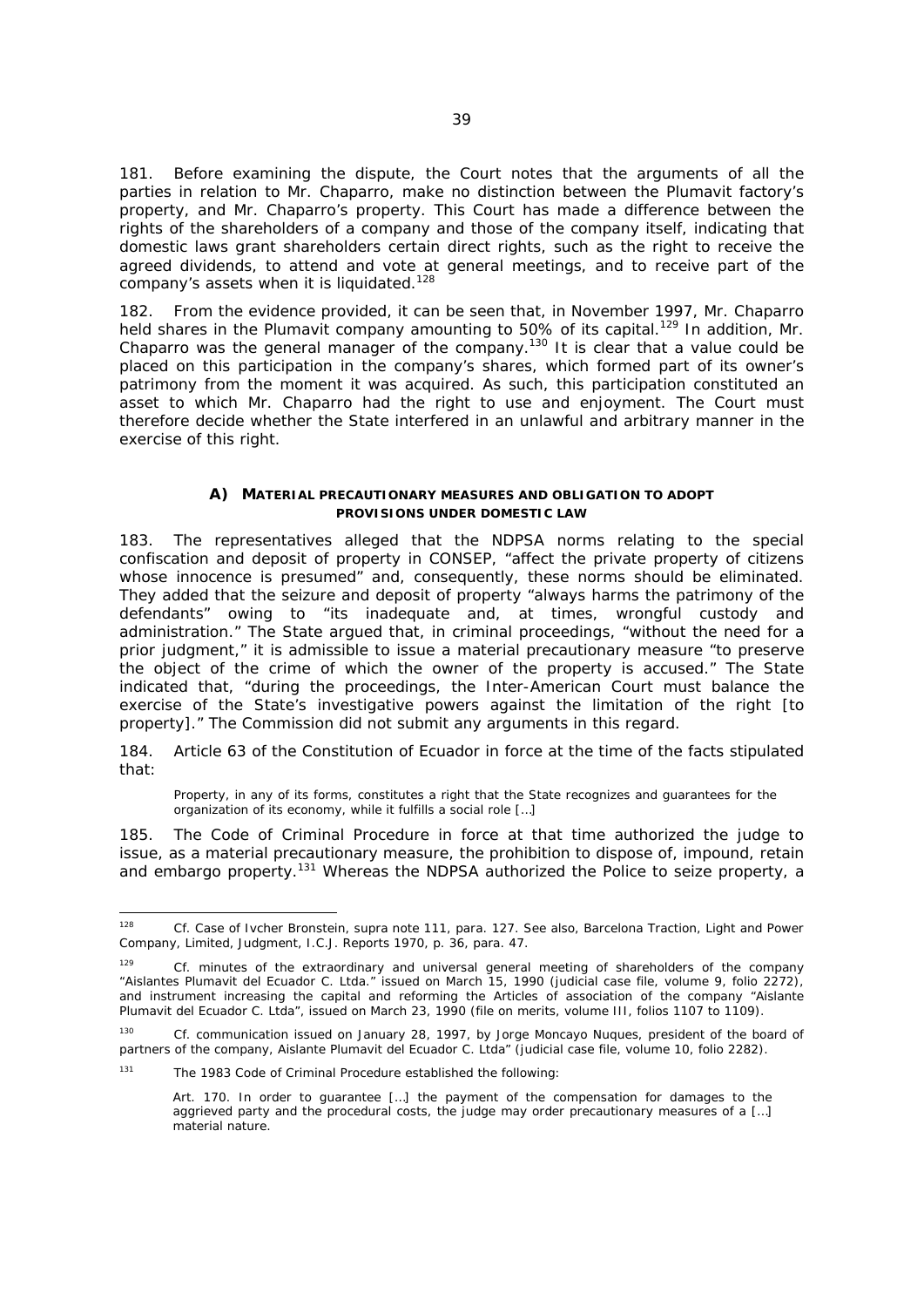181. Before examining the dispute, the Court notes that the arguments of all the parties in relation to Mr. Chaparro, make no distinction between the Plumavit factory's property, and Mr. Chaparro's property. This Court has made a difference between the rights of the shareholders of a company and those of the company itself, indicating that domestic laws grant shareholders certain direct rights, such as the right to receive the agreed dividends, to attend and vote at general meetings, and to receive part of the company's assets when it is liquidated.[128]

182. From the evidence provided, it can be seen that, in November 1997, Mr. Chaparro held shares in the Plumavit company amounting to 50% of its capital.[129] In addition, Mr. Chaparro was the general manager of the company.[130] It is clear that a value could be placed on this participation in the company's shares, which formed part of its owner's patrimony from the moment it was acquired. As such, this participation constituted an asset to which Mr. Chaparro had the right to use and enjoyment. The Court must therefore decide whether the State interfered in an unlawful and arbitrary manner in the exercise of this right.

### A) MATERIAL PRECAUTIONARY MEASURES AND OBLIGATION TO ADOPT PROVISIONS UNDER DOMESTIC LAW

183. The representatives alleged that the NDPSA norms relating to the special confiscation and deposit of property in CONSEP, "affect the private property of citizens whose innocence is presumed" and, consequently, these norms should be eliminated. They added that the seizure and deposit of property "always harms the patrimony of the defendants" owing to "its inadequate and, at times, wrongful custody and administration." The State argued that, in criminal proceedings, "without the need for a prior judgment," it is admissible to issue a material precautionary measure "to preserve the object of the crime of which the owner of the property is accused." The State indicated that, "during the proceedings, the Inter-American Court must balance the exercise of the State's investigative powers against the limitation of the right [to property]." The Commission did not submit any arguments in this regard.

184. Article 63 of the Constitution of Ecuador in force at the time of the facts stipulated that:

> Property, in any of its forms, constitutes a right that the State recognizes and guarantees for the organization of its economy, while it fulfills a social role […]

185. The Code of Criminal Procedure in force at that time authorized the judge to issue, as a material precautionary measure, the prohibition to dispose of, impound, retain and embargo property.[131] Whereas the NDPSA authorized the Police to seize property, a

---

[128] *Cf. Case of Ivcher Bronstein, supra* note 111, para. 127. See also, Barcelona Traction, Light and Power Company, Limited, Judgment, I.C.J. Reports 1970, p. 36, para. 47.

[129] *Cf.* minutes of the extraordinary and universal general meeting of shareholders of the company "Aislantes Plumavit del Ecuador C. Ltda." issued on March 15, 1990 (judicial case file, volume 9, folio 2272), and instrument increasing the capital and reforming the Articles of association of the company "Aislante Plumavit del Ecuador C. Ltda", issued on March 23, 1990 (file on merits, volume III, folios 1107 to 1109).

[130] *Cf.* communication issued on January 28, 1997, by Jorge Moncayo Nuques, president of the board of partners of the company, Aislante Plumavit del Ecuador C. Ltda" (judicial case file, volume 10, folio 2282).

[131] The 1983 Code of Criminal Procedure established the following:

> Art. 170. In order to guarantee […] the payment of the compensation for damages to the aggrieved party and the procedural costs, the judge may order precautionary measures of a […] material nature.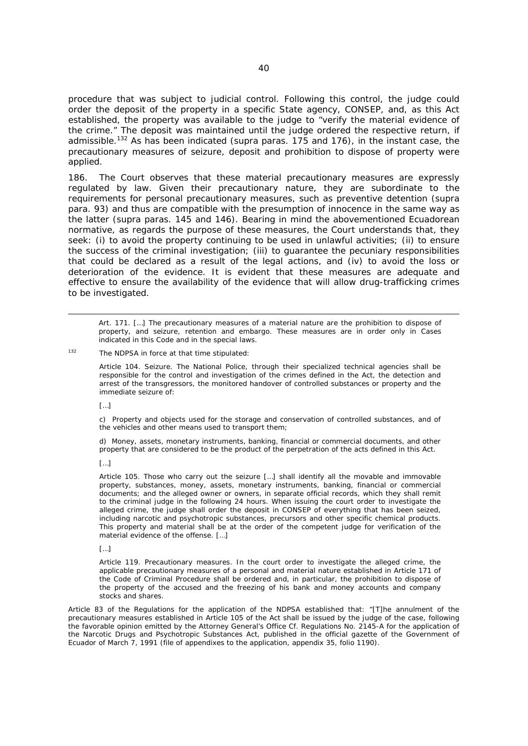procedure that was subject to judicial control. Following this control, the judge could order the deposit of the property in a specific State agency, CONSEP, and, as this Act established, the property was available to the judge to "verify the material evidence of the crime." The deposit was maintained until the judge ordered the respective return, if admissible.[132] As has been indicated (*supra* paras. 175 and 176), in the instant case, the precautionary measures of seizure, deposit and prohibition to dispose of property were applied.

186. The Court observes that these material precautionary measures are expressly regulated by law. Given their precautionary nature, they are subordinate to the requirements for personal precautionary measures, such as preventive detention (*supra* para. 93) and thus are compatible with the presumption of innocence in the same way as the latter (*supra* paras. 145 and 146). Bearing in mind the abovementioned Ecuadorean normative, as regards the purpose of these measures, the Court understands that, they seek: (i) to avoid the property continuing to be used in unlawful activities; (ii) to ensure the success of the criminal investigation; (iii) to guarantee the pecuniary responsibilities that could be declared as a result of the legal actions, and (iv) to avoid the loss or deterioration of the evidence. It is evident that these measures are adequate and effective to ensure the availability of the evidence that will allow drug-trafficking crimes to be investigated.

---

> Art. 171. […] The precautionary measures of a material nature are the prohibition to dispose of property, and seizure, retention and embargo. These measures are in order only in Cases indicated in this Code and in the special laws.

[132] The NDPSA in force at that time stipulated:

> Article 104. Seizure. The National Police, through their specialized technical agencies shall be responsible for the control and investigation of the crimes defined in the Act, the detection and arrest of the transgressors, the monitored handover of controlled substances or property and the immediate seizure of:
>
> […]
>
> c) Property and objects used for the storage and conservation of controlled substances, and of the vehicles and other means used to transport them;
>
> d) Money, assets, monetary instruments, banking, financial or commercial documents, and other property that are considered to be the product of the perpetration of the acts defined in this Act.
>
> […]
>
> Article 105. Those who carry out the seizure […] shall identify all the movable and immovable property, substances, money, assets, monetary instruments, banking, financial or commercial documents; and the alleged owner or owners, in separate official records, which they shall remit to the criminal judge in the following 24 hours. When issuing the court order to investigate the alleged crime, the judge shall order the deposit in CONSEP of everything that has been seized, including narcotic and psychotropic substances, precursors and other specific chemical products. This property and material shall be at the order of the competent judge for verification of the material evidence of the offense. […]
>
> […]
>
> Article 119. Precautionary measures. In the court order to investigate the alleged crime, the applicable precautionary measures of a personal and material nature established in Article 171 of the Code of Criminal Procedure shall be ordered and, in particular, the prohibition to dispose of the property of the accused and the freezing of his bank and money accounts and company stocks and shares.

Article 83 of the Regulations for the application of the NDPSA established that: "[T]he annulment of the precautionary measures established in Article 105 of the Act shall be issued by the judge of the case, following the favorable opinion emitted by the Attorney General's Office *Cf.* Regulations No. 2145-A for the application of the Narcotic Drugs and Psychotropic Substances Act, published in the official gazette of the Government of Ecuador of March 7, 1991 (file of appendixes to the application, appendix 35, folio 1190).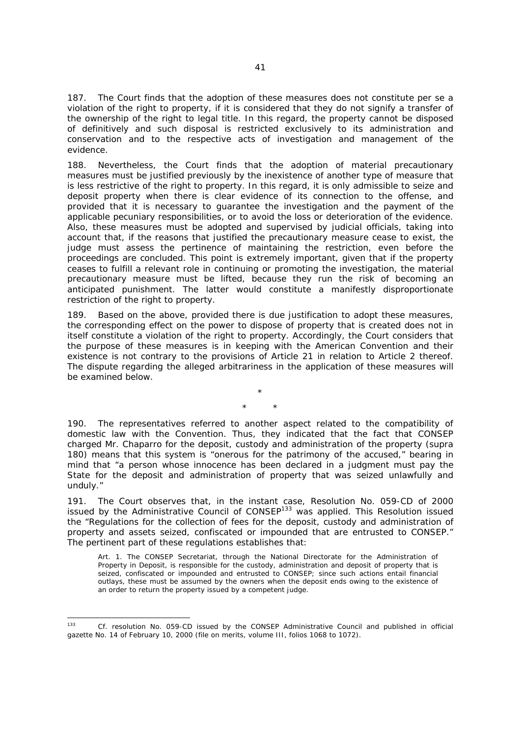187. The Court finds that the adoption of these measures does not constitute per se a violation of the right to property, if it is considered that they do not signify a transfer of the ownership of the right to legal title. In this regard, the property cannot be disposed of definitively and such disposal is restricted exclusively to its administration and conservation and to the respective acts of investigation and management of the evidence.

188. Nevertheless, the Court finds that the adoption of material precautionary measures must be justified previously by the inexistence of another type of measure that is less restrictive of the right to property. In this regard, it is only admissible to seize and deposit property when there is clear evidence of its connection to the offense, and provided that it is necessary to guarantee the investigation and the payment of the applicable pecuniary responsibilities, or to avoid the loss or deterioration of the evidence. Also, these measures must be adopted and supervised by judicial officials, taking into account that, if the reasons that justified the precautionary measure cease to exist, the judge must assess the pertinence of maintaining the restriction, even before the proceedings are concluded. This point is extremely important, given that if the property ceases to fulfill a relevant role in continuing or promoting the investigation, the material precautionary measure must be lifted, because they run the risk of becoming an anticipated punishment. The latter would constitute a manifestly disproportionate restriction of the right to property.

189. Based on the above, provided there is due justification to adopt these measures, the corresponding effect on the power to dispose of property that is created does not in itself constitute a violation of the right to property. Accordingly, the Court considers that the purpose of these measures is in keeping with the American Convention and their existence is not contrary to the provisions of Article 21 in relation to Article 2 thereof. The dispute regarding the alleged arbitrariness in the application of these measures will be examined below.

\*

\* \*

190. The representatives referred to another aspect related to the compatibility of domestic law with the Convention. Thus, they indicated that the fact that CONSEP charged Mr. Chaparro for the deposit, custody and administration of the property (*supra* 180) means that this system is "onerous for the patrimony of the accused," bearing in mind that "a person whose innocence has been declared in a judgment must pay the State for the deposit and administration of property that was seized unlawfully and unduly."

191. The Court observes that, in the instant case, Resolution No. 059-CD of 2000 issued by the Administrative Council of CONSEP[133] was applied. This Resolution issued the "Regulations for the collection of fees for the deposit, custody and administration of property and assets seized, confiscated or impounded that are entrusted to CONSEP." The pertinent part of these regulations establishes that:

> Art. 1. The CONSEP Secretariat, through the National Directorate for the Administration of Property in Deposit, is responsible for the custody, administration and deposit of property that is seized, confiscated or impounded and entrusted to CONSEP; since such actions entail financial outlays, these must be assumed by the owners when the deposit ends owing to the existence of an order to return the property issued by a competent judge.

---

[133] *Cf.* resolution No. 059-CD issued by the CONSEP Administrative Council and published in official gazette No. 14 of February 10, 2000 (file on merits, volume III, folios 1068 to 1072).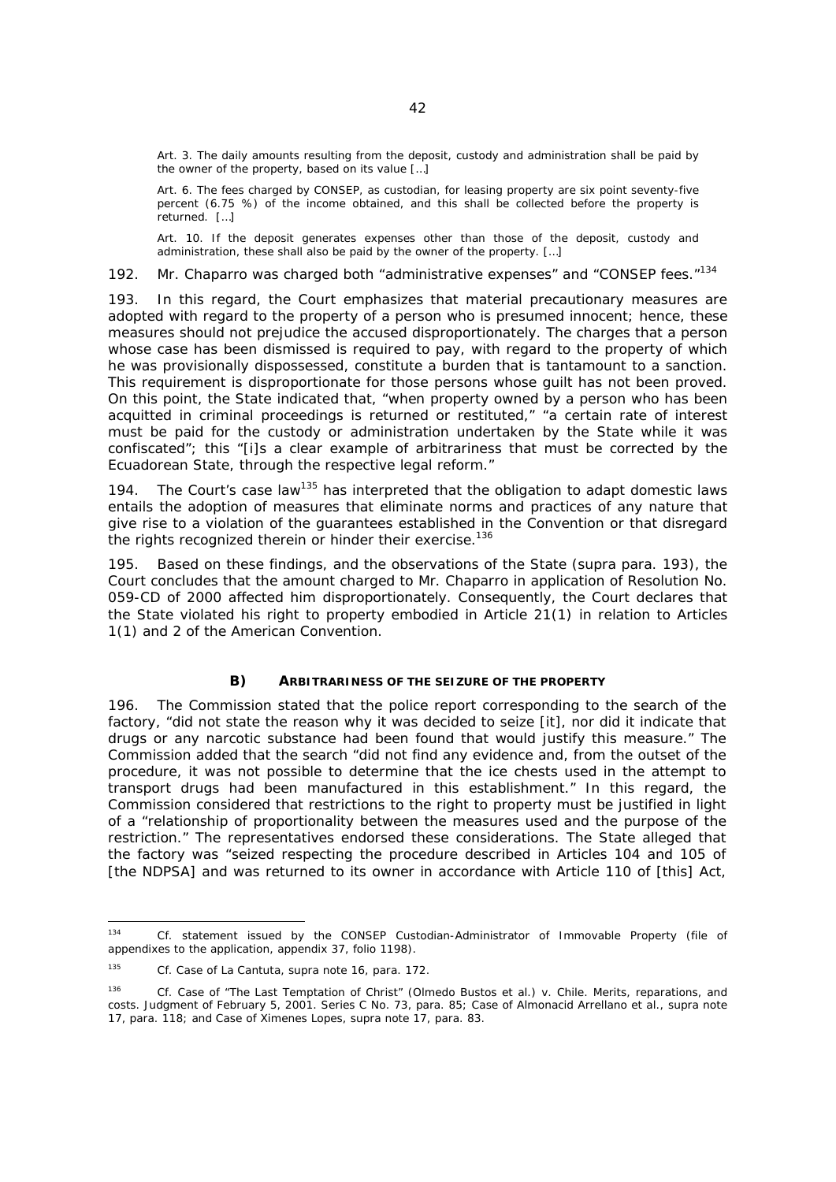> Art. 3. The daily amounts resulting from the deposit, custody and administration shall be paid by the owner of the property, based on its value […]
>
> Art. 6. The fees charged by CONSEP, as custodian, for leasing property are six point seventy-five percent (6.75 %) of the income obtained, and this shall be collected before the property is returned. […]
>
> Art. 10. If the deposit generates expenses other than those of the deposit, custody and administration, these shall also be paid by the owner of the property. […]

192. Mr. Chaparro was charged both "administrative expenses" and "CONSEP fees."[134]

193. In this regard, the Court emphasizes that material precautionary measures are adopted with regard to the property of a person who is presumed innocent; hence, these measures should not prejudice the accused disproportionately. The charges that a person whose case has been dismissed is required to pay, with regard to the property of which he was provisionally dispossessed, constitute a burden that is tantamount to a sanction. This requirement is disproportionate for those persons whose guilt has not been proved. On this point, the State indicated that, "when property owned by a person who has been acquitted in criminal proceedings is returned or restituted," "a certain rate of interest must be paid for the custody or administration undertaken by the State while it was confiscated"; this "[i]s a clear example of arbitrariness that must be corrected by the Ecuadorean State, through the respective legal reform."

194. The Court's case law[135] has interpreted that the obligation to adapt domestic laws entails the adoption of measures that eliminate norms and practices of any nature that give rise to a violation of the guarantees established in the Convention or that disregard the rights recognized therein or hinder their exercise.[136]

195. Based on these findings, and the observations of the State (*supra* para. 193), the Court concludes that the amount charged to Mr. Chaparro in application of Resolution No. 059-CD of 2000 affected him disproportionately. Consequently, the Court declares that the State violated his right to property embodied in Article 21(1) in relation to Articles 1(1) and 2 of the American Convention.

### B) ARBITRARINESS OF THE SEIZURE OF THE PROPERTY

196. The Commission stated that the police report corresponding to the search of the factory, "did not state the reason why it was decided to seize [it], nor did it indicate that drugs or any narcotic substance had been found that would justify this measure." The Commission added that the search "did not find any evidence and, from the outset of the procedure, it was not possible to determine that the ice chests used in the attempt to transport drugs had been manufactured in this establishment." In this regard, the Commission considered that restrictions to the right to property must be justified in light of a "relationship of proportionality between the measures used and the purpose of the restriction." The representatives endorsed these considerations. The State alleged that the factory was "seized respecting the procedure described in Articles 104 and 105 of [the NDPSA] and was returned to its owner in accordance with Article 110 of [this] Act,

---

[134] *Cf.* statement issued by the CONSEP Custodian-Administrator of Immovable Property (file of appendixes to the application, appendix 37, folio 1198).

[135] *Cf. Case of La Cantuta, supra* note 16, para. 172.

[136] *Cf. Case of "The Last Temptation of Christ" (Olmedo Bustos et al.) v. Chile. Merits, reparations, and costs*. Judgment of February 5, 2001. Series C No. 73, para. 85; *Case of Almonacid Arrellano et al., supra* note 17, para. 118; and *Case of Ximenes Lopes, supra* note 17, para. 83.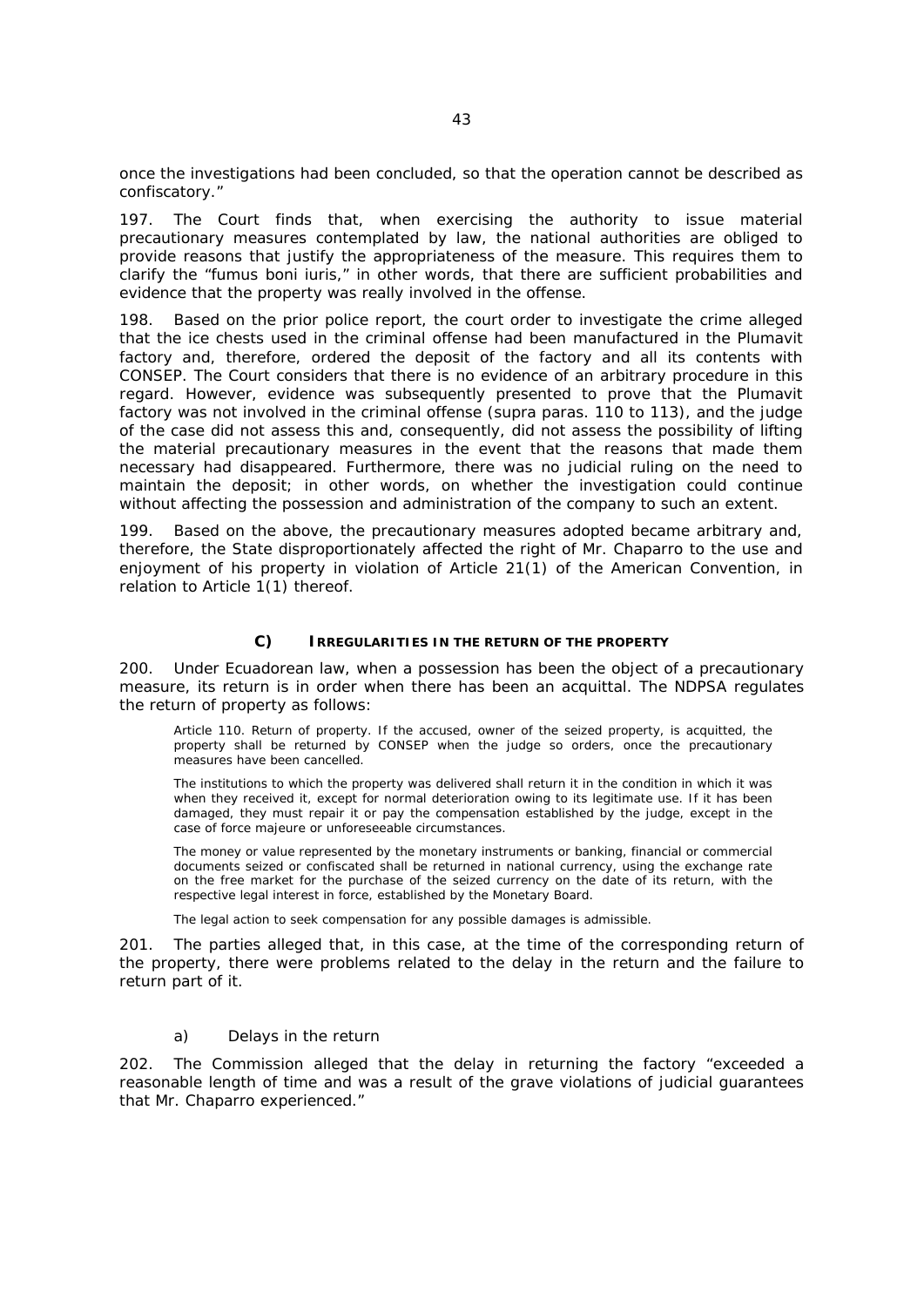once the investigations had been concluded, so that the operation cannot be described as confiscatory."

197. The Court finds that, when exercising the authority to issue material precautionary measures contemplated by law, the national authorities are obliged to provide reasons that justify the appropriateness of the measure. This requires them to clarify the "fumus boni iuris," in other words, that there are sufficient probabilities and evidence that the property was really involved in the offense.

198. Based on the prior police report, the court order to investigate the crime alleged that the ice chests used in the criminal offense had been manufactured in the Plumavit factory and, therefore, ordered the deposit of the factory and all its contents with CONSEP. The Court considers that there is no evidence of an arbitrary procedure in this regard. However, evidence was subsequently presented to prove that the Plumavit factory was not involved in the criminal offense (*supra* paras. 110 to 113), and the judge of the case did not assess this and, consequently, did not assess the possibility of lifting the material precautionary measures in the event that the reasons that made them necessary had disappeared. Furthermore, there was no judicial ruling on the need to maintain the deposit; in other words, on whether the investigation could continue without affecting the possession and administration of the company to such an extent.

199. Based on the above, the precautionary measures adopted became arbitrary and, therefore, the State disproportionately affected the right of Mr. Chaparro to the use and enjoyment of his property in violation of Article 21(1) of the American Convention, in relation to Article 1(1) thereof.

### C) IRREGULARITIES IN THE RETURN OF THE PROPERTY

200. Under Ecuadorean law, when a possession has been the object of a precautionary measure, its return is in order when there has been an acquittal. The NDPSA regulates the return of property as follows:

> Article 110. Return of property. If the accused, owner of the seized property, is acquitted, the property shall be returned by CONSEP when the judge so orders, once the precautionary measures have been cancelled.
>
> The institutions to which the property was delivered shall return it in the condition in which it was when they received it, except for normal deterioration owing to its legitimate use. If it has been damaged, they must repair it or pay the compensation established by the judge, except in the case of force majeure or unforeseeable circumstances.
>
> The money or value represented by the monetary instruments or banking, financial or commercial documents seized or confiscated shall be returned in national currency, using the exchange rate on the free market for the purchase of the seized currency on the date of its return, with the respective legal interest in force, established by the Monetary Board.
>
> The legal action to seek compensation for any possible damages is admissible.

201. The parties alleged that, in this case, at the time of the corresponding return of the property, there were problems related to the delay in the return and the failure to return part of it.

#### a) Delays in the return

202. The Commission alleged that the delay in returning the factory "exceeded a reasonable length of time and was a result of the grave violations of judicial guarantees that Mr. Chaparro experienced."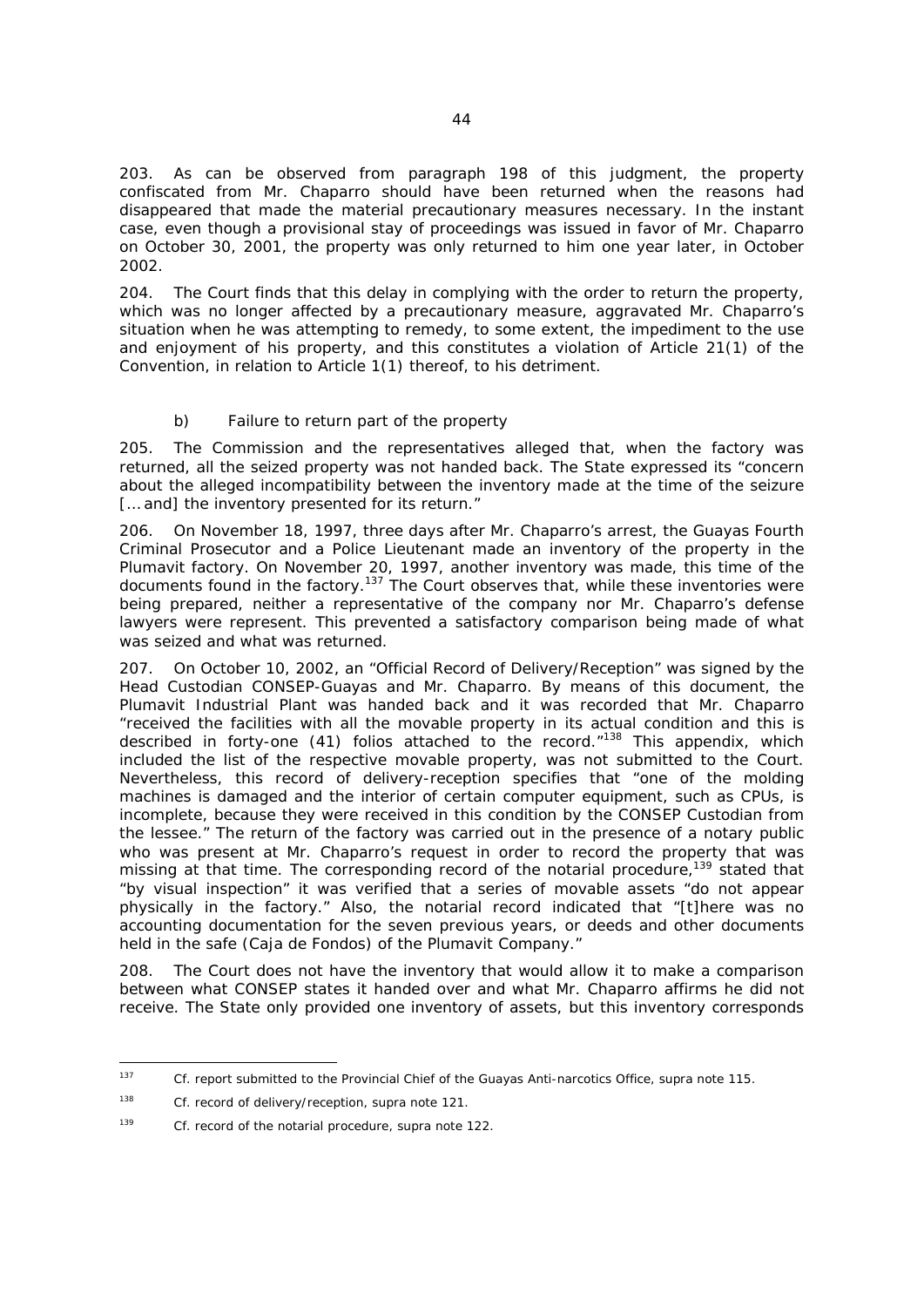203. As can be observed from paragraph 198 of this judgment, the property confiscated from Mr. Chaparro should have been returned when the reasons had disappeared that made the material precautionary measures necessary. In the instant case, even though a provisional stay of proceedings was issued in favor of Mr. Chaparro on October 30, 2001, the property was only returned to him one year later, in October 2002.

204. The Court finds that this delay in complying with the order to return the property, which was no longer affected by a precautionary measure, aggravated Mr. Chaparro's situation when he was attempting to remedy, to some extent, the impediment to the use and enjoyment of his property, and this constitutes a violation of Article 21(1) of the Convention, in relation to Article 1(1) thereof, to his detriment.

b) Failure to return part of the property

205. The Commission and the representatives alleged that, when the factory was returned, all the seized property was not handed back. The State expressed its "concern about the alleged incompatibility between the inventory made at the time of the seizure [... and] the inventory presented for its return."

206. On November 18, 1997, three days after Mr. Chaparro's arrest, the Guayas Fourth Criminal Prosecutor and a Police Lieutenant made an inventory of the property in the Plumavit factory. On November 20, 1997, another inventory was made, this time of the documents found in the factory.[137] The Court observes that, while these inventories were being prepared, neither a representative of the company nor Mr. Chaparro's defense lawyers were represent. This prevented a satisfactory comparison being made of what was seized and what was returned.

207. On October 10, 2002, an "Official Record of Delivery/Reception" was signed by the Head Custodian CONSEP-Guayas and Mr. Chaparro. By means of this document, the Plumavit Industrial Plant was handed back and it was recorded that Mr. Chaparro "received the facilities with all the movable property in its actual condition and this is described in forty-one (41) folios attached to the record."[138] This appendix, which included the list of the respective movable property, was not submitted to the Court. Nevertheless, this record of delivery-reception specifies that "one of the molding machines is damaged and the interior of certain computer equipment, such as CPUs, is incomplete, because they were received in this condition by the CONSEP Custodian from the lessee." The return of the factory was carried out in the presence of a notary public who was present at Mr. Chaparro's request in order to record the property that was missing at that time. The corresponding record of the notarial procedure,[139] stated that "by visual inspection" it was verified that a series of movable assets "do not appear physically in the factory." Also, the notarial record indicated that "[t]here was no accounting documentation for the seven previous years, or deeds and other documents held in the safe (*Caja de Fondos*) of the Plumavit Company."

208. The Court does not have the inventory that would allow it to make a comparison between what CONSEP states it handed over and what Mr. Chaparro affirms he did not receive. The State only provided one inventory of assets, but this inventory corresponds

---

[137] *Cf.* report submitted to the Provincial Chief of the Guayas Anti-narcotics Office, *supra* note 115.

[138] *Cf.* record of delivery/reception, *supra* note 121.

[139] *Cf.* record of the notarial procedure, *supra* note 122.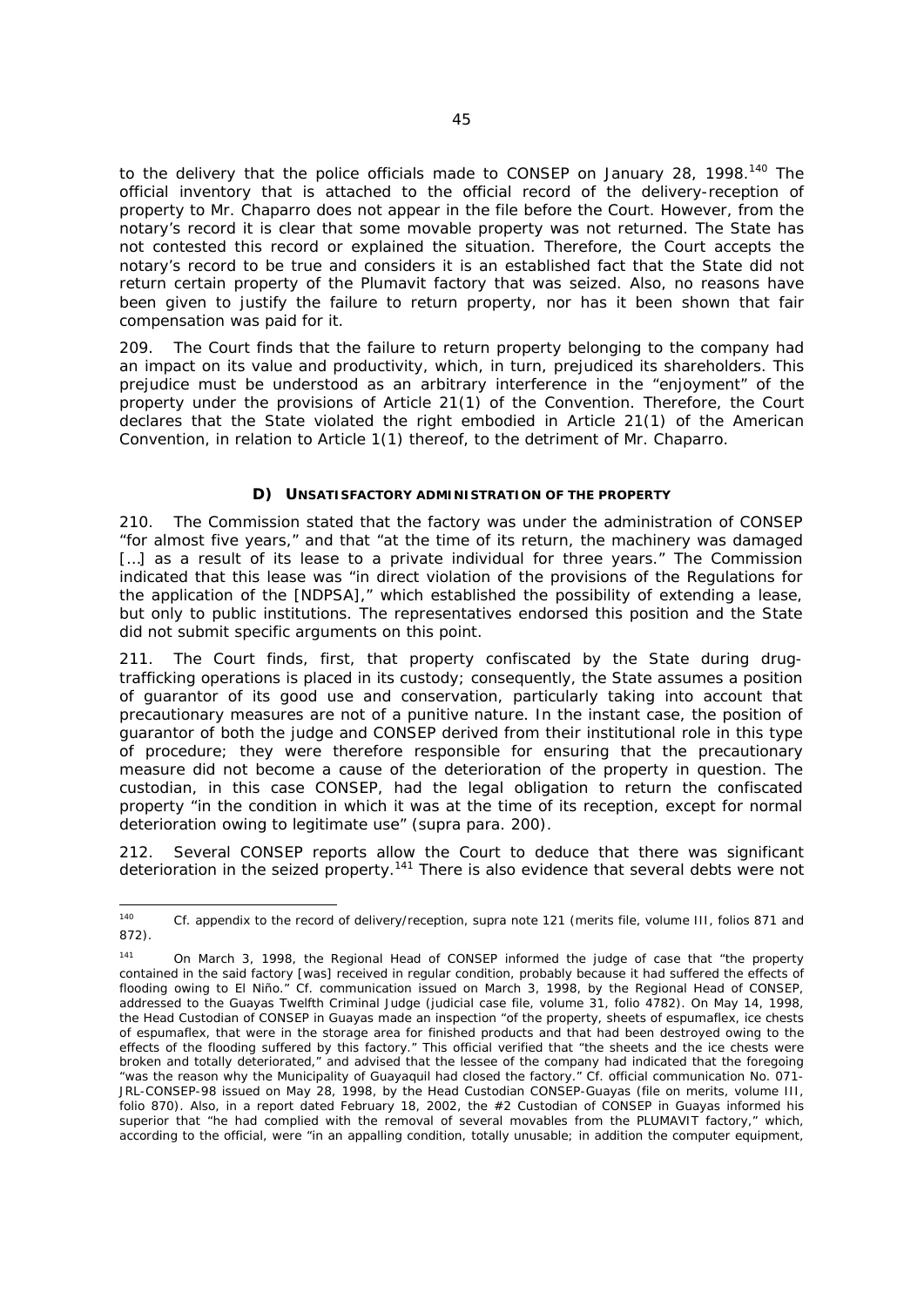to the delivery that the police officials made to CONSEP on January 28, 1998.[140] The official inventory that is attached to the official record of the delivery-reception of property to Mr. Chaparro does not appear in the file before the Court. However, from the notary's record it is clear that some movable property was not returned. The State has not contested this record or explained the situation. Therefore, the Court accepts the notary's record to be true and considers it is an established fact that the State did not return certain property of the Plumavit factory that was seized. Also, no reasons have been given to justify the failure to return property, nor has it been shown that fair compensation was paid for it.

209. The Court finds that the failure to return property belonging to the company had an impact on its value and productivity, which, in turn, prejudiced its shareholders. This prejudice must be understood as an arbitrary interference in the "enjoyment" of the property under the provisions of Article 21(1) of the Convention. Therefore, the Court declares that the State violated the right embodied in Article 21(1) of the American Convention, in relation to Article 1(1) thereof, to the detriment of Mr. Chaparro.

### D) UNSATISFACTORY ADMINISTRATION OF THE PROPERTY

210. The Commission stated that the factory was under the administration of CONSEP "for almost five years," and that "at the time of its return, the machinery was damaged […] as a result of its lease to a private individual for three years." The Commission indicated that this lease was "in direct violation of the provisions of the Regulations for the application of the [NDPSA]," which established the possibility of extending a lease, but only to public institutions. The representatives endorsed this position and the State did not submit specific arguments on this point.

211. The Court finds, first, that property confiscated by the State during drug-trafficking operations is placed in its custody; consequently, the State assumes a position of guarantor of its good use and conservation, particularly taking into account that precautionary measures are not of a punitive nature. In the instant case, the position of guarantor of both the judge and CONSEP derived from their institutional role in this type of procedure; they were therefore responsible for ensuring that the precautionary measure did not become a cause of the deterioration of the property in question. The custodian, in this case CONSEP, had the legal obligation to return the confiscated property "in the condition in which it was at the time of its reception, except for normal deterioration owing to legitimate use" (*supra* para. 200).

212. Several CONSEP reports allow the Court to deduce that there was significant deterioration in the seized property.[141] There is also evidence that several debts were not

---

[140] *Cf.* appendix to the record of delivery/reception, *supra* note 121 (merits file, volume III, folios 871 and 872).

[141] On March 3, 1998, the Regional Head of CONSEP informed the judge of case that "the property contained in the said factory [was] received in regular condition, probably because it had suffered the effects of flooding owing to El Niño." *Cf.* communication issued on March 3, 1998, by the Regional Head of CONSEP, addressed to the Guayas Twelfth Criminal Judge (judicial case file, volume 31, folio 4782). On May 14, 1998, the Head Custodian of CONSEP in Guayas made an inspection "of the property, sheets of espumaflex, ice chests of espumaflex, that were in the storage area for finished products and that had been destroyed owing to the effects of the flooding suffered by this factory." This official verified that "the sheets and the ice chests were broken and totally deteriorated," and advised that the lessee of the company had indicated that the foregoing "was the reason why the Municipality of Guayaquil had closed the factory." *Cf.* official communication No. 071-JRL-CONSEP-98 issued on May 28, 1998, by the Head Custodian CONSEP-Guayas (file on merits, volume III, folio 870). Also, in a report dated February 18, 2002, the #2 Custodian of CONSEP in Guayas informed his superior that "he had complied with the removal of several movables from the PLUMAVIT factory," which, according to the official, were "in an appalling condition, totally unusable; in addition the computer equipment,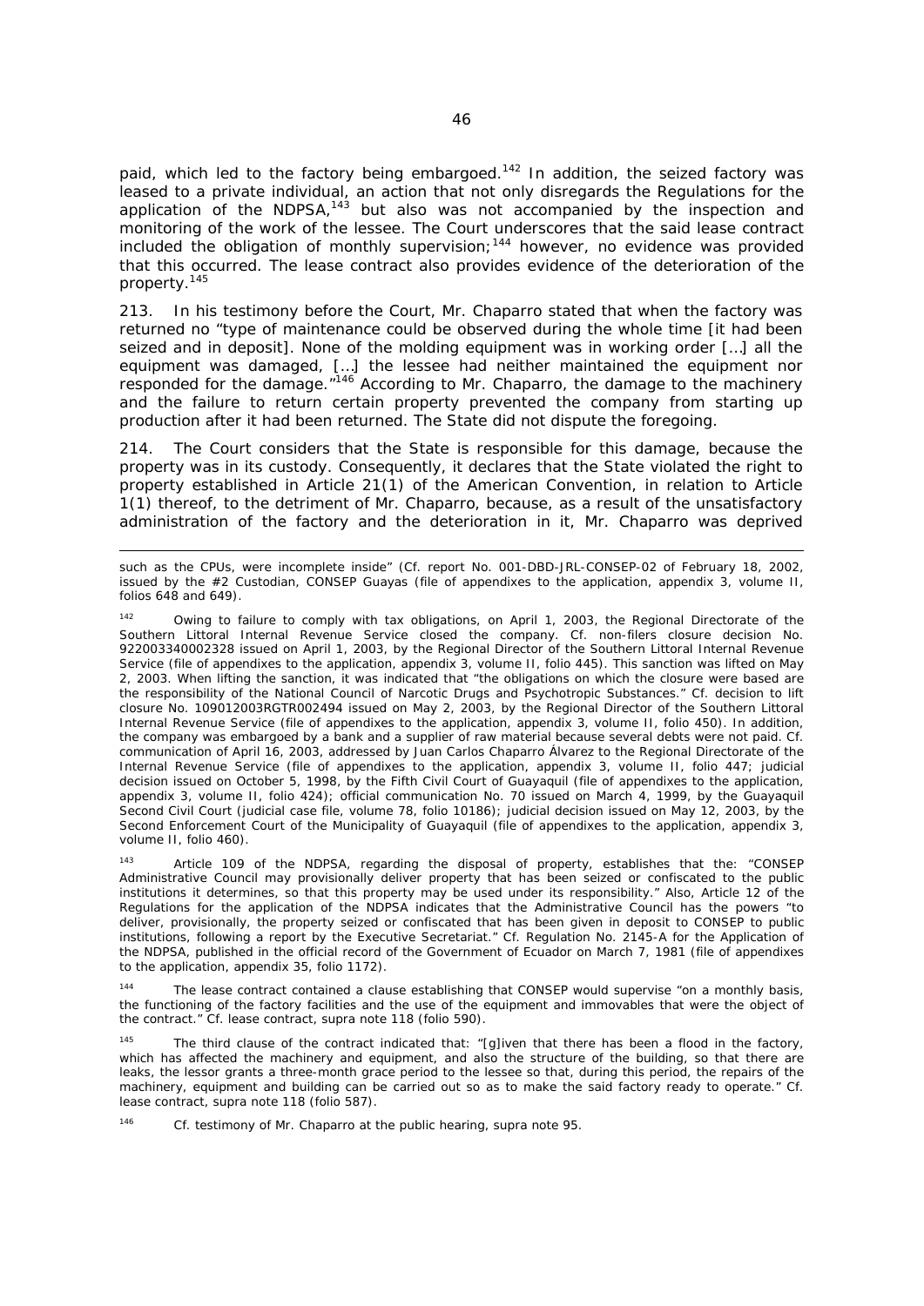paid, which led to the factory being embargoed.[142] In addition, the seized factory was leased to a private individual, an action that not only disregards the Regulations for the application of the NDPSA,[143] but also was not accompanied by the inspection and monitoring of the work of the lessee. The Court underscores that the said lease contract included the obligation of monthly supervision;[144] however, no evidence was provided that this occurred. The lease contract also provides evidence of the deterioration of the property.[145]

213. In his testimony before the Court, Mr. Chaparro stated that when the factory was returned no "type of maintenance could be observed during the whole time [it had been seized and in deposit]. None of the molding equipment was in working order […] all the equipment was damaged, […] the lessee had neither maintained the equipment nor responded for the damage."[146] According to Mr. Chaparro, the damage to the machinery and the failure to return certain property prevented the company from starting up production after it had been returned. The State did not dispute the foregoing.

214. The Court considers that the State is responsible for this damage, because the property was in its custody. Consequently, it declares that the State violated the right to property established in Article 21(1) of the American Convention, in relation to Article 1(1) thereof, to the detriment of Mr. Chaparro, because, as a result of the unsatisfactory administration of the factory and the deterioration in it, Mr. Chaparro was deprived

---

such as the CPUs, were incomplete inside" (Cf. report No. 001-DBD-JRL-CONSEP-02 of February 18, 2002, issued by the #2 Custodian, CONSEP Guayas (file of appendixes to the application, appendix 3, volume II, folios 648 and 649).

[142] Owing to failure to comply with tax obligations, on April 1, 2003, the Regional Directorate of the Southern Littoral Internal Revenue Service closed the company. Cf. non-filers closure decision No. 922003340002328 issued on April 1, 2003, by the Regional Director of the Southern Littoral Internal Revenue Service (file of appendixes to the application, appendix 3, volume II, folio 445). This sanction was lifted on May 2, 2003. When lifting the sanction, it was indicated that "the obligations on which the closure were based are the responsibility of the National Council of Narcotic Drugs and Psychotropic Substances." Cf. decision to lift closure No. 109012003RGTR002494 issued on May 2, 2003, by the Regional Director of the Southern Littoral Internal Revenue Service (file of appendixes to the application, appendix 3, volume II, folio 450). In addition, the company was embargoed by a bank and a supplier of raw material because several debts were not paid. Cf. communication of April 16, 2003, addressed by Juan Carlos Chaparro Álvarez to the Regional Directorate of the Internal Revenue Service (file of appendixes to the application, appendix 3, volume II, folio 447; judicial decision issued on October 5, 1998, by the Fifth Civil Court of Guayaquil (file of appendixes to the application, appendix 3, volume II, folio 424); official communication No. 70 issued on March 4, 1999, by the Guayaquil Second Civil Court (judicial case file, volume 78, folio 10186); judicial decision issued on May 12, 2003, by the Second Enforcement Court of the Municipality of Guayaquil (file of appendixes to the application, appendix 3, volume II, folio 460).

[143] Article 109 of the NDPSA, regarding the disposal of property, establishes that the: "CONSEP Administrative Council may provisionally deliver property that has been seized or confiscated to the public institutions it determines, so that this property may be used under its responsibility." Also, Article 12 of the Regulations for the application of the NDPSA indicates that the Administrative Council has the powers "to deliver, provisionally, the property seized or confiscated that has been given in deposit to CONSEP to public institutions, following a report by the Executive Secretariat." Cf. Regulation No. 2145-A for the Application of the NDPSA, published in the official record of the Government of Ecuador on March 7, 1981 (file of appendixes to the application, appendix 35, folio 1172).

[144] The lease contract contained a clause establishing that CONSEP would supervise "on a monthly basis, the functioning of the factory facilities and the use of the equipment and immovables that were the object of the contract." Cf. lease contract, *supra* note 118 (folio 590).

[145] The third clause of the contract indicated that: "[g]iven that there has been a flood in the factory, which has affected the machinery and equipment, and also the structure of the building, so that there are leaks, the lessor grants a three-month grace period to the lessee so that, during this period, the repairs of the machinery, equipment and building can be carried out so as to make the said factory ready to operate." Cf. lease contract, *supra* note 118 (folio 587).

[146] Cf. testimony of Mr. Chaparro at the public hearing, *supra* note 95.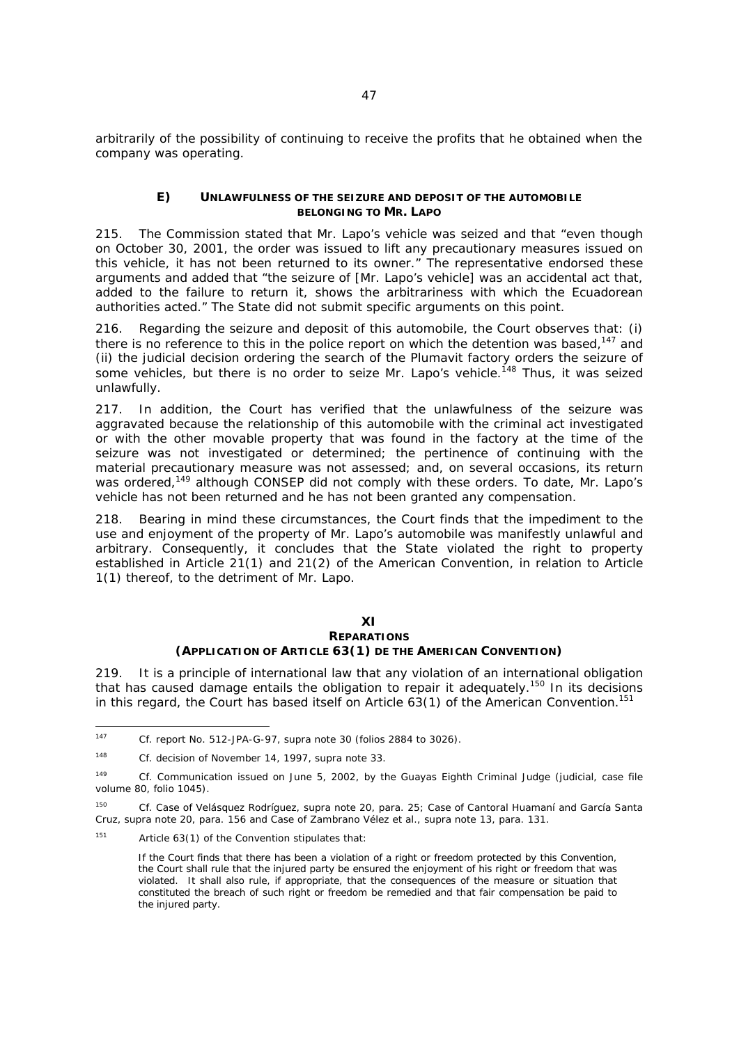arbitrarily of the possibility of continuing to receive the profits that he obtained when the company was operating.

### E) UNLAWFULNESS OF THE SEIZURE AND DEPOSIT OF THE AUTOMOBILE BELONGING TO MR. LAPO

215. The Commission stated that Mr. Lapo's vehicle was seized and that "even though on October 30, 2001, the order was issued to lift any precautionary measures issued on this vehicle, it has not been returned to its owner." The representative endorsed these arguments and added that "the seizure of [Mr. Lapo's vehicle] was an accidental act that, added to the failure to return it, shows the arbitrariness with which the Ecuadorean authorities acted." The State did not submit specific arguments on this point.

216. Regarding the seizure and deposit of this automobile, the Court observes that: (i) there is no reference to this in the police report on which the detention was based,[147] and (ii) the judicial decision ordering the search of the Plumavit factory orders the seizure of some vehicles, but there is no order to seize Mr. Lapo's vehicle.[148] Thus, it was seized unlawfully.

217. In addition, the Court has verified that the unlawfulness of the seizure was aggravated because the relationship of this automobile with the criminal act investigated or with the other movable property that was found in the factory at the time of the seizure was not investigated or determined; the pertinence of continuing with the material precautionary measure was not assessed; and, on several occasions, its return was ordered,[149] although CONSEP did not comply with these orders. To date, Mr. Lapo's vehicle has not been returned and he has not been granted any compensation.

218. Bearing in mind these circumstances, the Court finds that the impediment to the use and enjoyment of the property of Mr. Lapo's automobile was manifestly unlawful and arbitrary. Consequently, it concludes that the State violated the right to property established in Article 21(1) and 21(2) of the American Convention, in relation to Article 1(1) thereof, to the detriment of Mr. Lapo.

## XI
## REPARATIONS
## (APPLICATION OF ARTICLE 63(1) DE THE AMERICAN CONVENTION)

219. It is a principle of international law that any violation of an international obligation that has caused damage entails the obligation to repair it adequately.[150] In its decisions in this regard, the Court has based itself on Article 63(1) of the American Convention.[151]

---

[147] Cf. report No. 512-JPA-G-97, supra note 30 (folios 2884 to 3026).

[148] Cf. decision of November 14, 1997, supra note 33.

[149] Cf. Communication issued on June 5, 2002, by the Guayas Eighth Criminal Judge (judicial, case file volume 80, folio 1045).

[150] Cf. Case of Velásquez Rodríguez, supra note 20, para. 25; Case of Cantoral Huamaní and García Santa Cruz, supra note 20, para. 156 and Case of Zambrano Vélez et al., supra note 13, para. 131.

[151] Article 63(1) of the Convention stipulates that:

> If the Court finds that there has been a violation of a right or freedom protected by this Convention, the Court shall rule that the injured party be ensured the enjoyment of his right or freedom that was violated. It shall also rule, if appropriate, that the consequences of the measure or situation that constituted the breach of such right or freedom be remedied and that fair compensation be paid to the injured party.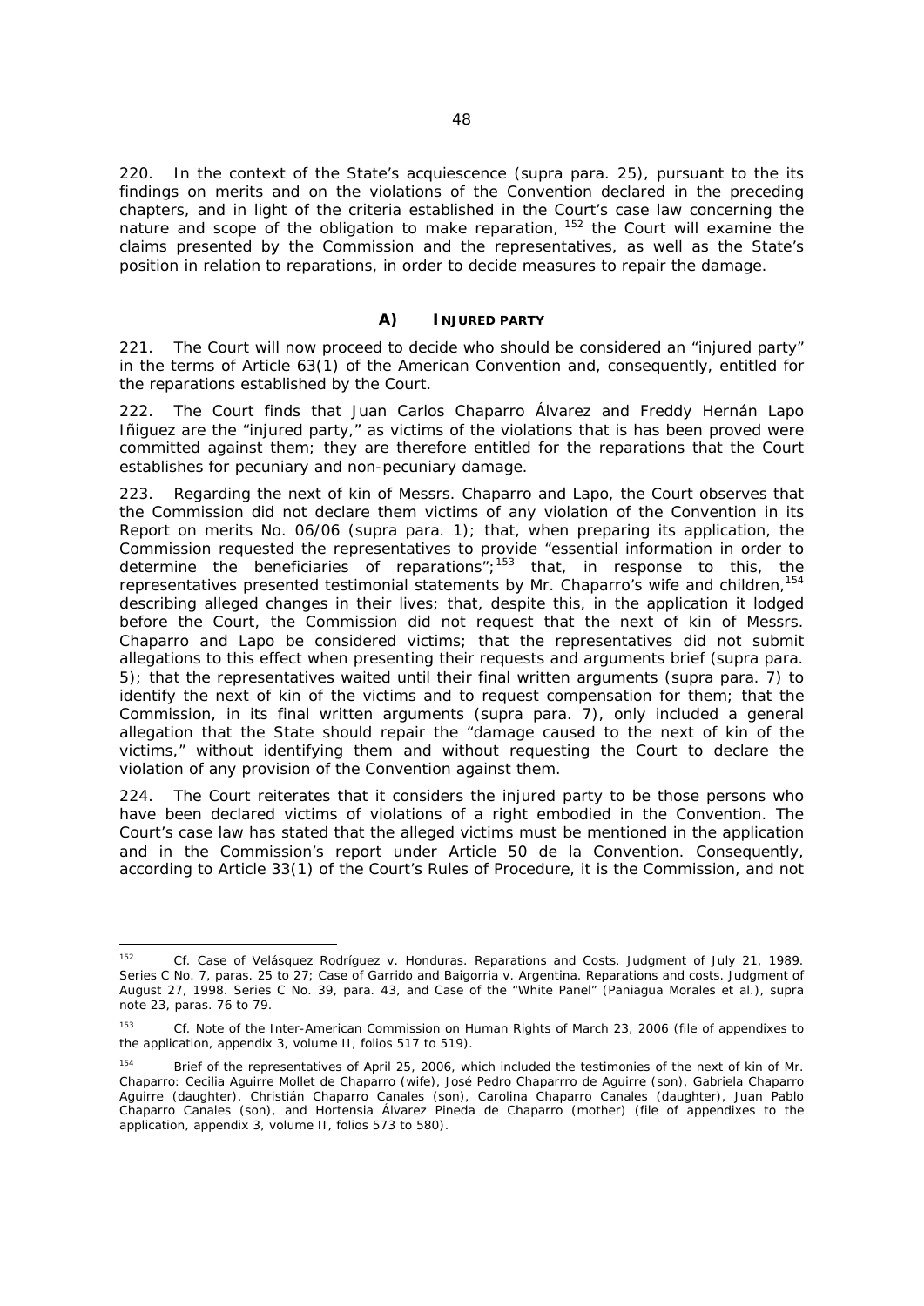220. In the context of the State's acquiescence (supra para. 25), pursuant to the its findings on merits and on the violations of the Convention declared in the preceding chapters, and in light of the criteria established in the Court's case law concerning the nature and scope of the obligation to make reparation, [152] the Court will examine the claims presented by the Commission and the representatives, as well as the State's position in relation to reparations, in order to decide measures to repair the damage.

### A) INJURED PARTY

221. The Court will now proceed to decide who should be considered an "injured party" in the terms of Article 63(1) of the American Convention and, consequently, entitled for the reparations established by the Court.

222. The Court finds that Juan Carlos Chaparro Álvarez and Freddy Hernán Lapo Iñiguez are the "injured party," as victims of the violations that is has been proved were committed against them; they are therefore entitled for the reparations that the Court establishes for pecuniary and non-pecuniary damage.

223. Regarding the next of kin of Messrs. Chaparro and Lapo, the Court observes that the Commission did not declare them victims of any violation of the Convention in its Report on merits No. 06/06 (supra para. 1); that, when preparing its application, the Commission requested the representatives to provide "essential information in order to determine the beneficiaries of reparations";[153] that, in response to this, the representatives presented testimonial statements by Mr. Chaparro's wife and children,[154] describing alleged changes in their lives; that, despite this, in the application it lodged before the Court, the Commission did not request that the next of kin of Messrs. Chaparro and Lapo be considered victims; that the representatives did not submit allegations to this effect when presenting their requests and arguments brief (supra para. 5); that the representatives waited until their final written arguments (supra para. 7) to identify the next of kin of the victims and to request compensation for them; that the Commission, in its final written arguments (supra para. 7), only included a general allegation that the State should repair the "damage caused to the next of kin of the victims," without identifying them and without requesting the Court to declare the violation of any provision of the Convention against them.

224. The Court reiterates that it considers the injured party to be those persons who have been declared victims of violations of a right embodied in the Convention. The Court's case law has stated that the alleged victims must be mentioned in the application and in the Commission's report under Article 50 de la Convention. Consequently, according to Article 33(1) of the Court's Rules of Procedure, it is the Commission, and not

---

[152] Cf. *Case of Velásquez Rodríguez v. Honduras. Reparations and Costs*. Judgment of July 21, 1989. Series C No. 7, paras. 25 to 27; *Case of Garrido and Baigorria v. Argentina. Reparations and costs*. Judgment of August 27, 1998. Series C No. 39, para. 43, and *Case of the "White Panel" (Paniagua Morales et al.)*, supra note 23, paras. 76 to 79.

[153] Cf. Note of the Inter-American Commission on Human Rights of March 23, 2006 (file of appendixes to the application, appendix 3, volume II, folios 517 to 519).

[154] Brief of the representatives of April 25, 2006, which included the testimonies of the next of kin of Mr. Chaparro: Cecilia Aguirre Mollet de Chaparro (wife), José Pedro Chaparrro de Aguirre (son), Gabriela Chaparro Aguirre (daughter), Christián Chaparro Canales (son), Carolina Chaparro Canales (daughter), Juan Pablo Chaparro Canales (son), and Hortensia Álvarez Pineda de Chaparro (mother) (file of appendixes to the application, appendix 3, volume II, folios 573 to 580).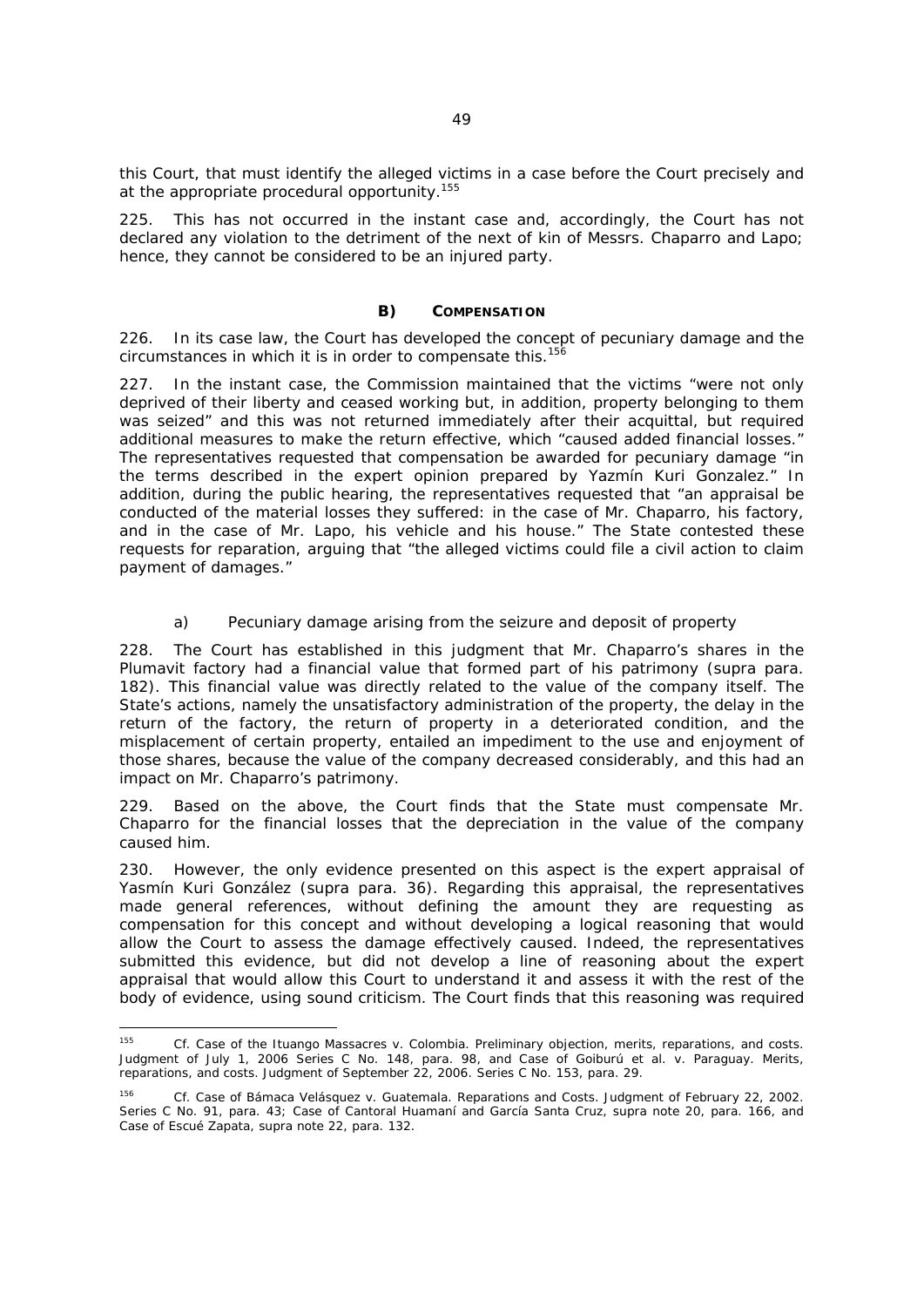this Court, that must identify the alleged victims in a case before the Court precisely and at the appropriate procedural opportunity.[155]

225. This has not occurred in the instant case and, accordingly, the Court has not declared any violation to the detriment of the next of kin of Messrs. Chaparro and Lapo; hence, they cannot be considered to be an injured party.

### B) COMPENSATION

226. In its case law, the Court has developed the concept of pecuniary damage and the circumstances in which it is in order to compensate this.[156]

227. In the instant case, the Commission maintained that the victims "were not only deprived of their liberty and ceased working but, in addition, property belonging to them was seized" and this was not returned immediately after their acquittal, but required additional measures to make the return effective, which "caused added financial losses." The representatives requested that compensation be awarded for pecuniary damage "in the terms described in the expert opinion prepared by Yazmín Kuri Gonzalez." In addition, during the public hearing, the representatives requested that "an appraisal be conducted of the material losses they suffered: in the case of Mr. Chaparro, his factory, and in the case of Mr. Lapo, his vehicle and his house." The State contested these requests for reparation, arguing that "the alleged victims could file a civil action to claim payment of damages."

a) Pecuniary damage arising from the seizure and deposit of property

228. The Court has established in this judgment that Mr. Chaparro's shares in the Plumavit factory had a financial value that formed part of his patrimony (*supra* para. 182). This financial value was directly related to the value of the company itself. The State's actions, namely the unsatisfactory administration of the property, the delay in the return of the factory, the return of property in a deteriorated condition, and the misplacement of certain property, entailed an impediment to the use and enjoyment of those shares, because the value of the company decreased considerably, and this had an impact on Mr. Chaparro's patrimony.

229. Based on the above, the Court finds that the State must compensate Mr. Chaparro for the financial losses that the depreciation in the value of the company caused him.

230. However, the only evidence presented on this aspect is the expert appraisal of Yasmín Kuri González (*supra* para. 36). Regarding this appraisal, the representatives made general references, without defining the amount they are requesting as compensation for this concept and without developing a logical reasoning that would allow the Court to assess the damage effectively caused. Indeed, the representatives submitted this evidence, but did not develop a line of reasoning about the expert appraisal that would allow this Court to understand it and assess it with the rest of the body of evidence, using sound criticism. The Court finds that this reasoning was required

---

[155] *Cf. Case of the Ituango Massacres v. Colombia. Preliminary objection, merits, reparations, and costs.* Judgment of July 1, 2006 Series C No. 148, para. 98, and *Case of Goiburú et al. v. Paraguay. Merits, reparations, and costs.* Judgment of September 22, 2006. Series C No. 153, para. 29.

[156] *Cf. Case of Bámaca Velásquez v. Guatemala. Reparations and Costs.* Judgment of February 22, 2002. Series C No. 91, para. 43; *Case of Cantoral Huamaní and García Santa Cruz*, *supra* note 20, para. 166, and *Case of Escué Zapata*, *supra* note 22, para. 132.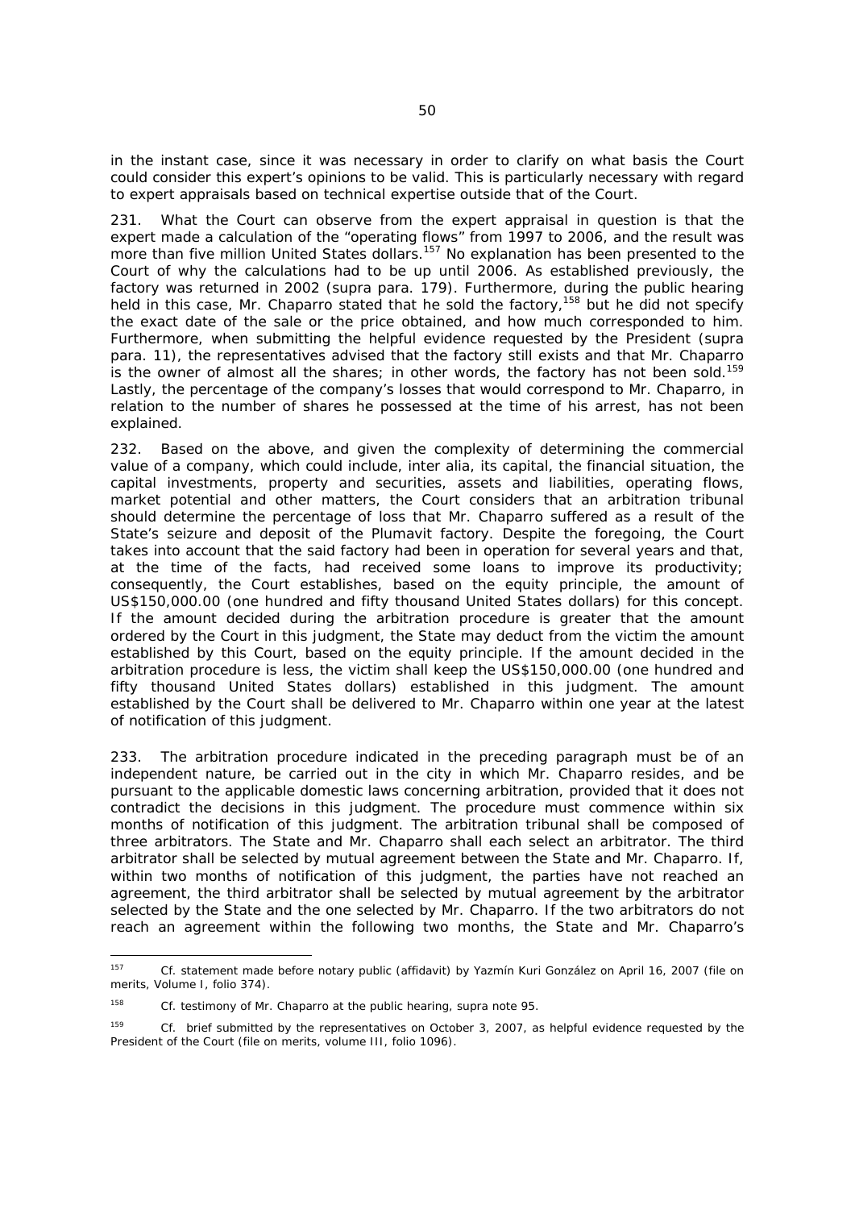in the instant case, since it was necessary in order to clarify on what basis the Court could consider this expert's opinions to be valid. This is particularly necessary with regard to expert appraisals based on technical expertise outside that of the Court.

231. What the Court can observe from the expert appraisal in question is that the expert made a calculation of the "operating flows" from 1997 to 2006, and the result was more than five million United States dollars.[157] No explanation has been presented to the Court of why the calculations had to be up until 2006. As established previously, the factory was returned in 2002 (*supra* para. 179). Furthermore, during the public hearing held in this case, Mr. Chaparro stated that he sold the factory,[158] but he did not specify the exact date of the sale or the price obtained, and how much corresponded to him. Furthermore, when submitting the helpful evidence requested by the President (*supra* para. 11), the representatives advised that the factory still exists and that Mr. Chaparro is the owner of almost all the shares; in other words, the factory has not been sold.[159] Lastly, the percentage of the company's losses that would correspond to Mr. Chaparro, in relation to the number of shares he possessed at the time of his arrest, has not been explained.

232. Based on the above, and given the complexity of determining the commercial value of a company, which could include, *inter alia*, its capital, the financial situation, the capital investments, property and securities, assets and liabilities, operating flows, market potential and other matters, the Court considers that an arbitration tribunal should determine the percentage of loss that Mr. Chaparro suffered as a result of the State's seizure and deposit of the Plumavit factory. Despite the foregoing, the Court takes into account that the said factory had been in operation for several years and that, at the time of the facts, had received some loans to improve its productivity; consequently, the Court establishes, based on the equity principle, the amount of US$150,000.00 (one hundred and fifty thousand United States dollars) for this concept. If the amount decided during the arbitration procedure is greater that the amount ordered by the Court in this judgment, the State may deduct from the victim the amount established by this Court, based on the equity principle. If the amount decided in the arbitration procedure is less, the victim shall keep the US$150,000.00 (one hundred and fifty thousand United States dollars) established in this judgment. The amount established by the Court shall be delivered to Mr. Chaparro within one year at the latest of notification of this judgment.

233. The arbitration procedure indicated in the preceding paragraph must be of an independent nature, be carried out in the city in which Mr. Chaparro resides, and be pursuant to the applicable domestic laws concerning arbitration, provided that it does not contradict the decisions in this judgment. The procedure must commence within six months of notification of this judgment. The arbitration tribunal shall be composed of three arbitrators. The State and Mr. Chaparro shall each select an arbitrator. The third arbitrator shall be selected by mutual agreement between the State and Mr. Chaparro. If, within two months of notification of this judgment, the parties have not reached an agreement, the third arbitrator shall be selected by mutual agreement by the arbitrator selected by the State and the one selected by Mr. Chaparro. If the two arbitrators do not reach an agreement within the following two months, the State and Mr. Chaparro's

---

[157] *Cf.* statement made before notary public (affidavit) by Yazmín Kuri González on April 16, 2007 (file on merits, Volume I, folio 374).

[158] *Cf.* testimony of Mr. Chaparro at the public hearing, *supra* note 95.

[159] *Cf.* brief submitted by the representatives on October 3, 2007, as helpful evidence requested by the President of the Court (file on merits, volume III, folio 1096).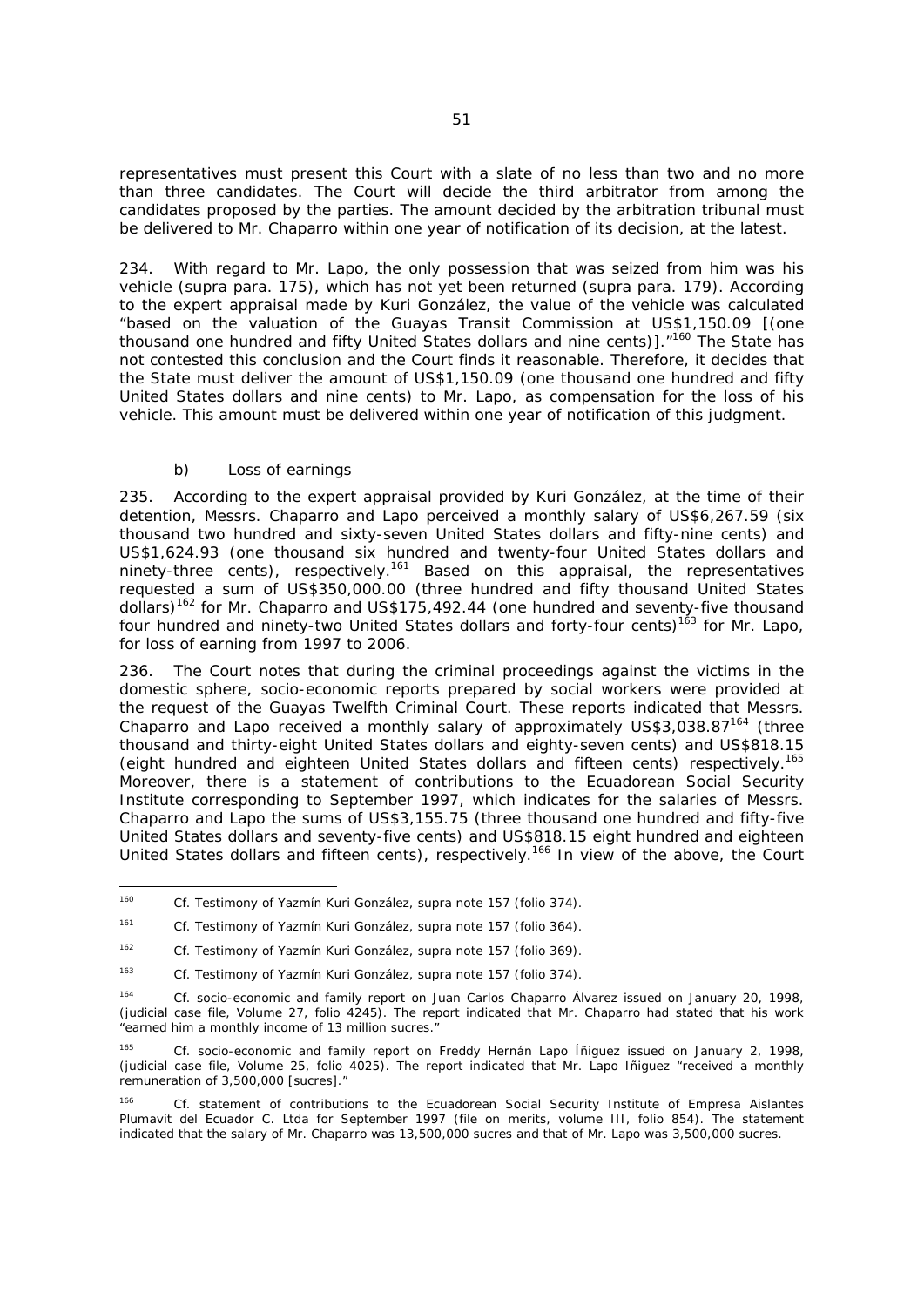representatives must present this Court with a slate of no less than two and no more than three candidates. The Court will decide the third arbitrator from among the candidates proposed by the parties. The amount decided by the arbitration tribunal must be delivered to Mr. Chaparro within one year of notification of its decision, at the latest.

234. With regard to Mr. Lapo, the only possession that was seized from him was his vehicle (supra para. 175), which has not yet been returned (supra para. 179). According to the expert appraisal made by Kuri González, the value of the vehicle was calculated "based on the valuation of the Guayas Transit Commission at US$1,150.09 [(one thousand one hundred and fifty United States dollars and nine cents)]."[160] The State has not contested this conclusion and the Court finds it reasonable. Therefore, it decides that the State must deliver the amount of US$1,150.09 (one thousand one hundred and fifty United States dollars and nine cents) to Mr. Lapo, as compensation for the loss of his vehicle. This amount must be delivered within one year of notification of this judgment.

*b) Loss of earnings*

235. According to the expert appraisal provided by Kuri González, at the time of their detention, Messrs. Chaparro and Lapo perceived a monthly salary of US$6,267.59 (six thousand two hundred and sixty-seven United States dollars and fifty-nine cents) and US$1,624.93 (one thousand six hundred and twenty-four United States dollars and ninety-three cents), respectively.[161] Based on this appraisal, the representatives requested a sum of US$350,000.00 (three hundred and fifty thousand United States dollars)[162] for Mr. Chaparro and US$175,492.44 (one hundred and seventy-five thousand four hundred and ninety-two United States dollars and forty-four cents)[163] for Mr. Lapo, for loss of earning from 1997 to 2006.

236. The Court notes that during the criminal proceedings against the victims in the domestic sphere, socio-economic reports prepared by social workers were provided at the request of the Guayas Twelfth Criminal Court. These reports indicated that Messrs. Chaparro and Lapo received a monthly salary of approximately US$3,038.87[164] (three thousand and thirty-eight United States dollars and eighty-seven cents) and US$818.15 (eight hundred and eighteen United States dollars and fifteen cents) respectively.[165] Moreover, there is a statement of contributions to the Ecuadorean Social Security Institute corresponding to September 1997, which indicates for the salaries of Messrs. Chaparro and Lapo the sums of US$3,155.75 (three thousand one hundred and fifty-five United States dollars and seventy-five cents) and US$818.15 eight hundred and eighteen United States dollars and fifteen cents), respectively.[166] In view of the above, the Court

---

[160] *Cf.* Testimony of Yazmín Kuri González, *supra* note 157 (folio 374).

[161] *Cf.* Testimony of Yazmín Kuri González, *supra* note 157 (folio 364).

[162] *Cf.* Testimony of Yazmín Kuri González, *supra* note 157 (folio 369).

[163] *Cf.* Testimony of Yazmín Kuri González, *supra* note 157 (folio 374).

[164] *Cf.* socio-economic and family report on Juan Carlos Chaparro Álvarez issued on January 20, 1998, (judicial case file, Volume 27, folio 4245). The report indicated that Mr. Chaparro had stated that his work "earned him a monthly income of 13 million sucres."

[165] *Cf.* socio-economic and family report on Freddy Hernán Lapo Íñiguez issued on January 2, 1998, (judicial case file, Volume 25, folio 4025). The report indicated that Mr. Lapo Iñiguez "received a monthly remuneration of 3,500,000 [sucres]."

[166] *Cf.* statement of contributions to the Ecuadorean Social Security Institute of Empresa Aislantes Plumavit del Ecuador C. Ltda for September 1997 (file on merits, volume III, folio 854). The statement indicated that the salary of Mr. Chaparro was 13,500,000 sucres and that of Mr. Lapo was 3,500,000 sucres.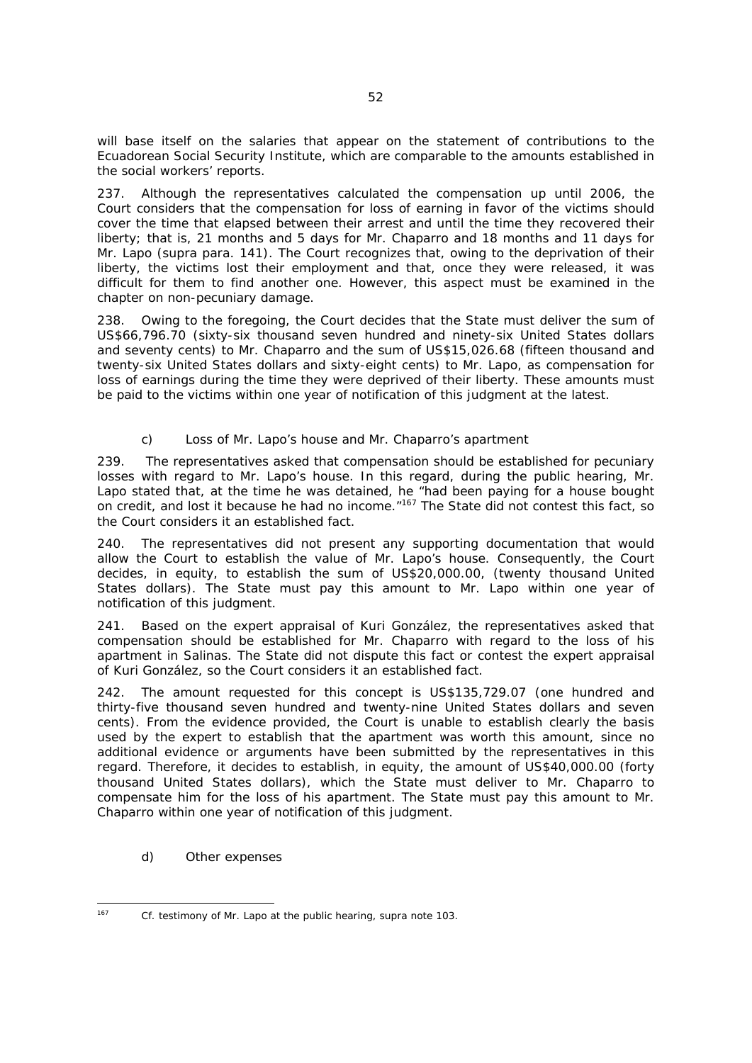will base itself on the salaries that appear on the statement of contributions to the Ecuadorean Social Security Institute, which are comparable to the amounts established in the social workers' reports.

237. Although the representatives calculated the compensation up until 2006, the Court considers that the compensation for loss of earning in favor of the victims should cover the time that elapsed between their arrest and until the time they recovered their liberty; that is, 21 months and 5 days for Mr. Chaparro and 18 months and 11 days for Mr. Lapo (*supra* para. 141). The Court recognizes that, owing to the deprivation of their liberty, the victims lost their employment and that, once they were released, it was difficult for them to find another one. However, this aspect must be examined in the chapter on non-pecuniary damage.

238. Owing to the foregoing, the Court decides that the State must deliver the sum of US$66,796.70 (sixty-six thousand seven hundred and ninety-six United States dollars and seventy cents) to Mr. Chaparro and the sum of US$15,026.68 (fifteen thousand and twenty-six United States dollars and sixty-eight cents) to Mr. Lapo, as compensation for loss of earnings during the time they were deprived of their liberty. These amounts must be paid to the victims within one year of notification of this judgment at the latest.

### c) Loss of Mr. Lapo's house and Mr. Chaparro's apartment

239. The representatives asked that compensation should be established for pecuniary losses with regard to Mr. Lapo's house. In this regard, during the public hearing, Mr. Lapo stated that, at the time he was detained, he "had been paying for a house bought on credit, and lost it because he had no income."[167] The State did not contest this fact, so the Court considers it an established fact.

240. The representatives did not present any supporting documentation that would allow the Court to establish the value of Mr. Lapo's house. Consequently, the Court decides, in equity, to establish the sum of US$20,000.00, (twenty thousand United States dollars). The State must pay this amount to Mr. Lapo within one year of notification of this judgment.

241. Based on the expert appraisal of Kuri González, the representatives asked that compensation should be established for Mr. Chaparro with regard to the loss of his apartment in Salinas. The State did not dispute this fact or contest the expert appraisal of Kuri González, so the Court considers it an established fact.

242. The amount requested for this concept is US$135,729.07 (one hundred and thirty-five thousand seven hundred and twenty-nine United States dollars and seven cents). From the evidence provided, the Court is unable to establish clearly the basis used by the expert to establish that the apartment was worth this amount, since no additional evidence or arguments have been submitted by the representatives in this regard. Therefore, it decides to establish, in equity, the amount of US$40,000.00 (forty thousand United States dollars), which the State must deliver to Mr. Chaparro to compensate him for the loss of his apartment. The State must pay this amount to Mr. Chaparro within one year of notification of this judgment.

### d) Other expenses

---

[167] *Cf.* testimony of Mr. Lapo at the public hearing, *supra* note 103.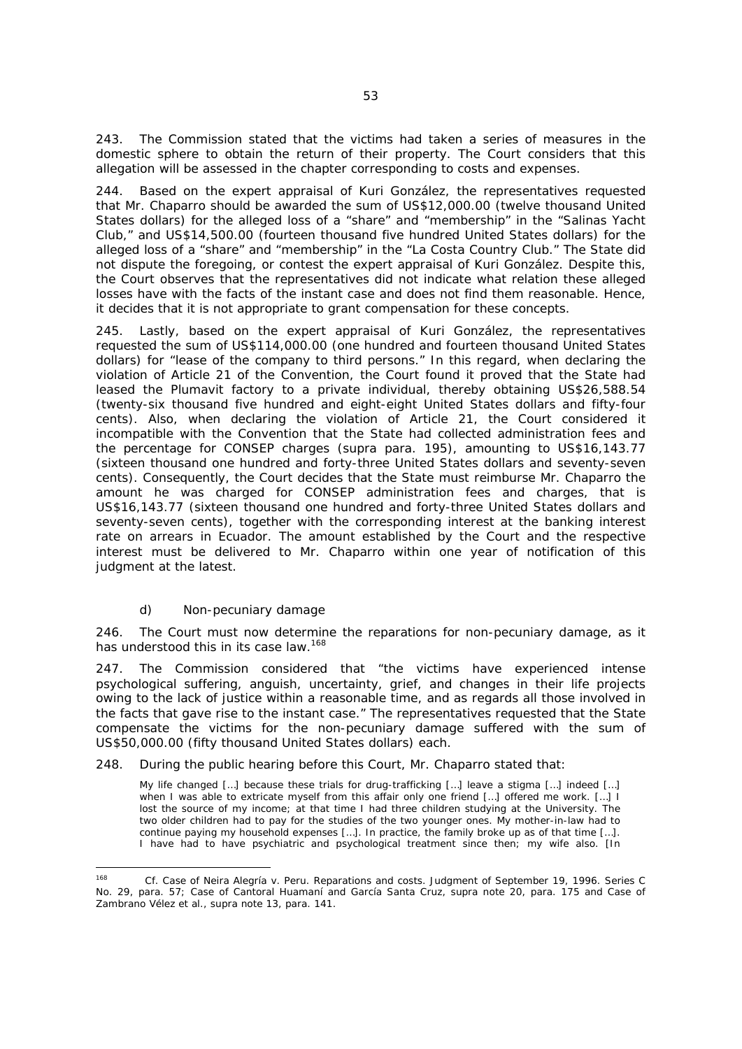243. The Commission stated that the victims had taken a series of measures in the domestic sphere to obtain the return of their property. The Court considers that this allegation will be assessed in the chapter corresponding to costs and expenses.

244. Based on the expert appraisal of Kuri González, the representatives requested that Mr. Chaparro should be awarded the sum of US$12,000.00 (twelve thousand United States dollars) for the alleged loss of a "share" and "membership" in the "Salinas Yacht Club," and US$14,500.00 (fourteen thousand five hundred United States dollars) for the alleged loss of a "share" and "membership" in the "La Costa Country Club." The State did not dispute the foregoing, or contest the expert appraisal of Kuri González. Despite this, the Court observes that the representatives did not indicate what relation these alleged losses have with the facts of the instant case and does not find them reasonable. Hence, it decides that it is not appropriate to grant compensation for these concepts.

245. Lastly, based on the expert appraisal of Kuri González, the representatives requested the sum of US$114,000.00 (one hundred and fourteen thousand United States dollars) for "lease of the company to third persons." In this regard, when declaring the violation of Article 21 of the Convention, the Court found it proved that the State had leased the Plumavit factory to a private individual, thereby obtaining US$26,588.54 (twenty-six thousand five hundred and eight-eight United States dollars and fifty-four cents). Also, when declaring the violation of Article 21, the Court considered it incompatible with the Convention that the State had collected administration fees and the percentage for CONSEP charges (*supra* para. 195), amounting to US$16,143.77 (sixteen thousand one hundred and forty-three United States dollars and seventy-seven cents). Consequently, the Court decides that the State must reimburse Mr. Chaparro the amount he was charged for CONSEP administration fees and charges, that is US$16,143.77 (sixteen thousand one hundred and forty-three United States dollars and seventy-seven cents), together with the corresponding interest at the banking interest rate on arrears in Ecuador. The amount established by the Court and the respective interest must be delivered to Mr. Chaparro within one year of notification of this judgment at the latest.

### d) Non-pecuniary damage

246. The Court must now determine the reparations for non-pecuniary damage, as it has understood this in its case law.[168]

247. The Commission considered that "the victims have experienced intense psychological suffering, anguish, uncertainty, grief, and changes in their life projects owing to the lack of justice within a reasonable time, and as regards all those involved in the facts that gave rise to the instant case." The representatives requested that the State compensate the victims for the non-pecuniary damage suffered with the sum of US$50,000.00 (fifty thousand United States dollars) each.

248. During the public hearing before this Court, Mr. Chaparro stated that:

> My life changed […] because these trials for drug-trafficking […] leave a stigma […] indeed […] when I was able to extricate myself from this affair only one friend […] offered me work. […] I lost the source of my income; at that time I had three children studying at the University. The two older children had to pay for the studies of the two younger ones. My mother-in-law had to continue paying my household expenses […]. In practice, the family broke up as of that time […]. I have had to have psychiatric and psychological treatment since then; my wife also. [In

---

[168] *Cf. Case of Neira Alegría v. Peru. Reparations and costs*. Judgment of September 19, 1996. Series C No. 29, para. 57; *Case of Cantoral Huamaní and García Santa Cruz*, *supra* note 20, para. 175 and *Case of Zambrano Vélez et al.*, *supra* note 13, para. 141.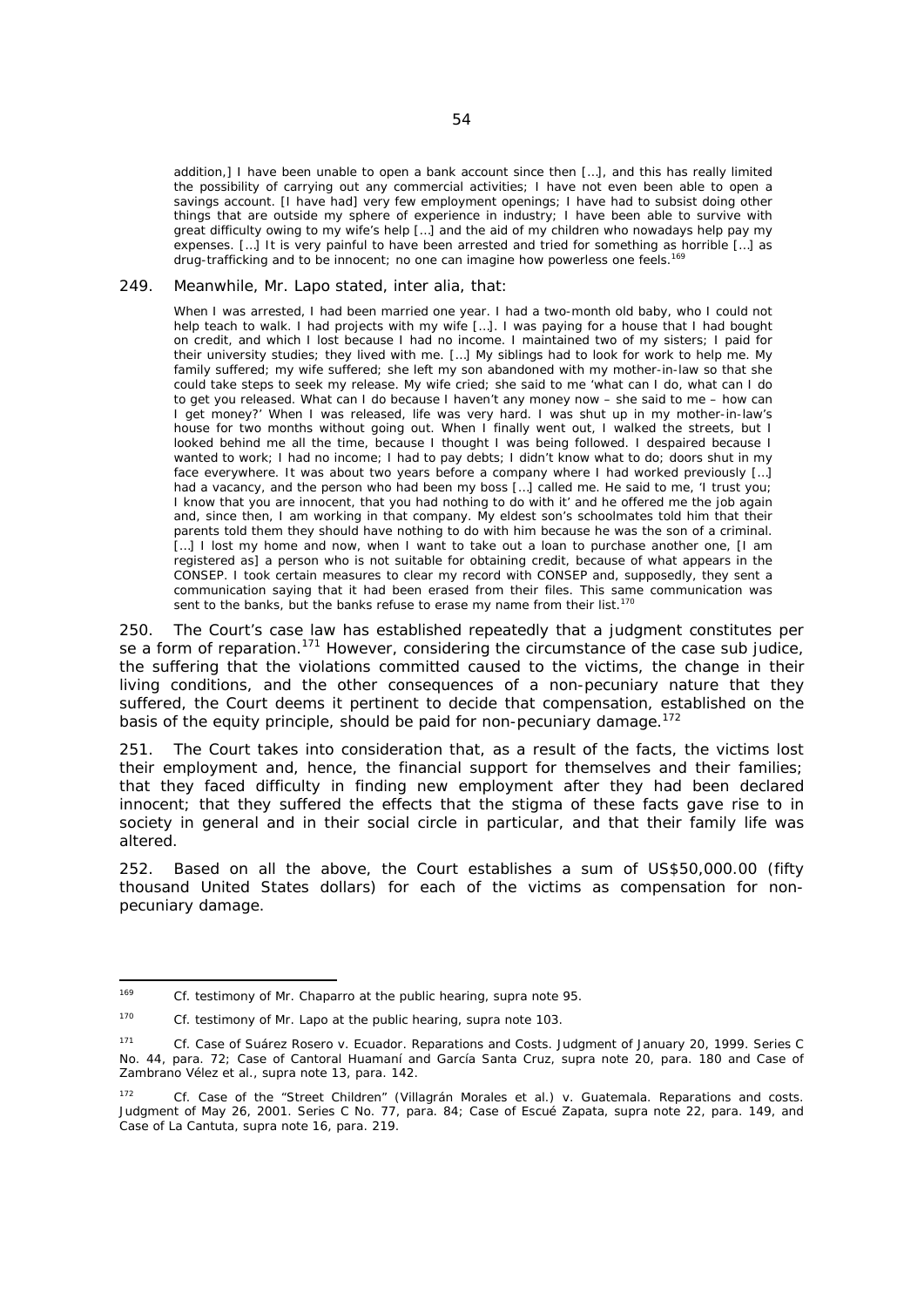addition,] I have been unable to open a bank account since then […], and this has really limited the possibility of carrying out any commercial activities; I have not even been able to open a savings account. [I have had] very few employment openings; I have had to subsist doing other things that are outside my sphere of experience in industry; I have been able to survive with great difficulty owing to my wife's help […] and the aid of my children who nowadays help pay my expenses. […] It is very painful to have been arrested and tried for something as horrible […] as drug-trafficking and to be innocent; no one can imagine how powerless one feels.[169]

249. Meanwhile, Mr. Lapo stated, *inter alia*, that:

> When I was arrested, I had been married one year. I had a two-month old baby, who I could not help teach to walk. I had projects with my wife […]. I was paying for a house that I had bought on credit, and which I lost because I had no income. I maintained two of my sisters; I paid for their university studies; they lived with me. […] My siblings had to look for work to help me. My family suffered; my wife suffered; she left my son abandoned with my mother-in-law so that she could take steps to seek my release. My wife cried; she said to me 'what can I do, what can I do to get you released. What can I do because I haven't any money now – she said to me – how can I get money?' When I was released, life was very hard. I was shut up in my mother-in-law's house for two months without going out. When I finally went out, I walked the streets, but I looked behind me all the time, because I thought I was being followed. I despaired because I wanted to work; I had no income; I had to pay debts; I didn't know what to do; doors shut in my face everywhere. It was about two years before a company where I had worked previously […] had a vacancy, and the person who had been my boss […] called me. He said to me, 'I trust you; I know that you are innocent, that you had nothing to do with it' and he offered me the job again and, since then, I am working in that company. My eldest son's schoolmates told him that their parents told them they should have nothing to do with him because he was the son of a criminal. […] I lost my home and now, when I want to take out a loan to purchase another one, [I am registered as] a person who is not suitable for obtaining credit, because of what appears in the CONSEP. I took certain measures to clear my record with CONSEP and, supposedly, they sent a communication saying that it had been erased from their files. This same communication was sent to the banks, but the banks refuse to erase my name from their list.[170]

250. The Court's case law has established repeatedly that a judgment constitutes *per se* a form of reparation.[171] However, considering the circumstance of the case *sub judice*, the suffering that the violations committed caused to the victims, the change in their living conditions, and the other consequences of a non-pecuniary nature that they suffered, the Court deems it pertinent to decide that compensation, established on the basis of the equity principle, should be paid for non-pecuniary damage.[172]

251. The Court takes into consideration that, as a result of the facts, the victims lost their employment and, hence, the financial support for themselves and their families; that they faced difficulty in finding new employment after they had been declared innocent; that they suffered the effects that the stigma of these facts gave rise to in society in general and in their social circle in particular, and that their family life was altered.

252. Based on all the above, the Court establishes a sum of US$50,000.00 (fifty thousand United States dollars) for each of the victims as compensation for non-pecuniary damage.

---

[169] *Cf.* testimony of Mr. Chaparro at the public hearing, *supra* note 95.

[170] *Cf.* testimony of Mr. Lapo at the public hearing, *supra* note 103.

[171] *Cf. Case of Suárez Rosero v. Ecuador. Reparations and Costs.* Judgment of January 20, 1999. Series C No. 44, para. 72; *Case of Cantoral Huamaní and García Santa Cruz*, *supra* note 20, para. 180 and *Case of Zambrano Vélez et al.*, *supra* note 13, para. 142.

[172] *Cf. Case of the "Street Children" (Villagrán Morales et al.) v. Guatemala. Reparations and costs.* Judgment of May 26, 2001. Series C No. 77, para. 84; *Case of Escué Zapata*, *supra* note 22, para. 149, and *Case of La Cantuta*, *supra* note 16, para. 219.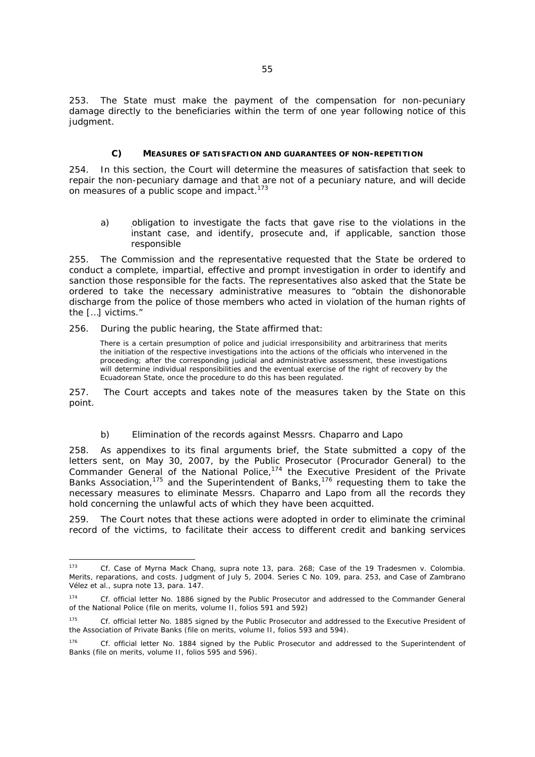253. The State must make the payment of the compensation for non-pecuniary damage directly to the beneficiaries within the term of one year following notice of this judgment.

### C) MEASURES OF SATISFACTION AND GUARANTEES OF NON-REPETITION

254. In this section, the Court will determine the measures of satisfaction that seek to repair the non-pecuniary damage and that are not of a pecuniary nature, and will decide on measures of a public scope and impact.[173]

a) obligation to investigate the facts that gave rise to the violations in the instant case, and identify, prosecute and, if applicable, sanction those responsible

255. The Commission and the representative requested that the State be ordered to conduct a complete, impartial, effective and prompt investigation in order to identify and sanction those responsible for the facts. The representatives also asked that the State be ordered to take the necessary administrative measures to "obtain the dishonorable discharge from the police of those members who acted in violation of the human rights of the […] victims."

256. During the public hearing, the State affirmed that:

> There is a certain presumption of police and judicial irresponsibility and arbitrariness that merits the initiation of the respective investigations into the actions of the officials who intervened in the proceeding; after the corresponding judicial and administrative assessment, these investigations will determine individual responsibilities and the eventual exercise of the right of recovery by the Ecuadorean State, once the procedure to do this has been regulated.

257. The Court accepts and takes note of the measures taken by the State on this point.

b) Elimination of the records against Messrs. Chaparro and Lapo

258. As appendixes to its final arguments brief, the State submitted a copy of the letters sent, on May 30, 2007, by the Public Prosecutor (Procurador General) to the Commander General of the National Police,[174] the Executive President of the Private Banks Association,[175] and the Superintendent of Banks,[176] requesting them to take the necessary measures to eliminate Messrs. Chaparro and Lapo from all the records they hold concerning the unlawful acts of which they have been acquitted.

259. The Court notes that these actions were adopted in order to eliminate the criminal record of the victims, to facilitate their access to different credit and banking services

---

[173] Cf. Case of Myrna Mack Chang, supra note 13, para. 268; Case of the 19 Tradesmen v. Colombia. Merits, reparations, and costs. Judgment of July 5, 2004. Series C No. 109, para. 253, and Case of Zambrano Vélez et al., supra note 13, para. 147.

[174] Cf. official letter No. 1886 signed by the Public Prosecutor and addressed to the Commander General of the National Police (file on merits, volume II, folios 591 and 592)

[175] Cf. official letter No. 1885 signed by the Public Prosecutor and addressed to the Executive President of the Association of Private Banks (file on merits, volume II, folios 593 and 594).

[176] Cf. official letter No. 1884 signed by the Public Prosecutor and addressed to the Superintendent of Banks (file on merits, volume II, folios 595 and 596).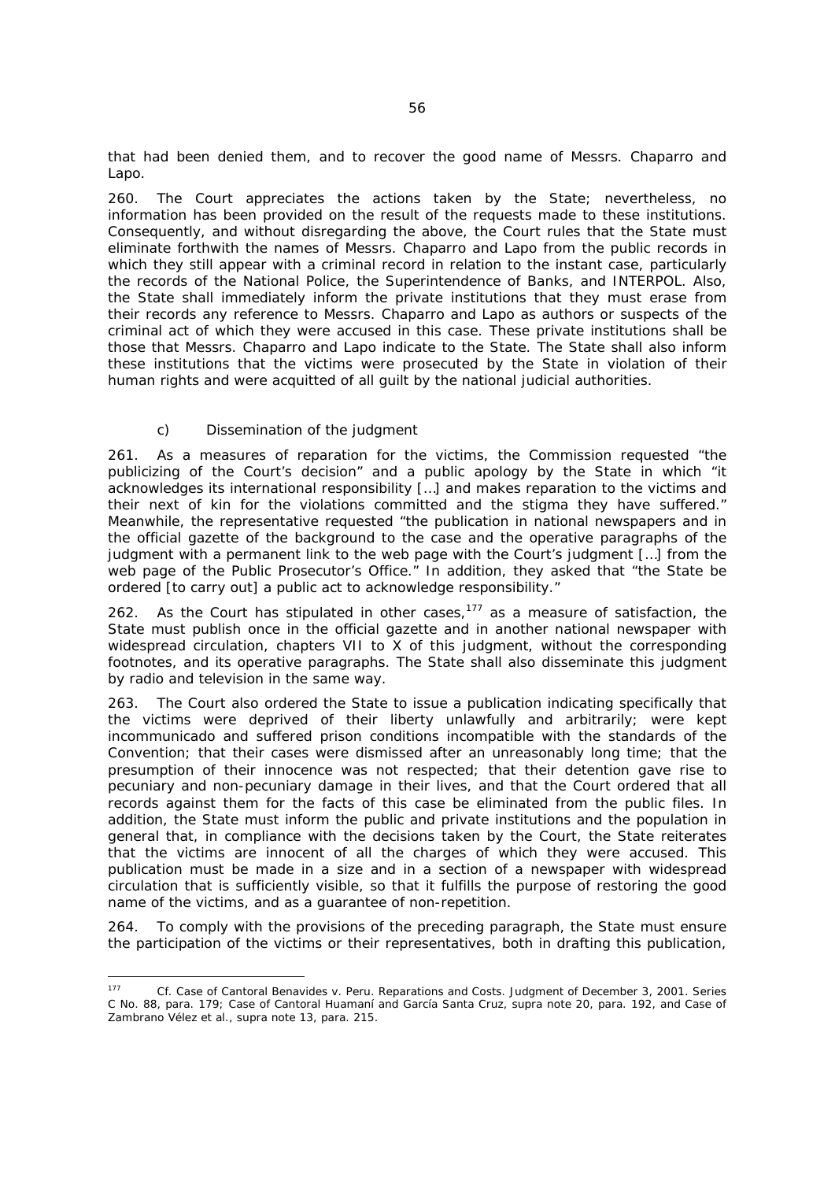that had been denied them, and to recover the good name of Messrs. Chaparro and Lapo.

260. The Court appreciates the actions taken by the State; nevertheless, no information has been provided on the result of the requests made to these institutions. Consequently, and without disregarding the above, the Court rules that the State must eliminate forthwith the names of Messrs. Chaparro and Lapo from the public records in which they still appear with a criminal record in relation to the instant case, particularly the records of the National Police, the Superintendence of Banks, and INTERPOL. Also, the State shall immediately inform the private institutions that they must erase from their records any reference to Messrs. Chaparro and Lapo as authors or suspects of the criminal act of which they were accused in this case. These private institutions shall be those that Messrs. Chaparro and Lapo indicate to the State. The State shall also inform these institutions that the victims were prosecuted by the State in violation of their human rights and were acquitted of all guilt by the national judicial authorities.

c) Dissemination of the judgment

261. As a measures of reparation for the victims, the Commission requested "the publicizing of the Court's decision" and a public apology by the State in which "it acknowledges its international responsibility […] and makes reparation to the victims and their next of kin for the violations committed and the stigma they have suffered." Meanwhile, the representative requested "the publication in national newspapers and in the official gazette of the background to the case and the operative paragraphs of the judgment with a permanent link to the web page with the Court's judgment […] from the web page of the Public Prosecutor's Office." In addition, they asked that "the State be ordered [to carry out] a public act to acknowledge responsibility."

262. As the Court has stipulated in other cases,[177] as a measure of satisfaction, the State must publish once in the official gazette and in another national newspaper with widespread circulation, chapters VII to X of this judgment, without the corresponding footnotes, and its operative paragraphs. The State shall also disseminate this judgment by radio and television in the same way.

263. The Court also ordered the State to issue a publication indicating specifically that the victims were deprived of their liberty unlawfully and arbitrarily; were kept incommunicado and suffered prison conditions incompatible with the standards of the Convention; that their cases were dismissed after an unreasonably long time; that the presumption of their innocence was not respected; that their detention gave rise to pecuniary and non-pecuniary damage in their lives, and that the Court ordered that all records against them for the facts of this case be eliminated from the public files. In addition, the State must inform the public and private institutions and the population in general that, in compliance with the decisions taken by the Court, the State reiterates that the victims are innocent of all the charges of which they were accused. This publication must be made in a size and in a section of a newspaper with widespread circulation that is sufficiently visible, so that it fulfills the purpose of restoring the good name of the victims, and as a guarantee of non-repetition.

264. To comply with the provisions of the preceding paragraph, the State must ensure the participation of the victims or their representatives, both in drafting this publication,

---

[177] *Cf. Case of Cantoral Benavides v. Peru. Reparations and Costs.* Judgment of December 3, 2001. Series C No. 88, para. 179; *Case of Cantoral Huamaní and García Santa Cruz, supra* note 20, para. 192, and *Case of Zambrano Vélez et al., supra* note 13, para. 215.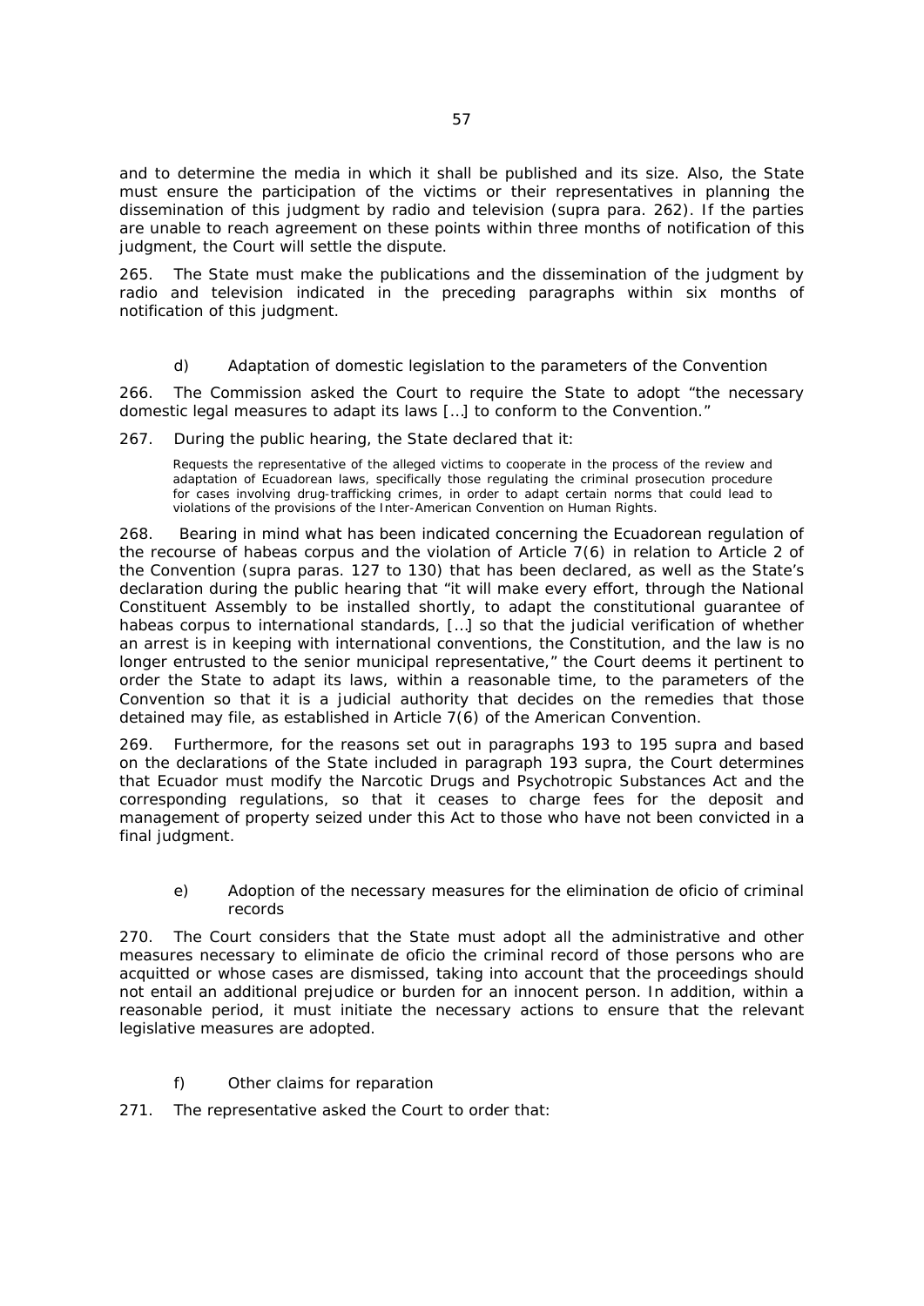and to determine the media in which it shall be published and its size. Also, the State must ensure the participation of the victims or their representatives in planning the dissemination of this judgment by radio and television (supra para. 262). If the parties are unable to reach agreement on these points within three months of notification of this judgment, the Court will settle the dispute.

265. The State must make the publications and the dissemination of the judgment by radio and television indicated in the preceding paragraphs within six months of notification of this judgment.

### d) Adaptation of domestic legislation to the parameters of the Convention

266. The Commission asked the Court to require the State to adopt "the necessary domestic legal measures to adapt its laws […] to conform to the Convention."

267. During the public hearing, the State declared that it:

> Requests the representative of the alleged victims to cooperate in the process of the review and adaptation of Ecuadorean laws, specifically those regulating the criminal prosecution procedure for cases involving drug-trafficking crimes, in order to adapt certain norms that could lead to violations of the provisions of the Inter-American Convention on Human Rights.

268. Bearing in mind what has been indicated concerning the Ecuadorean regulation of the recourse of habeas corpus and the violation of Article 7(6) in relation to Article 2 of the Convention (supra paras. 127 to 130) that has been declared, as well as the State's declaration during the public hearing that "it will make every effort, through the National Constituent Assembly to be installed shortly, to adapt the constitutional guarantee of habeas corpus to international standards, […] so that the judicial verification of whether an arrest is in keeping with international conventions, the Constitution, and the law is no longer entrusted to the senior municipal representative," the Court deems it pertinent to order the State to adapt its laws, within a reasonable time, to the parameters of the Convention so that it is a judicial authority that decides on the remedies that those detained may file, as established in Article 7(6) of the American Convention.

269. Furthermore, for the reasons set out in paragraphs 193 to 195 supra and based on the declarations of the State included in paragraph 193 supra, the Court determines that Ecuador must modify the Narcotic Drugs and Psychotropic Substances Act and the corresponding regulations, so that it ceases to charge fees for the deposit and management of property seized under this Act to those who have not been convicted in a final judgment.

### e) Adoption of the necessary measures for the elimination de oficio of criminal records

270. The Court considers that the State must adopt all the administrative and other measures necessary to eliminate de oficio the criminal record of those persons who are acquitted or whose cases are dismissed, taking into account that the proceedings should not entail an additional prejudice or burden for an innocent person. In addition, within a reasonable period, it must initiate the necessary actions to ensure that the relevant legislative measures are adopted.

### f) Other claims for reparation

271. The representative asked the Court to order that: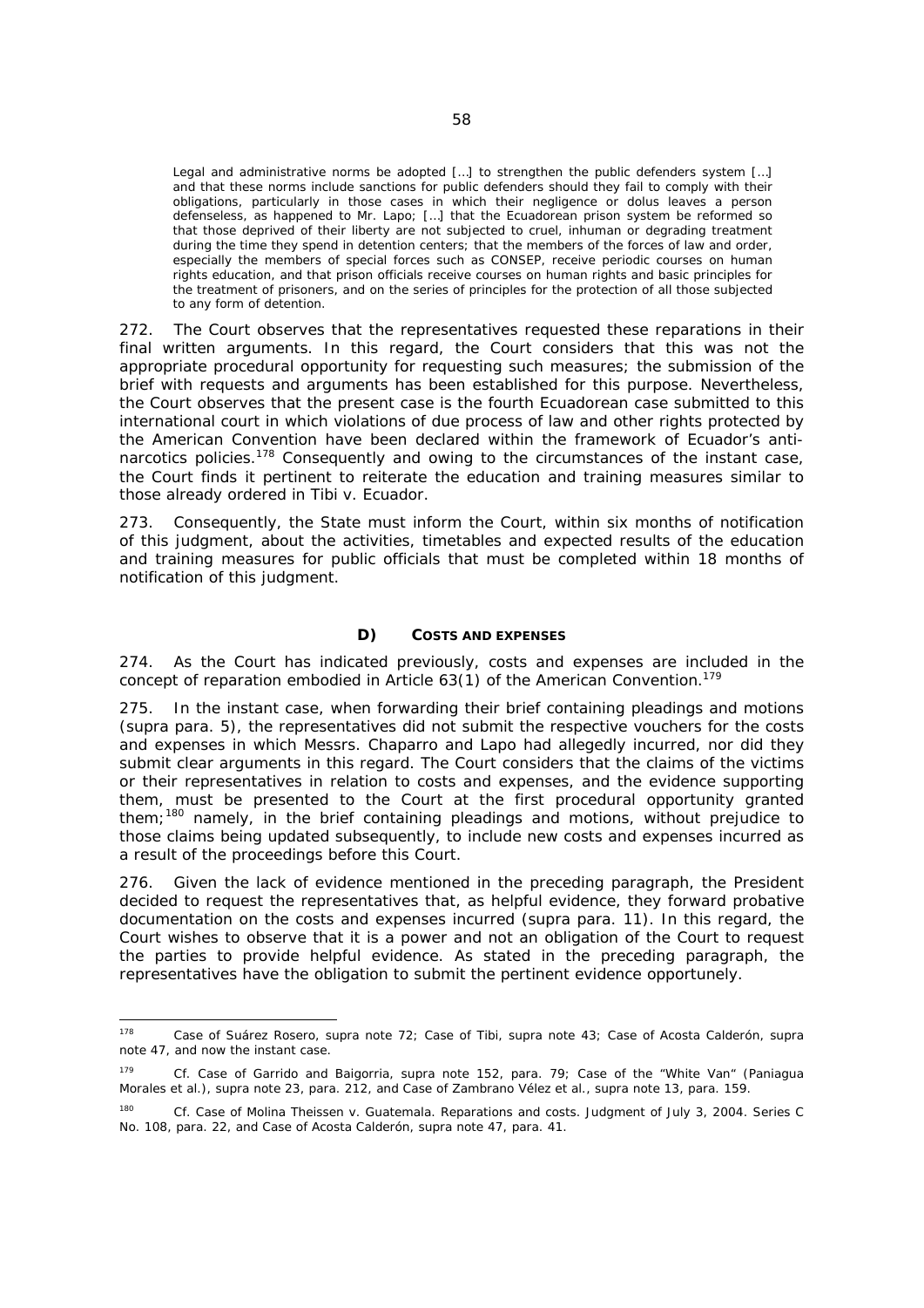> Legal and administrative norms be adopted […] to strengthen the public defenders system […] and that these norms include sanctions for public defenders should they fail to comply with their obligations, particularly in those cases in which their negligence or dolus leaves a person defenseless, as happened to Mr. Lapo; […] that the Ecuadorean prison system be reformed so that those deprived of their liberty are not subjected to cruel, inhuman or degrading treatment during the time they spend in detention centers; that the members of the forces of law and order, especially the members of special forces such as CONSEP, receive periodic courses on human rights education, and that prison officials receive courses on human rights and basic principles for the treatment of prisoners, and on the series of principles for the protection of all those subjected to any form of detention.

272. The Court observes that the representatives requested these reparations in their final written arguments. In this regard, the Court considers that this was not the appropriate procedural opportunity for requesting such measures; the submission of the brief with requests and arguments has been established for this purpose. Nevertheless, the Court observes that the present case is the fourth Ecuadorean case submitted to this international court in which violations of due process of law and other rights protected by the American Convention have been declared within the framework of Ecuador's anti-narcotics policies.[178] Consequently and owing to the circumstances of the instant case, the Court finds it pertinent to reiterate the education and training measures similar to those already ordered in *Tibi v. Ecuador*.

273. Consequently, the State must inform the Court, within six months of notification of this judgment, about the activities, timetables and expected results of the education and training measures for public officials that must be completed within 18 months of notification of this judgment.

## D) COSTS AND EXPENSES

274. As the Court has indicated previously, costs and expenses are included in the concept of reparation embodied in Article 63(1) of the American Convention.[179]

275. In the instant case, when forwarding their brief containing pleadings and motions (*supra* para. 5), the representatives did not submit the respective vouchers for the costs and expenses in which Messrs. Chaparro and Lapo had allegedly incurred, nor did they submit clear arguments in this regard. The Court considers that the claims of the victims or their representatives in relation to costs and expenses, and the evidence supporting them, must be presented to the Court at the first procedural opportunity granted them;[180] namely, in the brief containing pleadings and motions, without prejudice to those claims being updated subsequently, to include new costs and expenses incurred as a result of the proceedings before this Court.

276. Given the lack of evidence mentioned in the preceding paragraph, the President decided to request the representatives that, as helpful evidence, they forward probative documentation on the costs and expenses incurred (*supra* para. 11). In this regard, the Court wishes to observe that it is a power and not an obligation of the Court to request the parties to provide helpful evidence. As stated in the preceding paragraph, the representatives have the obligation to submit the pertinent evidence opportunely.

---

[178] *Case of Suárez Rosero*, supra note 72; *Case of Tibi*, supra note 43; *Case of Acosta Calderón*, supra note 47, and now the instant case.

[179] *Cf. Case of Garrido and Baigorria*, supra note 152, para. 79; *Case of the "White Van" (Paniagua Morales et al.)*, supra note 23, para. 212, and *Case of Zambrano Vélez et al.*, supra note 13, para. 159.

[180] *Cf. Case of Molina Theissen v. Guatemala. Reparations and costs*. Judgment of July 3, 2004. Series C No. 108, para. 22, and *Case of Acosta Calderón*, supra note 47, para. 41.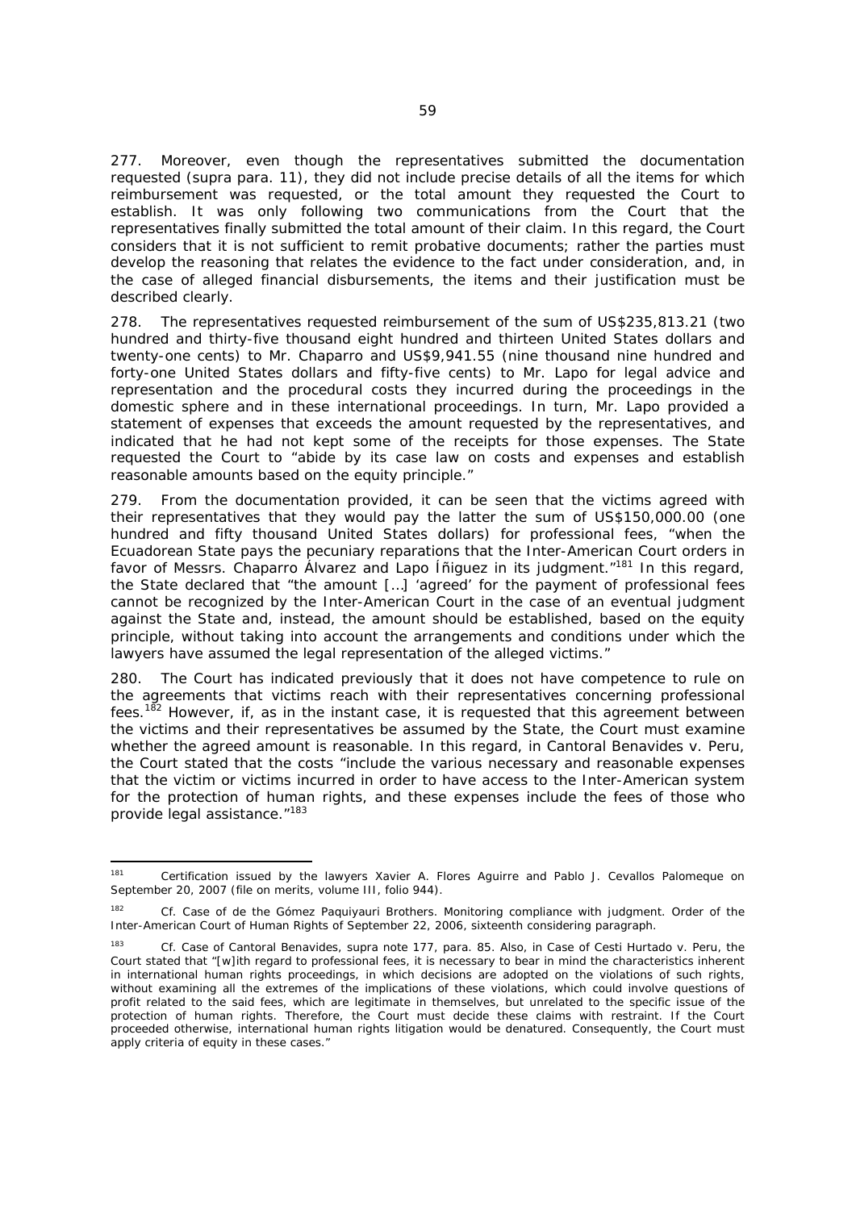277. Moreover, even though the representatives submitted the documentation requested (supra para. 11), they did not include precise details of all the items for which reimbursement was requested, or the total amount they requested the Court to establish. It was only following two communications from the Court that the representatives finally submitted the total amount of their claim. In this regard, the Court considers that it is not sufficient to remit probative documents; rather the parties must develop the reasoning that relates the evidence to the fact under consideration, and, in the case of alleged financial disbursements, the items and their justification must be described clearly.

278. The representatives requested reimbursement of the sum of US$235,813.21 (two hundred and thirty-five thousand eight hundred and thirteen United States dollars and twenty-one cents) to Mr. Chaparro and US$9,941.55 (nine thousand nine hundred and forty-one United States dollars and fifty-five cents) to Mr. Lapo for legal advice and representation and the procedural costs they incurred during the proceedings in the domestic sphere and in these international proceedings. In turn, Mr. Lapo provided a statement of expenses that exceeds the amount requested by the representatives, and indicated that he had not kept some of the receipts for those expenses. The State requested the Court to "abide by its case law on costs and expenses and establish reasonable amounts based on the equity principle."

279. From the documentation provided, it can be seen that the victims agreed with their representatives that they would pay the latter the sum of US$150,000.00 (one hundred and fifty thousand United States dollars) for professional fees, "when the Ecuadorean State pays the pecuniary reparations that the Inter-American Court orders in favor of Messrs. Chaparro Álvarez and Lapo Íñiguez in its judgment."[181] In this regard, the State declared that "the amount […] 'agreed' for the payment of professional fees cannot be recognized by the Inter-American Court in the case of an eventual judgment against the State and, instead, the amount should be established, based on the equity principle, without taking into account the arrangements and conditions under which the lawyers have assumed the legal representation of the alleged victims."

280. The Court has indicated previously that it does not have competence to rule on the agreements that victims reach with their representatives concerning professional fees.[182] However, if, as in the instant case, it is requested that this agreement between the victims and their representatives be assumed by the State, the Court must examine whether the agreed amount is reasonable. In this regard, in *Cantoral Benavides v. Peru*, the Court stated that the costs "include the various necessary and reasonable expenses that the victim or victims incurred in order to have access to the Inter-American system for the protection of human rights, and these expenses include the fees of those who provide legal assistance."[183]

---

[181] Certification issued by the lawyers Xavier A. Flores Aguirre and Pablo J. Cevallos Palomeque on September 20, 2007 (file on merits, volume III, folio 944).

[182] *Cf. Case of de the Gómez Paquiyauri Brothers. Monitoring compliance with judgment.* Order of the Inter-American Court of Human Rights of September 22, 2006, sixteenth considering paragraph.

[183] *Cf. Case of Cantoral Benavides, supra* note 177, para. 85. Also, in *Case of Cesti Hurtado v. Peru*, the Court stated that "[w]ith regard to professional fees, it is necessary to bear in mind the characteristics inherent in international human rights proceedings, in which decisions are adopted on the violations of such rights, without examining all the extremes of the implications of these violations, which could involve questions of profit related to the said fees, which are legitimate in themselves, but unrelated to the specific issue of the protection of human rights. Therefore, the Court must decide these claims with restraint. If the Court proceeded otherwise, international human rights litigation would be denatured. Consequently, the Court must apply criteria of equity in these cases."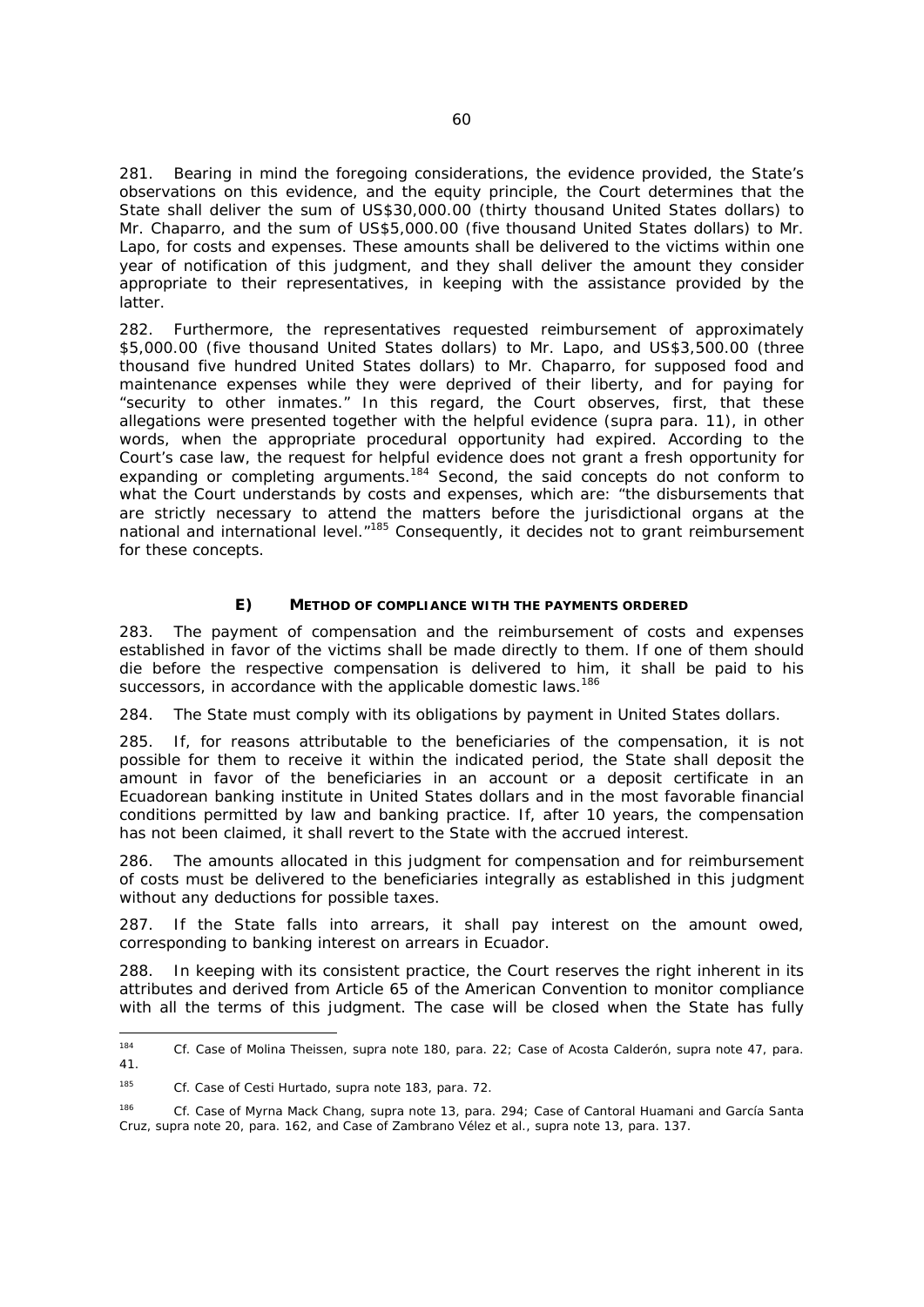281. Bearing in mind the foregoing considerations, the evidence provided, the State's observations on this evidence, and the equity principle, the Court determines that the State shall deliver the sum of US$30,000.00 (thirty thousand United States dollars) to Mr. Chaparro, and the sum of US$5,000.00 (five thousand United States dollars) to Mr. Lapo, for costs and expenses. These amounts shall be delivered to the victims within one year of notification of this judgment, and they shall deliver the amount they consider appropriate to their representatives, in keeping with the assistance provided by the latter.

282. Furthermore, the representatives requested reimbursement of approximately $5,000.00 (five thousand United States dollars) to Mr. Lapo, and US$3,500.00 (three thousand five hundred United States dollars) to Mr. Chaparro, for supposed food and maintenance expenses while they were deprived of their liberty, and for paying for "security to other inmates." In this regard, the Court observes, first, that these allegations were presented together with the helpful evidence (*supra* para. 11), in other words, when the appropriate procedural opportunity had expired. According to the Court's case law, the request for helpful evidence does not grant a fresh opportunity for expanding or completing arguments.[184] Second, the said concepts do not conform to what the Court understands by costs and expenses, which are: "the disbursements that are strictly necessary to attend the matters before the jurisdictional organs at the national and international level."[185] Consequently, it decides not to grant reimbursement for these concepts.

### E) METHOD OF COMPLIANCE WITH THE PAYMENTS ORDERED

283. The payment of compensation and the reimbursement of costs and expenses established in favor of the victims shall be made directly to them. If one of them should die before the respective compensation is delivered to him, it shall be paid to his successors, in accordance with the applicable domestic laws.[186]

284. The State must comply with its obligations by payment in United States dollars.

285. If, for reasons attributable to the beneficiaries of the compensation, it is not possible for them to receive it within the indicated period, the State shall deposit the amount in favor of the beneficiaries in an account or a deposit certificate in an Ecuadorean banking institute in United States dollars and in the most favorable financial conditions permitted by law and banking practice. If, after 10 years, the compensation has not been claimed, it shall revert to the State with the accrued interest.

286. The amounts allocated in this judgment for compensation and for reimbursement of costs must be delivered to the beneficiaries integrally as established in this judgment without any deductions for possible taxes.

287. If the State falls into arrears, it shall pay interest on the amount owed, corresponding to banking interest on arrears in Ecuador.

288. In keeping with its consistent practice, the Court reserves the right inherent in its attributes and derived from Article 65 of the American Convention to monitor compliance with all the terms of this judgment. The case will be closed when the State has fully

---

[184] *Cf. Case of Molina Theissen, supra* note 180, para. 22; *Case of Acosta Calderón, supra* note 47, para. 41.

[185] *Cf. Case of Cesti Hurtado, supra* note 183, para. 72.

[186] *Cf. Case of Myrna Mack Chang, supra* note 13, para. 294; *Case of Cantoral Huamani and García Santa Cruz, supra* note 20, para. 162, and *Case of Zambrano Vélez et al., supra* note 13, para. 137.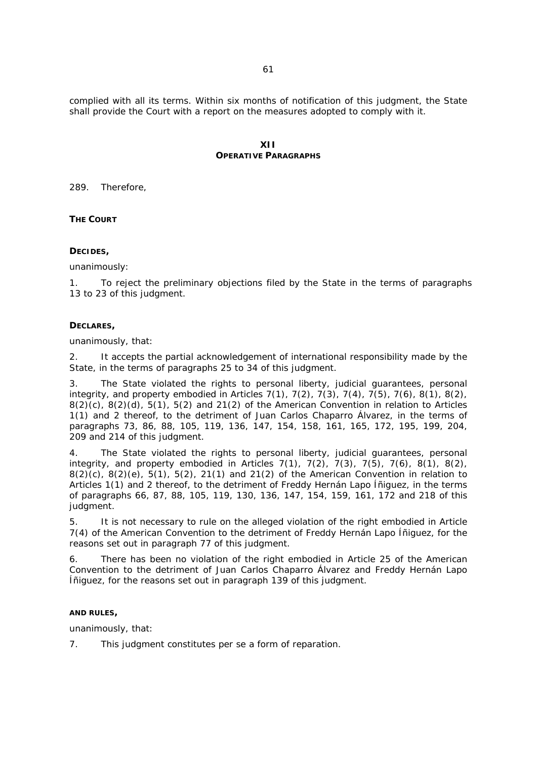complied with all its terms. Within six months of notification of this judgment, the State shall provide the Court with a report on the measures adopted to comply with it.

## XII
## OPERATIVE PARAGRAPHS

289. Therefore,

**THE COURT**

**DECIDES,**

unanimously:

1. To reject the preliminary objections filed by the State in the terms of paragraphs 13 to 23 of this judgment.

**DECLARES,**

unanimously, that:

2. It accepts the partial acknowledgement of international responsibility made by the State, in the terms of paragraphs 25 to 34 of this judgment.

3. The State violated the rights to personal liberty, judicial guarantees, personal integrity, and property embodied in Articles 7(1), 7(2), 7(3), 7(4), 7(5), 7(6), 8(1), 8(2), 8(2)(c), 8(2)(d), 5(1), 5(2) and 21(2) of the American Convention in relation to Articles 1(1) and 2 thereof, to the detriment of Juan Carlos Chaparro Álvarez, in the terms of paragraphs 73, 86, 88, 105, 119, 136, 147, 154, 158, 161, 165, 172, 195, 199, 204, 209 and 214 of this judgment.

4. The State violated the rights to personal liberty, judicial guarantees, personal integrity, and property embodied in Articles 7(1), 7(2), 7(3), 7(5), 7(6), 8(1), 8(2), 8(2)(c), 8(2)(e), 5(1), 5(2), 21(1) and 21(2) of the American Convention in relation to Articles 1(1) and 2 thereof, to the detriment of Freddy Hernán Lapo Íñiguez, in the terms of paragraphs 66, 87, 88, 105, 119, 130, 136, 147, 154, 159, 161, 172 and 218 of this judgment.

5. It is not necessary to rule on the alleged violation of the right embodied in Article 7(4) of the American Convention to the detriment of Freddy Hernán Lapo Íñiguez, for the reasons set out in paragraph 77 of this judgment.

6. There has been no violation of the right embodied in Article 25 of the American Convention to the detriment of Juan Carlos Chaparro Álvarez and Freddy Hernán Lapo Íñiguez, for the reasons set out in paragraph 139 of this judgment.

**AND RULES,**

unanimously, that:

7. This judgment constitutes per se a form of reparation.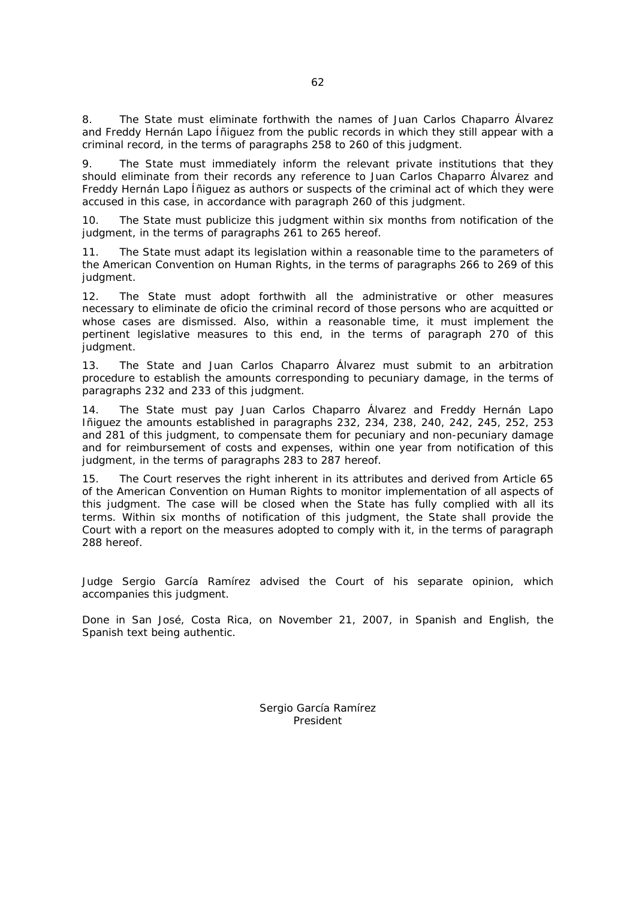8. The State must eliminate forthwith the names of Juan Carlos Chaparro Álvarez and Freddy Hernán Lapo Íñiguez from the public records in which they still appear with a criminal record, in the terms of paragraphs 258 to 260 of this judgment.

9. The State must immediately inform the relevant private institutions that they should eliminate from their records any reference to Juan Carlos Chaparro Álvarez and Freddy Hernán Lapo Íñiguez as authors or suspects of the criminal act of which they were accused in this case, in accordance with paragraph 260 of this judgment.

10. The State must publicize this judgment within six months from notification of the judgment, in the terms of paragraphs 261 to 265 hereof.

11. The State must adapt its legislation within a reasonable time to the parameters of the American Convention on Human Rights, in the terms of paragraphs 266 to 269 of this judgment.

12. The State must adopt forthwith all the administrative or other measures necessary to eliminate de oficio the criminal record of those persons who are acquitted or whose cases are dismissed. Also, within a reasonable time, it must implement the pertinent legislative measures to this end, in the terms of paragraph 270 of this judgment.

13. The State and Juan Carlos Chaparro Álvarez must submit to an arbitration procedure to establish the amounts corresponding to pecuniary damage, in the terms of paragraphs 232 and 233 of this judgment.

14. The State must pay Juan Carlos Chaparro Álvarez and Freddy Hernán Lapo Iñiguez the amounts established in paragraphs 232, 234, 238, 240, 242, 245, 252, 253 and 281 of this judgment, to compensate them for pecuniary and non-pecuniary damage and for reimbursement of costs and expenses, within one year from notification of this judgment, in the terms of paragraphs 283 to 287 hereof.

15. The Court reserves the right inherent in its attributes and derived from Article 65 of the American Convention on Human Rights to monitor implementation of all aspects of this judgment. The case will be closed when the State has fully complied with all its terms. Within six months of notification of this judgment, the State shall provide the Court with a report on the measures adopted to comply with it, in the terms of paragraph 288 hereof.

Judge Sergio García Ramírez advised the Court of his separate opinion, which accompanies this judgment.

Done in San José, Costa Rica, on November 21, 2007, in Spanish and English, the Spanish text being authentic.

Sergio García Ramírez
President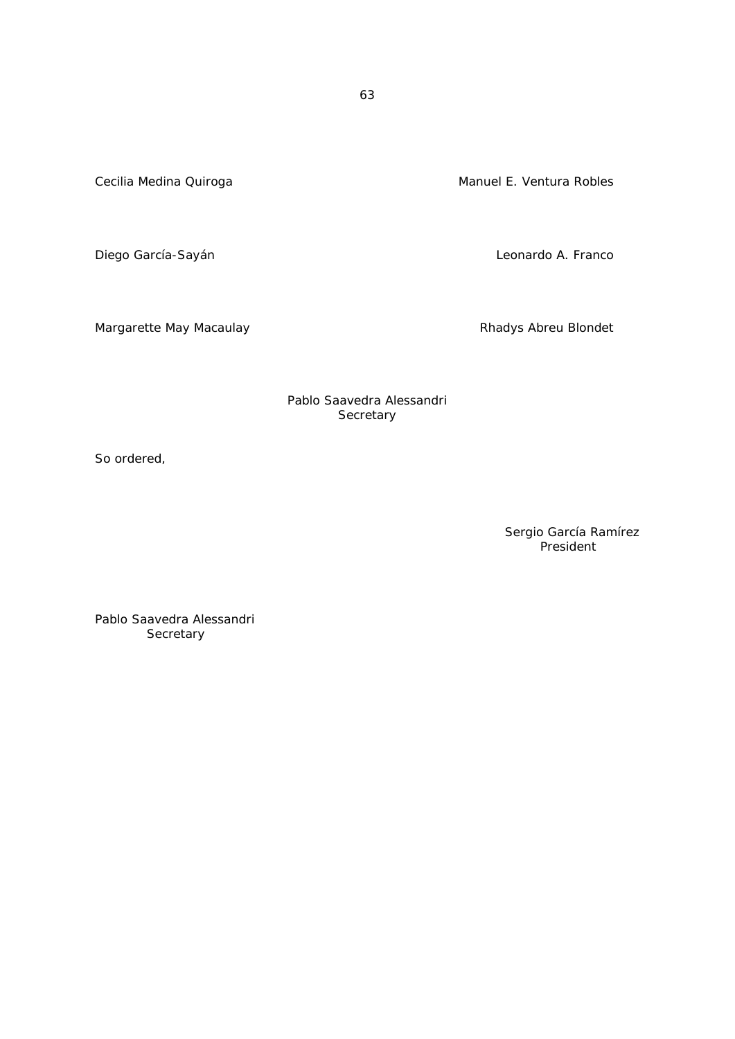Cecilia Medina Quiroga　　　　　　　　　　　　Manuel E. Ventura Robles

Diego García-Sayán　　　　　　　　　　　　Leonardo A. Franco

Margarette May Macaulay　　　　　　　　　　　　Rhadys Abreu Blondet

Pablo Saavedra Alessandri
Secretary

So ordered,

Sergio García Ramírez
President

Pablo Saavedra Alessandri
Secretary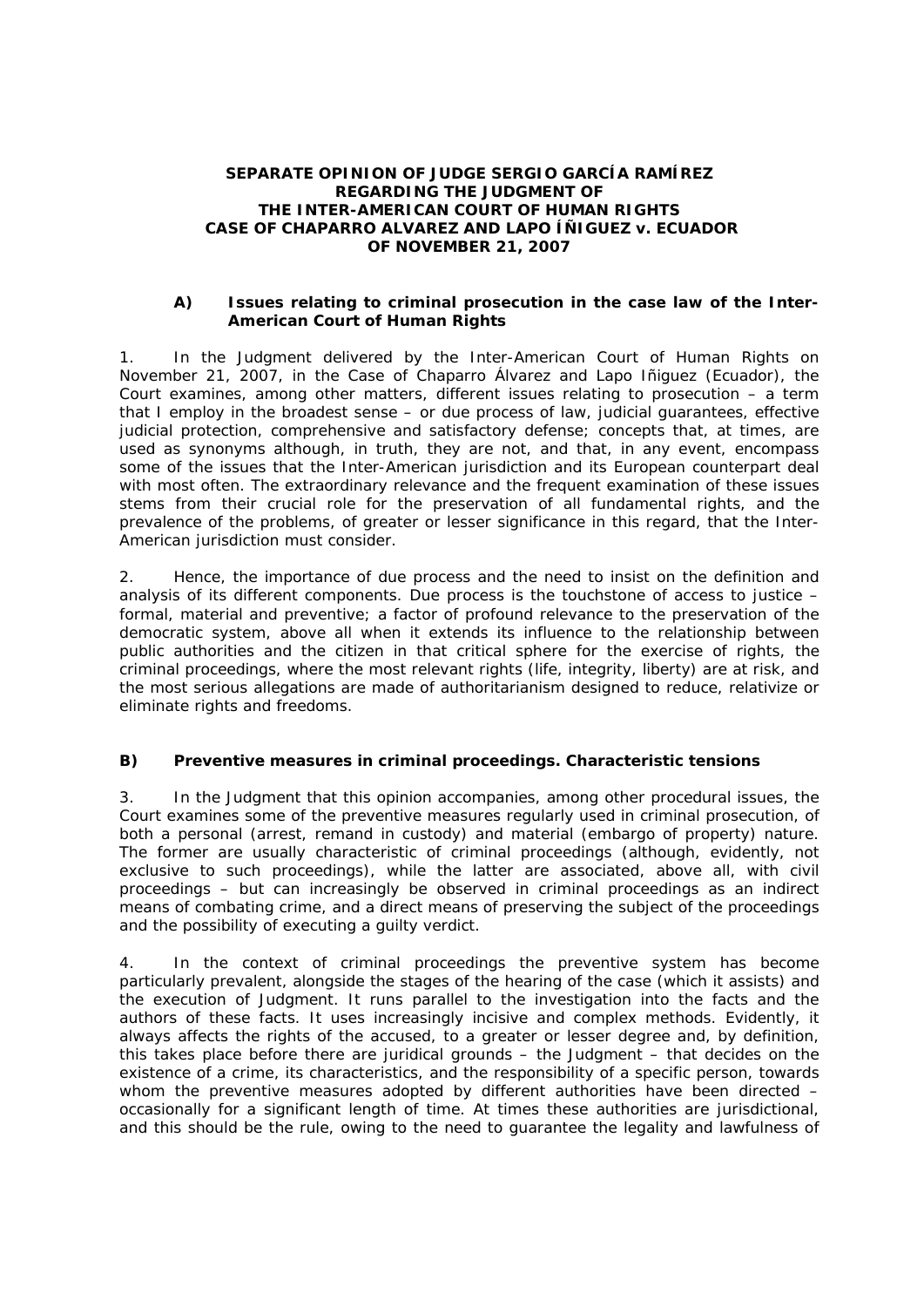**SEPARATE OPINION OF JUDGE SERGIO GARCÍA RAMÍREZ REGARDING THE JUDGMENT OF THE INTER-AMERICAN COURT OF HUMAN RIGHTS CASE OF CHAPARRO ALVAREZ AND LAPO ÍÑIGUEZ v. ECUADOR OF NOVEMBER 21, 2007**

**A) Issues relating to criminal prosecution in the case law of the Inter-American Court of Human Rights**

1. In the Judgment delivered by the Inter-American Court of Human Rights on November 21, 2007, in the Case of Chaparro Álvarez and Lapo Iñiguez (Ecuador), the Court examines, among other matters, different issues relating to prosecution – a term that I employ in the broadest sense – or due process of law, judicial guarantees, effective judicial protection, comprehensive and satisfactory defense; concepts that, at times, are used as synonyms although, in truth, they are not, and that, in any event, encompass some of the issues that the Inter-American jurisdiction and its European counterpart deal with most often. The extraordinary relevance and the frequent examination of these issues stems from their crucial role for the preservation of all fundamental rights, and the prevalence of the problems, of greater or lesser significance in this regard, that the Inter-American jurisdiction must consider.

2. Hence, the importance of due process and the need to insist on the definition and analysis of its different components. Due process is the touchstone of access to justice – formal, material and preventive; a factor of profound relevance to the preservation of the democratic system, above all when it extends its influence to the relationship between public authorities and the citizen in that critical sphere for the exercise of rights, the criminal proceedings, where the most relevant rights (life, integrity, liberty) are at risk, and the most serious allegations are made of authoritarianism designed to reduce, relativize or eliminate rights and freedoms.

**B) Preventive measures in criminal proceedings. Characteristic tensions**

3. In the Judgment that this opinion accompanies, among other procedural issues, the Court examines some of the preventive measures regularly used in criminal prosecution, of both a personal (arrest, remand in custody) and material (embargo of property) nature. The former are usually characteristic of criminal proceedings (although, evidently, not exclusive to such proceedings), while the latter are associated, above all, with civil proceedings – but can increasingly be observed in criminal proceedings as an indirect means of combating crime, and a direct means of preserving the subject of the proceedings and the possibility of executing a guilty verdict.

4. In the context of criminal proceedings the preventive system has become particularly prevalent, alongside the stages of the hearing of the case (which it assists) and the execution of Judgment. It runs parallel to the investigation into the facts and the authors of these facts. It uses increasingly incisive and complex methods. Evidently, it always affects the rights of the accused, to a greater or lesser degree and, by definition, this takes place before there are juridical grounds – the Judgment – that decides on the existence of a crime, its characteristics, and the responsibility of a specific person, towards whom the preventive measures adopted by different authorities have been directed – occasionally for a significant length of time. At times these authorities are jurisdictional, and this should be the rule, owing to the need to guarantee the legality and lawfulness of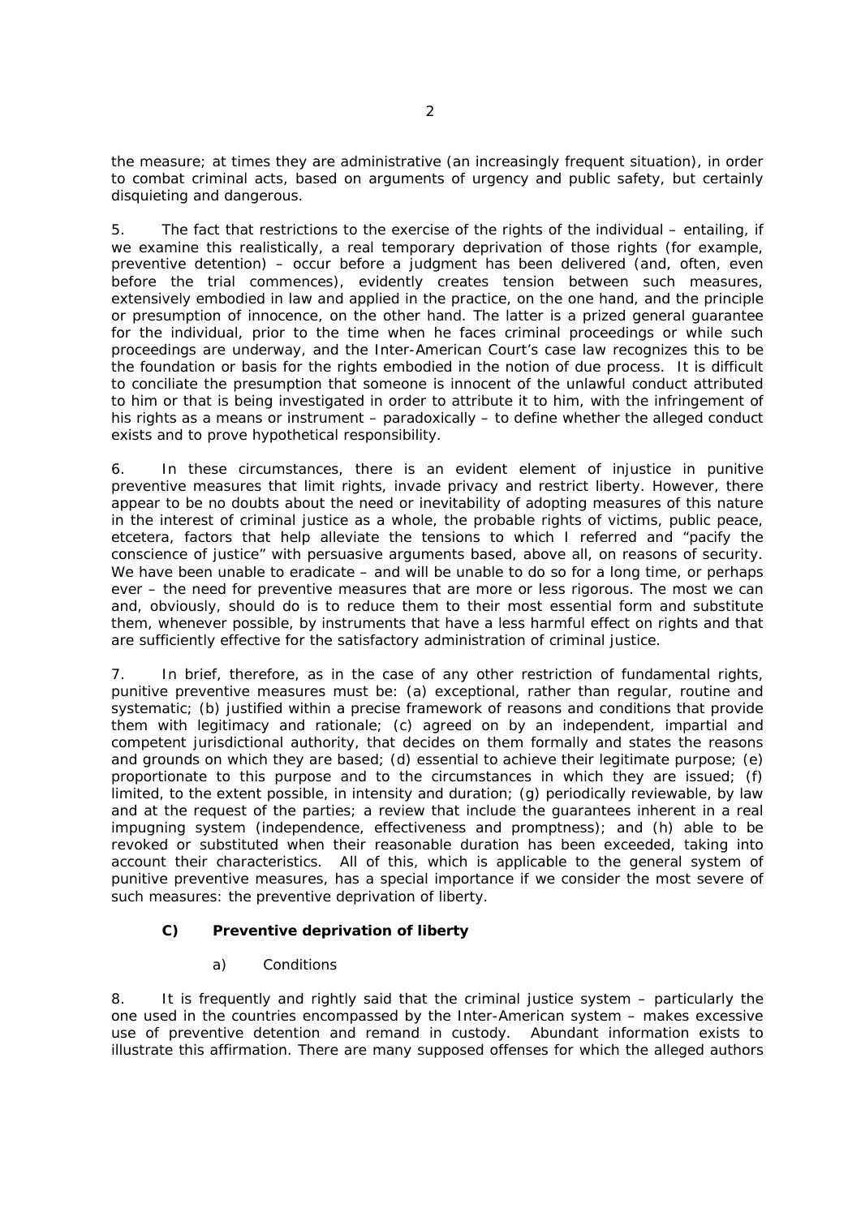the measure; at times they are administrative (an increasingly frequent situation), in order to combat criminal acts, based on arguments of urgency and public safety, but certainly disquieting and dangerous.

5. The fact that restrictions to the exercise of the rights of the individual – entailing, if we examine this realistically, a real temporary deprivation of those rights (for example, preventive detention) – occur before a judgment has been delivered (and, often, even before the trial commences), evidently creates tension between such measures, extensively embodied in law and applied in the practice, on the one hand, and the principle or presumption of innocence, on the other hand. The latter is a prized general guarantee for the individual, prior to the time when he faces criminal proceedings or while such proceedings are underway, and the Inter-American Court's case law recognizes this to be the foundation or basis for the rights embodied in the notion of due process. It is difficult to conciliate the presumption that someone is innocent of the unlawful conduct attributed to him or that is being investigated in order to attribute it to him, with the infringement of his rights as a means or instrument – paradoxically – to define whether the alleged conduct exists and to prove hypothetical responsibility.

6. In these circumstances, there is an evident element of injustice in punitive preventive measures that limit rights, invade privacy and restrict liberty. However, there appear to be no doubts about the need or inevitability of adopting measures of this nature in the interest of criminal justice as a whole, the probable rights of victims, public peace, etcetera, factors that help alleviate the tensions to which I referred and "pacify the conscience of justice" with persuasive arguments based, above all, on reasons of security. We have been unable to eradicate – and will be unable to do so for a long time, or perhaps ever – the need for preventive measures that are more or less rigorous. The most we can and, obviously, should do is to reduce them to their most essential form and substitute them, whenever possible, by instruments that have a less harmful effect on rights and that are sufficiently effective for the satisfactory administration of criminal justice.

7. In brief, therefore, as in the case of any other restriction of fundamental rights, punitive preventive measures must be: (a) exceptional, rather than regular, routine and systematic; (b) justified within a precise framework of reasons and conditions that provide them with legitimacy and rationale; (c) agreed on by an independent, impartial and competent jurisdictional authority, that decides on them formally and states the reasons and grounds on which they are based; (d) essential to achieve their legitimate purpose; (e) proportionate to this purpose and to the circumstances in which they are issued; (f) limited, to the extent possible, in intensity and duration; (g) periodically reviewable, by law and at the request of the parties; a review that include the guarantees inherent in a real impugning system (independence, effectiveness and promptness); and (h) able to be revoked or substituted when their reasonable duration has been exceeded, taking into account their characteristics. All of this, which is applicable to the general system of punitive preventive measures, has a special importance if we consider the most severe of such measures: the preventive deprivation of liberty.

### C) Preventive deprivation of liberty

#### a) Conditions

8. It is frequently and rightly said that the criminal justice system – particularly the one used in the countries encompassed by the Inter-American system – makes excessive use of preventive detention and remand in custody. Abundant information exists to illustrate this affirmation. There are many supposed offenses for which the alleged authors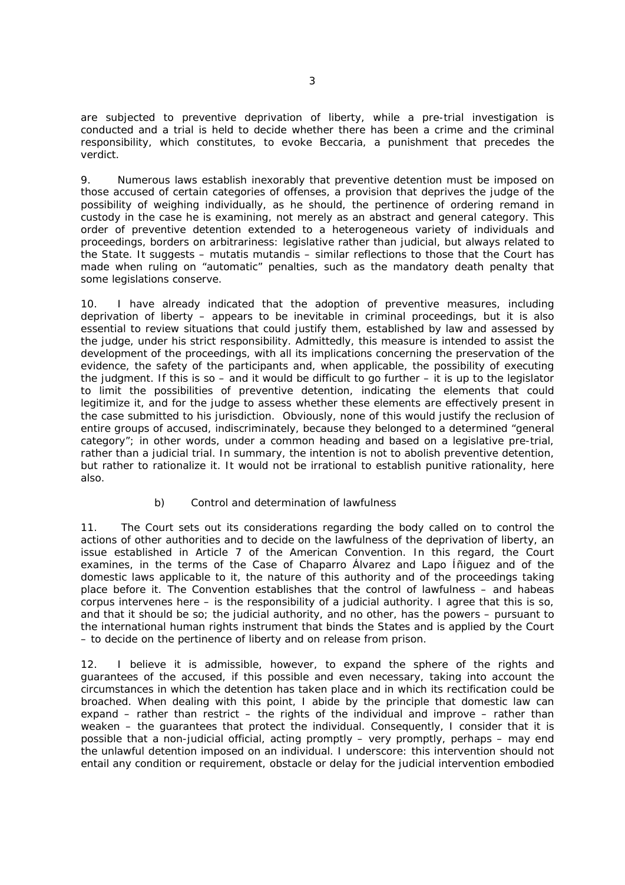are subjected to preventive deprivation of liberty, while a pre-trial investigation is conducted and a trial is held to decide whether there has been a crime and the criminal responsibility, which constitutes, to evoke Beccaria, a punishment that precedes the verdict.

9. Numerous laws establish inexorably that preventive detention must be imposed on those accused of certain categories of offenses, a provision that deprives the judge of the possibility of weighing individually, as he should, the pertinence of ordering remand in custody in the case he is examining, not merely as an abstract and general category. This order of preventive detention extended to a heterogeneous variety of individuals and proceedings, borders on arbitrariness: legislative rather than judicial, but always related to the State. It suggests – mutatis mutandis – similar reflections to those that the Court has made when ruling on "automatic" penalties, such as the mandatory death penalty that some legislations conserve.

10. I have already indicated that the adoption of preventive measures, including deprivation of liberty – appears to be inevitable in criminal proceedings, but it is also essential to review situations that could justify them, established by law and assessed by the judge, under his strict responsibility. Admittedly, this measure is intended to assist the development of the proceedings, with all its implications concerning the preservation of the evidence, the safety of the participants and, when applicable, the possibility of executing the judgment. If this is so – and it would be difficult to go further – it is up to the legislator to limit the possibilities of preventive detention, indicating the elements that could legitimize it, and for the judge to assess whether these elements are effectively present in the case submitted to his jurisdiction. Obviously, none of this would justify the reclusion of entire groups of accused, indiscriminately, because they belonged to a determined "general category"; in other words, under a common heading and based on a legislative pre-trial, rather than a judicial trial. In summary, the intention is not to abolish preventive detention, but rather to rationalize it. It would not be irrational to establish punitive rationality, here also.

b) Control and determination of lawfulness

11. The Court sets out its considerations regarding the body called on to control the actions of other authorities and to decide on the lawfulness of the deprivation of liberty, an issue established in Article 7 of the American Convention. In this regard, the Court examines, in the terms of the Case of Chaparro Álvarez and Lapo Íñiguez and of the domestic laws applicable to it, the nature of this authority and of the proceedings taking place before it. The Convention establishes that the control of lawfulness – and habeas corpus intervenes here – is the responsibility of a judicial authority. I agree that this is so, and that it should be so; the judicial authority, and no other, has the powers – pursuant to the international human rights instrument that binds the States and is applied by the Court – to decide on the pertinence of liberty and on release from prison.

12. I believe it is admissible, however, to expand the sphere of the rights and guarantees of the accused, if this possible and even necessary, taking into account the circumstances in which the detention has taken place and in which its rectification could be broached. When dealing with this point, I abide by the principle that domestic law can expand – rather than restrict – the rights of the individual and improve – rather than weaken – the guarantees that protect the individual. Consequently, I consider that it is possible that a non-judicial official, acting promptly – very promptly, perhaps – may end the unlawful detention imposed on an individual. I underscore: this intervention should not entail any condition or requirement, obstacle or delay for the judicial intervention embodied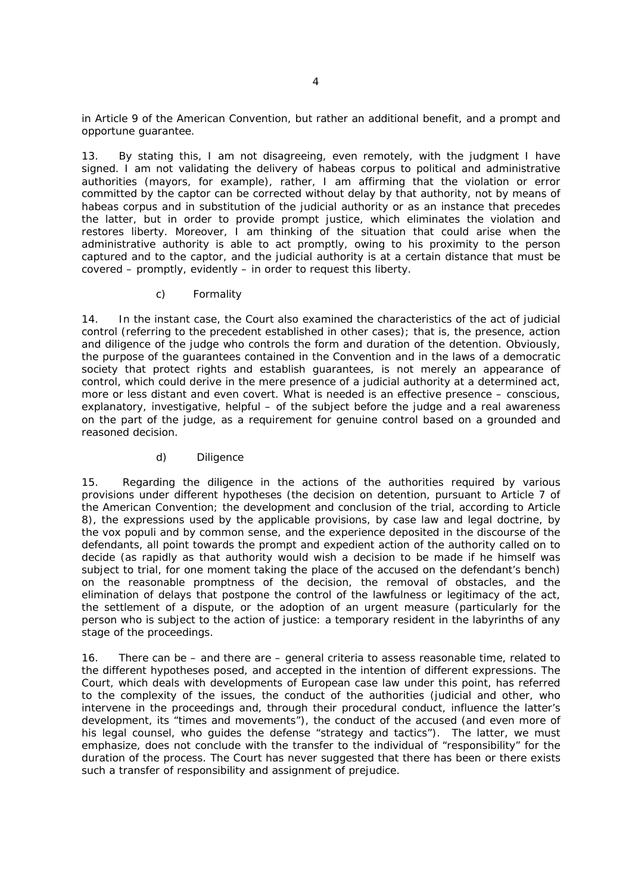in Article 9 of the American Convention, but rather an additional benefit, and a prompt and opportune guarantee.

13. By stating this, I am not disagreeing, even remotely, with the judgment I have signed. I am not validating the delivery of habeas corpus to political and administrative authorities (mayors, for example), rather, I am affirming that the violation or error committed by the captor can be corrected without delay by that authority, not by means of habeas corpus and in substitution of the judicial authority or as an instance that precedes the latter, but in order to provide prompt justice, which eliminates the violation and restores liberty. Moreover, I am thinking of the situation that could arise when the administrative authority is able to act promptly, owing to his proximity to the person captured and to the captor, and the judicial authority is at a certain distance that must be covered – promptly, evidently – in order to request this liberty.

c) Formality

14. In the instant case, the Court also examined the characteristics of the act of judicial control (referring to the precedent established in other cases); that is, the presence, action and diligence of the judge who controls the form and duration of the detention. Obviously, the purpose of the guarantees contained in the Convention and in the laws of a democratic society that protect rights and establish guarantees, is not merely an appearance of control, which could derive in the mere presence of a judicial authority at a determined act, more or less distant and even covert. What is needed is an effective presence – conscious, explanatory, investigative, helpful – of the subject before the judge and a real awareness on the part of the judge, as a requirement for genuine control based on a grounded and reasoned decision.

d) Diligence

15. Regarding the diligence in the actions of the authorities required by various provisions under different hypotheses (the decision on detention, pursuant to Article 7 of the American Convention; the development and conclusion of the trial, according to Article 8), the expressions used by the applicable provisions, by case law and legal doctrine, by the vox populi and by common sense, and the experience deposited in the discourse of the defendants, all point towards the prompt and expedient action of the authority called on to decide (as rapidly as that authority would wish a decision to be made if he himself was subject to trial, for one moment taking the place of the accused on the defendant's bench) on the reasonable promptness of the decision, the removal of obstacles, and the elimination of delays that postpone the control of the lawfulness or legitimacy of the act, the settlement of a dispute, or the adoption of an urgent measure (particularly for the person who is subject to the action of justice: a temporary resident in the labyrinths of any stage of the proceedings.

16. There can be – and there are – general criteria to assess reasonable time, related to the different hypotheses posed, and accepted in the intention of different expressions. The Court, which deals with developments of European case law under this point, has referred to the complexity of the issues, the conduct of the authorities (judicial and other, who intervene in the proceedings and, through their procedural conduct, influence the latter's development, its "times and movements"), the conduct of the accused (and even more of his legal counsel, who guides the defense "strategy and tactics"). The latter, we must emphasize, does not conclude with the transfer to the individual of "responsibility" for the duration of the process. The Court has never suggested that there has been or there exists such a transfer of responsibility and assignment of prejudice.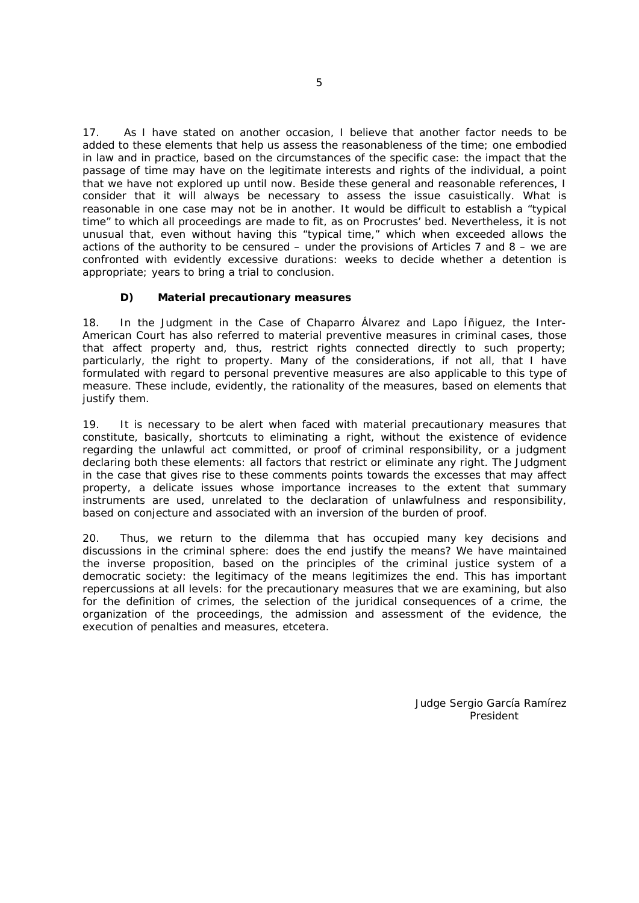17. As I have stated on another occasion, I believe that another factor needs to be added to these elements that help us assess the reasonableness of the time; one embodied in law and in practice, based on the circumstances of the specific case: the impact that the passage of time may have on the legitimate interests and rights of the individual, a point that we have not explored up until now. Beside these general and reasonable references, I consider that it will always be necessary to assess the issue casuistically. What is reasonable in one case may not be in another. It would be difficult to establish a "typical time" to which all proceedings are made to fit, as on Procrustes' bed. Nevertheless, it is not unusual that, even without having this "typical time," which when exceeded allows the actions of the authority to be censured – under the provisions of Articles 7 and 8 – we are confronted with evidently excessive durations: weeks to decide whether a detention is appropriate; years to bring a trial to conclusion.

**D) Material precautionary measures**

18. In the Judgment in the Case of Chaparro Álvarez and Lapo Íñiguez, the Inter-American Court has also referred to material preventive measures in criminal cases, those that affect property and, thus, restrict rights connected directly to such property; particularly, the right to property. Many of the considerations, if not all, that I have formulated with regard to personal preventive measures are also applicable to this type of measure. These include, evidently, the rationality of the measures, based on elements that justify them.

19. It is necessary to be alert when faced with material precautionary measures that constitute, basically, shortcuts to eliminating a right, without the existence of evidence regarding the unlawful act committed, or proof of criminal responsibility, or a judgment declaring both these elements: all factors that restrict or eliminate any right. The Judgment in the case that gives rise to these comments points towards the excesses that may affect property, a delicate issues whose importance increases to the extent that summary instruments are used, unrelated to the declaration of unlawfulness and responsibility, based on conjecture and associated with an inversion of the burden of proof.

20. Thus, we return to the dilemma that has occupied many key decisions and discussions in the criminal sphere: does the end justify the means? We have maintained the inverse proposition, based on the principles of the criminal justice system of a democratic society: the legitimacy of the means legitimizes the end. This has important repercussions at all levels: for the precautionary measures that we are examining, but also for the definition of crimes, the selection of the juridical consequences of a crime, the organization of the proceedings, the admission and assessment of the evidence, the execution of penalties and measures, etcetera.

Judge Sergio García Ramírez
President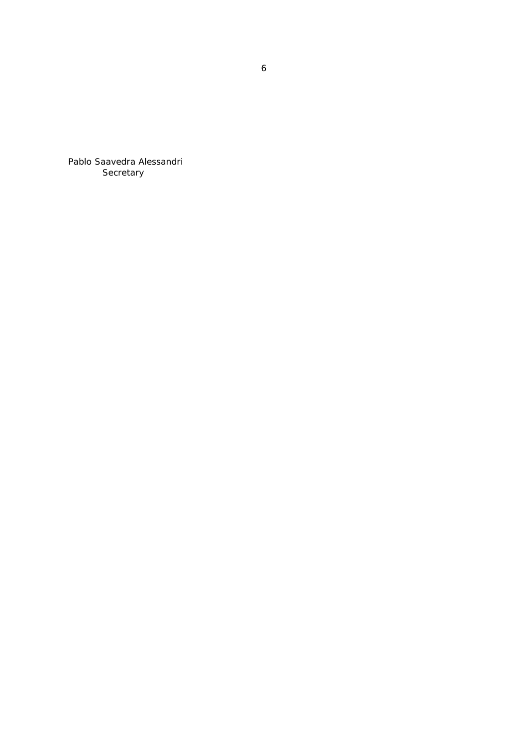Pablo Saavedra Alessandri
Secretary